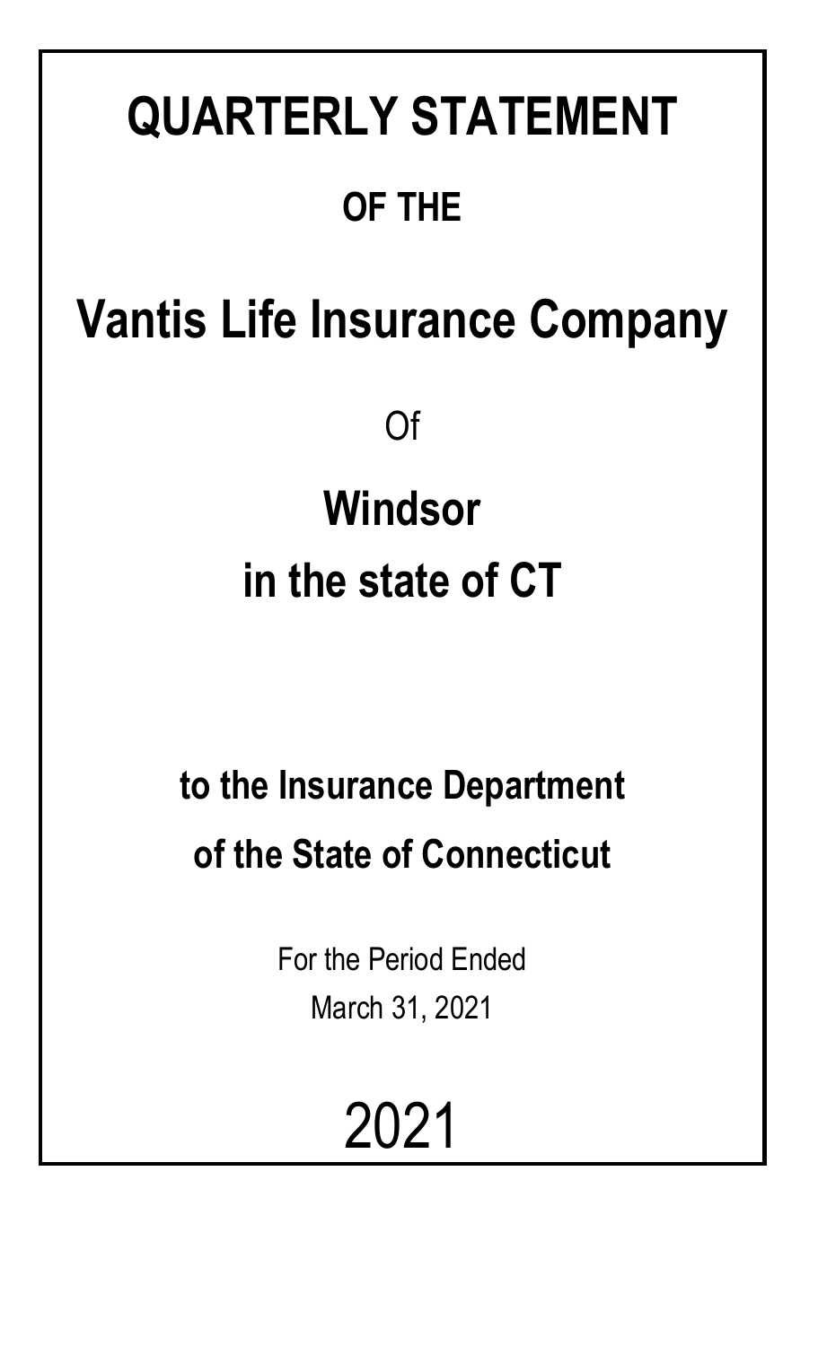# QUARTERLY STATEMENT

## OF THE

# Vantis Life Insurance Company

Of

## Windsor

## in the state of CT

## to the Insurance Department

## of the State of Connecticut

For the Period Ended

March 31, 2021

2021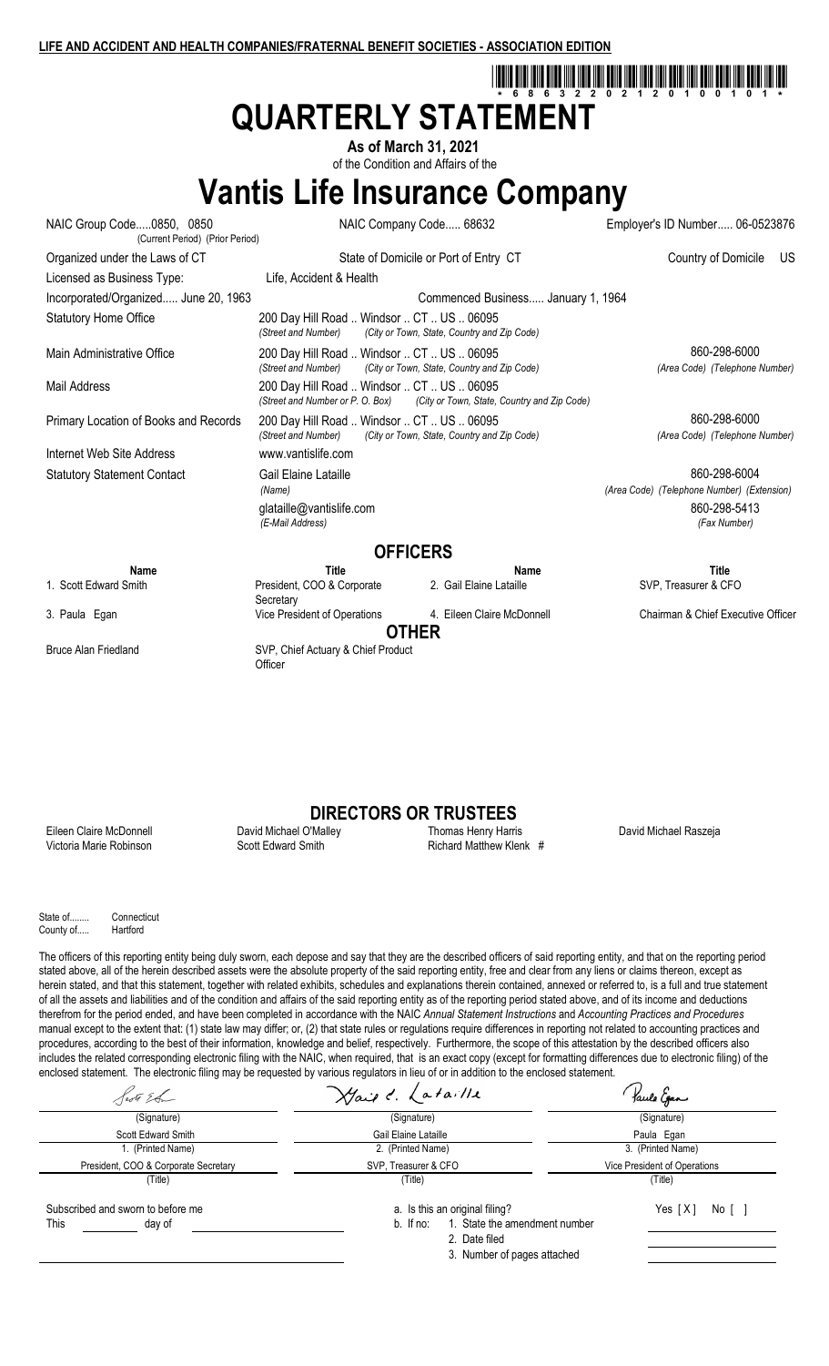**LIFE AND ACCIDENT AND HEALTH COMPANIES/FRATERNAL BENEFIT SOCIETIES - ASSOCIATION EDITION**

\* 6 8 6 3 2 2 0 2 1 2 0 1 0 0 1 0 1 \*

# QUARTERLY STATEMENT

**As of March 31, 2021**

of the Condition and Affairs of the

# Vantis Life Insurance Company

| | | |
|---|---|---|
| NAIC Group Code.....0850, 0850 (Current Period) (Prior Period) | NAIC Company Code..... 68632 | Employer's ID Number..... 06-0523876 |
| Organized under the Laws of CT | State of Domicile or Port of Entry CT | Country of Domicile US |
| Licensed as Business Type: | Life, Accident & Health | |
| Incorporated/Organized..... June 20, 1963 | Commenced Business..... January 1, 1964 | |
| Statutory Home Office | 200 Day Hill Road .. Windsor .. CT .. US .. 06095 *(Street and Number) (City or Town, State, Country and Zip Code)* | |
| Main Administrative Office | 200 Day Hill Road .. Windsor .. CT .. US .. 06095 *(Street and Number) (City or Town, State, Country and Zip Code)* | 860-298-6000 *(Area Code) (Telephone Number)* |
| Mail Address | 200 Day Hill Road .. Windsor .. CT .. US .. 06095 *(Street and Number or P. O. Box) (City or Town, State, Country and Zip Code)* | |
| Primary Location of Books and Records | 200 Day Hill Road .. Windsor .. CT .. US .. 06095 *(Street and Number) (City or Town, State, Country and Zip Code)* | 860-298-6000 *(Area Code) (Telephone Number)* |
| Internet Web Site Address | www.vantislife.com | |
| Statutory Statement Contact | Gail Elaine Lataille *(Name)* | 860-298-6004 *(Area Code) (Telephone Number) (Extension)* |
| | glataille@vantislife.com *(E-Mail Address)* | 860-298-5413 *(Fax Number)* |

## OFFICERS

| Name | Title | Name | Title |
|---|---|---|---|
| 1. Scott Edward Smith | President, COO & Corporate Secretary | 2. Gail Elaine Lataille | SVP, Treasurer & CFO |
| 3. Paula Egan | Vice President of Operations | 4. Eileen Claire McDonnell | Chairman & Chief Executive Officer |

## OTHER

| | |
|---|---|
| Bruce Alan Friedland | SVP, Chief Actuary & Chief Product Officer |

## DIRECTORS OR TRUSTEES

| | | | |
|---|---|---|---|
| Eileen Claire McDonnell | David Michael O'Malley | Thomas Henry Harris | David Michael Raszeja |
| Victoria Marie Robinson | Scott Edward Smith | Richard Matthew Klenk # | |

State of........ Connecticut
County of..... Hartford

The officers of this reporting entity being duly sworn, each depose and say that they are the described officers of said reporting entity, and that on the reporting period stated above, all of the herein described assets were the absolute property of the said reporting entity, free and clear from any liens or claims thereon, except as herein stated, and that this statement, together with related exhibits, schedules and explanations therein contained, annexed or referred to, is a full and true statement of all the assets and liabilities and of the condition and affairs of the said reporting entity as of the reporting period stated above, and of its income and deductions therefrom for the period ended, and have been completed in accordance with the NAIC *Annual Statement Instructions* and *Accounting Practices and Procedures* manual except to the extent that: (1) state law may differ; or, (2) that state rules or regulations require differences in reporting not related to accounting practices and procedures, according to the best of their information, knowledge and belief, respectively. Furthermore, the scope of this attestation by the described officers also includes the related corresponding electronic filing with the NAIC, when required, that is an exact copy (except for formatting differences due to electronic filing) of the enclosed statement. The electronic filing may be requested by various regulators in lieu of or in addition to the enclosed statement.

| | | |
|---|---|---|
| (Signature) | (Signature) | (Signature) |
| Scott Edward Smith | Gail Elaine Lataille | Paula Egan |
| 1. (Printed Name) | 2. (Printed Name) | 3. (Printed Name) |
| President, COO & Corporate Secretary | SVP, Treasurer & CFO | Vice President of Operations |
| (Title) | (Title) | (Title) |

Subscribed and sworn to before me
This ________ day of ________

a. Is this an original filing? Yes [ X ] No [ ]
b. If no: 1. State the amendment number
2. Date filed
3. Number of pages attached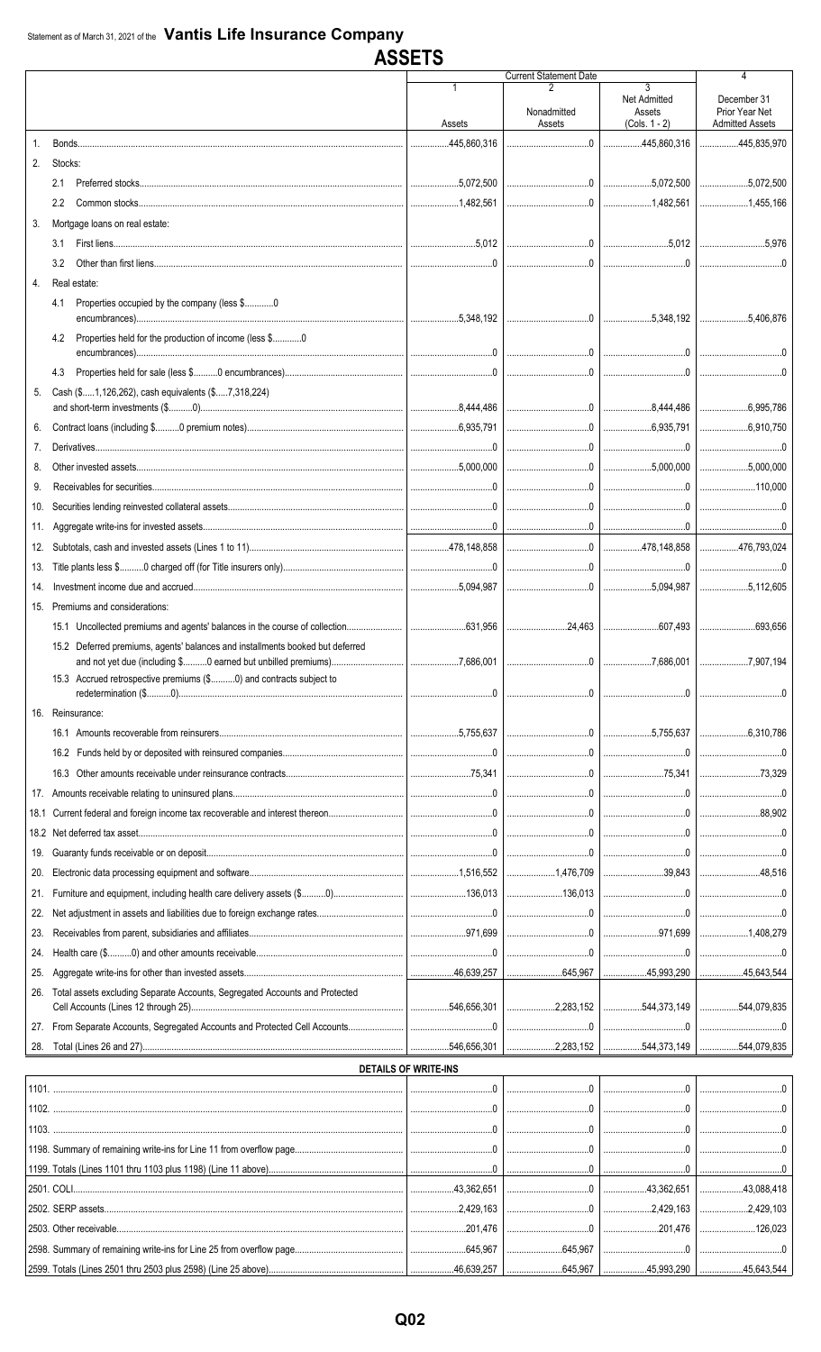Statement as of March 31, 2021 of the **Vantis Life Insurance Company**

# ASSETS

| | | Current Statement Date | | | 4 |
|---|---|---|---|---|---|
| | | 1<br>Assets | 2<br>Nonadmitted Assets | 3<br>Net Admitted Assets (Cols. 1 - 2) | December 31 Prior Year Net Admitted Assets |
| 1. | Bonds | 445,860,316 | 0 | 445,860,316 | 445,835,970 |
| 2. | Stocks: | | | | |
| | 2.1 Preferred stocks | 5,072,500 | 0 | 5,072,500 | 5,072,500 |
| | 2.2 Common stocks | 1,482,561 | 0 | 1,482,561 | 1,455,166 |
| 3. | Mortgage loans on real estate: | | | | |
| | 3.1 First liens | 5,012 | 0 | 5,012 | 5,976 |
| | 3.2 Other than first liens | 0 | 0 | 0 | 0 |
| 4. | Real estate: | | | | |
| | 4.1 Properties occupied by the company (less $ 0 encumbrances) | 5,348,192 | 0 | 5,348,192 | 5,406,876 |
| | 4.2 Properties held for the production of income (less $ 0 encumbrances) | 0 | 0 | 0 | 0 |
| | 4.3 Properties held for sale (less $ 0 encumbrances) | 0 | 0 | 0 | 0 |
| 5. | Cash ($ 1,126,262), cash equivalents ($ 7,318,224) and short-term investments ($ 0) | 8,444,486 | 0 | 8,444,486 | 6,995,786 |
| 6. | Contract loans (including $ 0 premium notes) | 6,935,791 | 0 | 6,935,791 | 6,910,750 |
| 7. | Derivatives | 0 | 0 | 0 | 0 |
| 8. | Other invested assets | 5,000,000 | 0 | 5,000,000 | 5,000,000 |
| 9. | Receivables for securities | 0 | 0 | 0 | 110,000 |
| 10. | Securities lending reinvested collateral assets | 0 | 0 | 0 | 0 |
| 11. | Aggregate write-ins for invested assets | 0 | 0 | 0 | 0 |
| 12. | Subtotals, cash and invested assets (Lines 1 to 11) | 478,148,858 | 0 | 478,148,858 | 476,793,024 |
| 13. | Title plants less $ 0 charged off (for Title insurers only) | 0 | 0 | 0 | 0 |
| 14. | Investment income due and accrued | 5,094,987 | 0 | 5,094,987 | 5,112,605 |
| 15. | Premiums and considerations: | | | | |
| | 15.1 Uncollected premiums and agents' balances in the course of collection | 631,956 | 24,463 | 607,493 | 693,656 |
| | 15.2 Deferred premiums, agents' balances and installments booked but deferred and not yet due (including $ 0 earned but unbilled premiums) | 7,686,001 | 0 | 7,686,001 | 7,907,194 |
| | 15.3 Accrued retrospective premiums ($ 0) and contracts subject to redetermination ($ 0) | 0 | 0 | 0 | 0 |
| 16. | Reinsurance: | | | | |
| | 16.1 Amounts recoverable from reinsurers | 5,755,637 | 0 | 5,755,637 | 6,310,786 |
| | 16.2 Funds held by or deposited with reinsured companies | 0 | 0 | 0 | 0 |
| | 16.3 Other amounts receivable under reinsurance contracts | 75,341 | 0 | 75,341 | 73,329 |
| 17. | Amounts receivable relating to uninsured plans | 0 | 0 | 0 | 0 |
| 18.1 | Current federal and foreign income tax recoverable and interest thereon | 0 | 0 | 0 | 88,902 |
| 18.2 | Net deferred tax asset | 0 | 0 | 0 | 0 |
| 19. | Guaranty funds receivable or on deposit | 0 | 0 | 0 | 0 |
| 20. | Electronic data processing equipment and software | 1,516,552 | 1,476,709 | 39,843 | 48,516 |
| 21. | Furniture and equipment, including health care delivery assets ($ 0) | 136,013 | 136,013 | 0 | 0 |
| 22. | Net adjustment in assets and liabilities due to foreign exchange rates | 0 | 0 | 0 | 0 |
| 23. | Receivables from parent, subsidiaries and affiliates | 971,699 | 0 | 971,699 | 1,408,279 |
| 24. | Health care ($ 0) and other amounts receivable | 0 | 0 | 0 | 0 |
| 25. | Aggregate write-ins for other than invested assets | 46,639,257 | 645,967 | 45,993,290 | 45,643,544 |
| 26. | Total assets excluding Separate Accounts, Segregated Accounts and Protected Cell Accounts (Lines 12 through 25) | 546,656,301 | 2,283,152 | 544,373,149 | 544,079,835 |
| 27. | From Separate Accounts, Segregated Accounts and Protected Cell Accounts | 0 | 0 | 0 | 0 |
| 28. | Total (Lines 26 and 27) | 546,656,301 | 2,283,152 | 544,373,149 | 544,079,835 |

## DETAILS OF WRITE-INS

| | 1 | 2 | 3 | 4 |
|---|---|---|---|---|
| 1101. | 0 | 0 | 0 | 0 |
| 1102. | 0 | 0 | 0 | 0 |
| 1103. | 0 | 0 | 0 | 0 |
| 1198. Summary of remaining write-ins for Line 11 from overflow page | 0 | 0 | 0 | 0 |
| 1199. Totals (Lines 1101 thru 1103 plus 1198) (Line 11 above) | 0 | 0 | 0 | 0 |
| 2501. COLI | 43,362,651 | 0 | 43,362,651 | 43,088,418 |
| 2502. SERP assets | 2,429,163 | 0 | 2,429,163 | 2,429,103 |
| 2503. Other receivable | 201,476 | 0 | 201,476 | 126,023 |
| 2598. Summary of remaining write-ins for Line 25 from overflow page | 645,967 | 645,967 | 0 | 0 |
| 2599. Totals (Lines 2501 thru 2503 plus 2598) (Line 25 above) | 46,639,257 | 645,967 | 45,993,290 | 45,643,544 |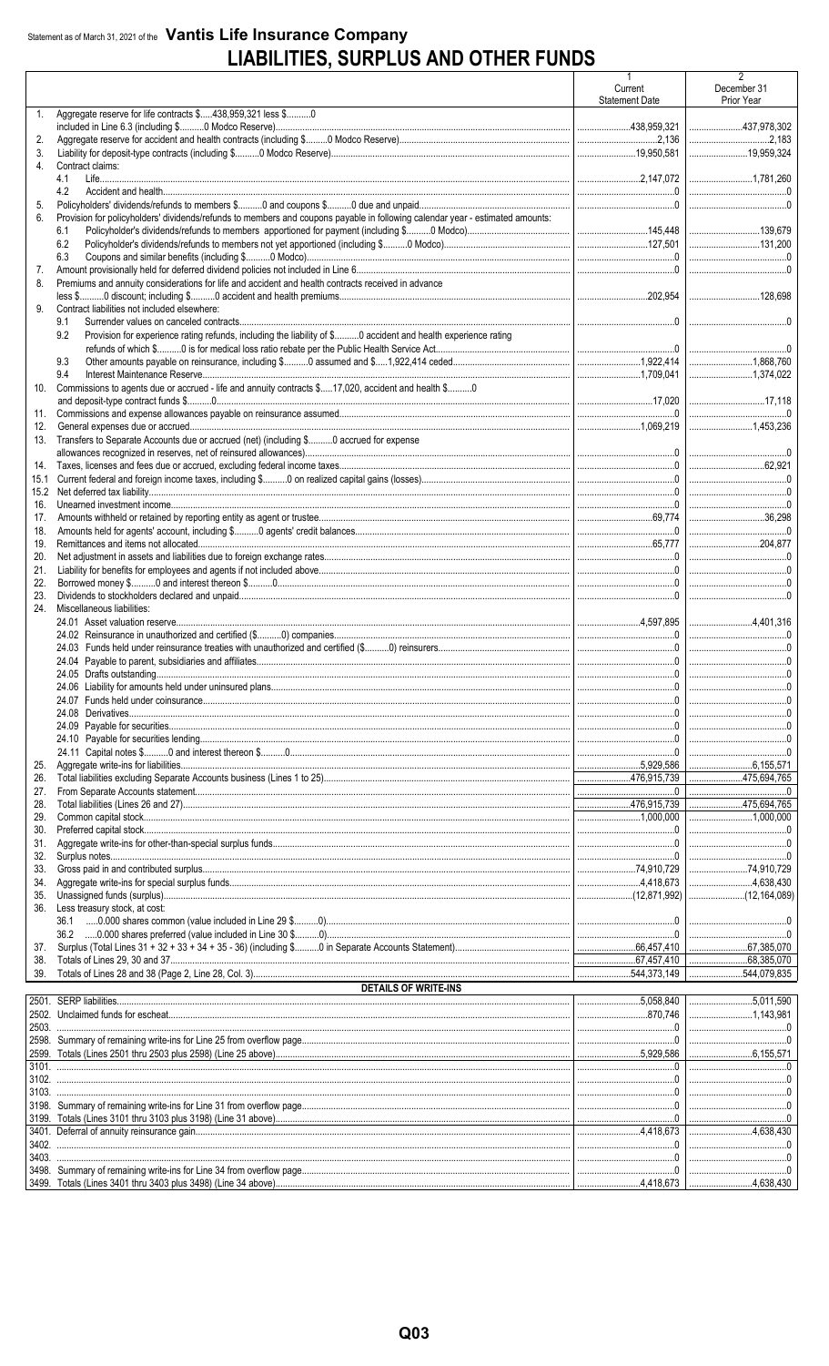Statement as of March 31, 2021 of the **Vantis Life Insurance Company**

# LIABILITIES, SURPLUS AND OTHER FUNDS

| | | 1<br>Current<br>Statement Date | 2<br>December 31<br>Prior Year |
|---|---|---|---|
| 1. | Aggregate reserve for life contracts $.....438,959,321 less $..........0 included in Line 6.3 (including $..........0 Modco Reserve) | 438,959,321 | 437,978,302 |
| 2. | Aggregate reserve for accident and health contracts (including $..........0 Modco Reserve) | 2,136 | 2,183 |
| 3. | Liability for deposit-type contracts (including $..........0 Modco Reserve) | 19,950,581 | 19,959,324 |
| 4. | Contract claims: | | |
| | 4.1 Life | 2,147,072 | 1,781,260 |
| | 4.2 Accident and health | 0 | 0 |
| 5. | Policyholders' dividends/refunds to members $..........0 and coupons $..........0 due and unpaid | 0 | 0 |
| 6. | Provision for policyholders' dividends/refunds to members and coupons payable in following calendar year - estimated amounts: | | |
| | 6.1 Policyholder's dividends/refunds to members apportioned for payment (including $..........0 Modco) | 145,448 | 139,679 |
| | 6.2 Policyholder's dividends/refunds to members not yet apportioned (including $..........0 Modco) | 127,501 | 131,200 |
| | 6.3 Coupons and similar benefits (including $..........0 Modco) | 0 | 0 |
| 7. | Amount provisionally held for deferred dividend policies not included in Line 6 | 0 | 0 |
| 8. | Premiums and annuity considerations for life and accident and health contracts received in advance less $..........0 discount; including $..........0 accident and health premiums | 202,954 | 128,698 |
| 9. | Contract liabilities not included elsewhere: | | |
| | 9.1 Surrender values on canceled contracts | 0 | 0 |
| | 9.2 Provision for experience rating refunds, including the liability of $..........0 accident and health experience rating refunds of which $..........0 is for medical loss ratio rebate per the Public Health Service Act | 0 | 0 |
| | 9.3 Other amounts payable on reinsurance, including $..........0 assumed and $.....1,922,414 ceded | 1,922,414 | 1,868,760 |
| | 9.4 Interest Maintenance Reserve | 1,709,041 | 1,374,022 |
| 10. | Commissions to agents due or accrued - life and annuity contracts $.....17,020, accident and health $..........0 and deposit-type contract funds $..........0 | 17,020 | 17,118 |
| 11. | Commissions and expense allowances payable on reinsurance assumed | 0 | 0 |
| 12. | General expenses due or accrued | 1,069,219 | 1,453,236 |
| 13. | Transfers to Separate Accounts due or accrued (net) (including $..........0 accrued for expense allowances recognized in reserves, net of reinsured allowances) | 0 | 0 |
| 14. | Taxes, licenses and fees due or accrued, excluding federal income taxes | 0 | 62,921 |
| 15.1 | Current federal and foreign income taxes, including $..........0 on realized capital gains (losses) | 0 | 0 |
| 15.2 | Net deferred tax liability | 0 | 0 |
| 16. | Unearned investment income | 0 | 0 |
| 17. | Amounts withheld or retained by reporting entity as agent or trustee | 69,774 | 36,298 |
| 18. | Amounts held for agents' account, including $..........0 agents' credit balances | 0 | 0 |
| 19. | Remittances and items not allocated | 65,777 | 204,877 |
| 20. | Net adjustment in assets and liabilities due to foreign exchange rates | 0 | 0 |
| 21. | Liability for benefits for employees and agents if not included above | 0 | 0 |
| 22. | Borrowed money $..........0 and interest thereon $..........0 | 0 | 0 |
| 23. | Dividends to stockholders declared and unpaid | 0 | 0 |
| 24. | Miscellaneous liabilities: | | |
| | 24.01 Asset valuation reserve | 4,597,895 | 4,401,316 |
| | 24.02 Reinsurance in unauthorized and certified ($..........0) companies | 0 | 0 |
| | 24.03 Funds held under reinsurance treaties with unauthorized and certified ($..........0) reinsurers | 0 | 0 |
| | 24.04 Payable to parent, subsidiaries and affiliates | 0 | 0 |
| | 24.05 Drafts outstanding | 0 | 0 |
| | 24.06 Liability for amounts held under uninsured plans | 0 | 0 |
| | 24.07 Funds held under coinsurance | 0 | 0 |
| | 24.08 Derivatives | 0 | 0 |
| | 24.09 Payable for securities | 0 | 0 |
| | 24.10 Payable for securities lending | 0 | 0 |
| | 24.11 Capital notes $..........0 and interest thereon $..........0 | 0 | 0 |
| 25. | Aggregate write-ins for liabilities | 5,929,586 | 6,155,571 |
| 26. | Total liabilities excluding Separate Accounts business (Lines 1 to 25) | 476,915,739 | 475,694,765 |
| 27. | From Separate Accounts statement | 0 | 0 |
| 28. | Total liabilities (Lines 26 and 27) | 476,915,739 | 475,694,765 |
| 29. | Common capital stock | 1,000,000 | 1,000,000 |
| 30. | Preferred capital stock | 0 | 0 |
| 31. | Aggregate write-ins for other-than-special surplus funds | 0 | 0 |
| 32. | Surplus notes | 0 | 0 |
| 33. | Gross paid in and contributed surplus | 74,910,729 | 74,910,729 |
| 34. | Aggregate write-ins for special surplus funds | 4,418,673 | 4,638,430 |
| 35. | Unassigned funds (surplus) | (12,871,992) | (12,164,089) |
| 36. | Less treasury stock, at cost: | | |
| | 36.1 .....0.000 shares common (value included in Line 29 $..........0) | 0 | 0 |
| | 36.2 .....0.000 shares preferred (value included in Line 30 $..........0) | 0 | 0 |
| 37. | Surplus (Total Lines 31 + 32 + 33 + 34 + 35 - 36) (including $..........0 in Separate Accounts Statement) | 66,457,410 | 67,385,070 |
| 38. | Totals of Lines 29, 30 and 37 | 67,457,410 | 68,385,070 |
| 39. | Totals of Lines 28 and 38 (Page 2, Line 28, Col. 3) | 544,373,149 | 544,079,835 |
| | **DETAILS OF WRITE-INS** | | |
| 2501. | SERP liabilities | 5,058,840 | 5,011,590 |
| 2502. | Unclaimed funds for escheat | 870,746 | 1,143,981 |
| 2503. | | 0 | 0 |
| 2598. | Summary of remaining write-ins for Line 25 from overflow page | 0 | 0 |
| 2599. | Totals (Lines 2501 thru 2503 plus 2598) (Line 25 above) | 5,929,586 | 6,155,571 |
| 3101. | | 0 | 0 |
| 3102. | | 0 | 0 |
| 3103. | | 0 | 0 |
| 3198. | Summary of remaining write-ins for Line 31 from overflow page | 0 | 0 |
| 3199. | Totals (Lines 3101 thru 3103 plus 3198) (Line 31 above) | 0 | 0 |
| 3401. | Deferral of annuity reinsurance gain | 4,418,673 | 4,638,430 |
| 3402. | | 0 | 0 |
| 3403. | | 0 | 0 |
| 3498. | Summary of remaining write-ins for Line 34 from overflow page | 0 | 0 |
| 3499. | Totals (Lines 3401 thru 3403 plus 3498) (Line 34 above) | 4,418,673 | 4,638,430 |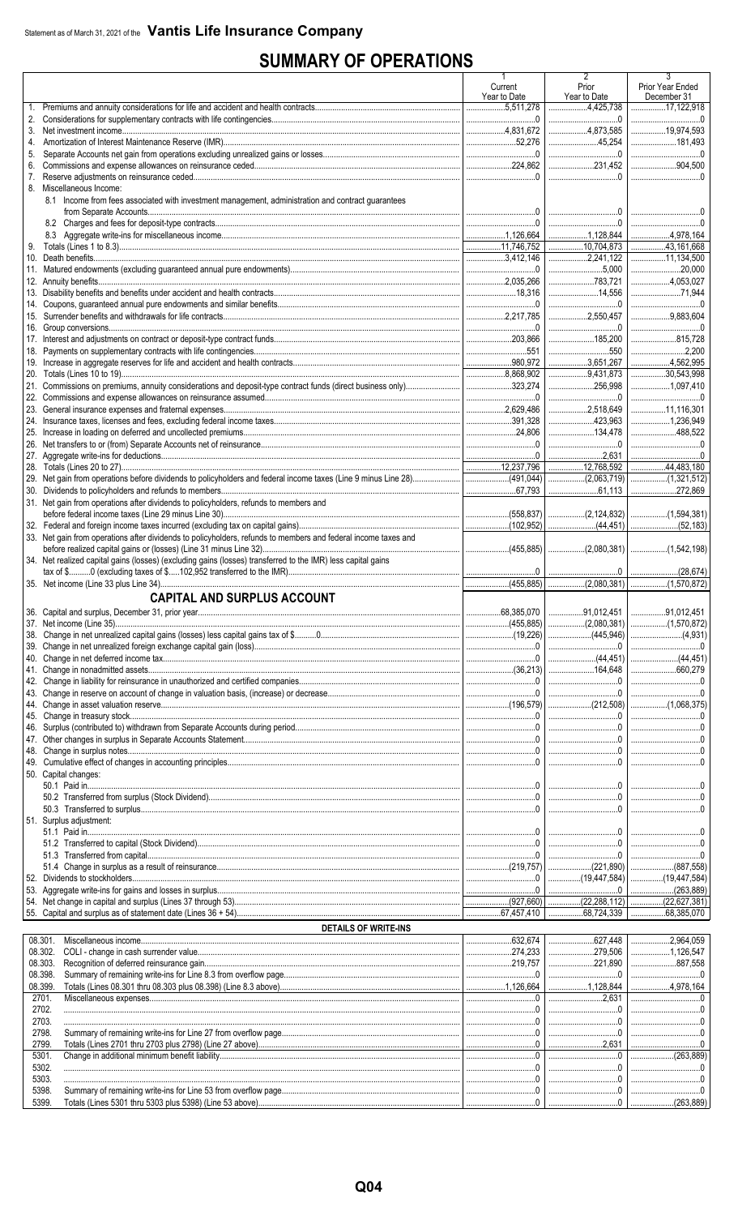Statement as of March 31, 2021 of the **Vantis Life Insurance Company**

# SUMMARY OF OPERATIONS

| | 1 Current Year to Date | 2 Prior Year to Date | 3 Prior Year Ended December 31 |
|---|---|---|---|
| 1. Premiums and annuity considerations for life and accident and health contracts | 5,511,278 | 4,425,738 | 17,122,918 |
| 2. Considerations for supplementary contracts with life contingencies | 0 | 0 | 0 |
| 3. Net investment income | 4,831,672 | 4,873,585 | 19,974,593 |
| 4. Amortization of Interest Maintenance Reserve (IMR) | 52,276 | 45,254 | 181,493 |
| 5. Separate Accounts net gain from operations excluding unrealized gains or losses | 0 | 0 | 0 |
| 6. Commissions and expense allowances on reinsurance ceded | 224,862 | 231,452 | 904,500 |
| 7. Reserve adjustments on reinsurance ceded | 0 | 0 | 0 |
| 8. Miscellaneous Income: | | | |
| 8.1 Income from fees associated with investment management, administration and contract guarantees from Separate Accounts | 0 | 0 | 0 |
| 8.2 Charges and fees for deposit-type contracts | 0 | 0 | 0 |
| 8.3 Aggregate write-ins for miscellaneous income | 1,126,664 | 1,128,844 | 4,978,164 |
| 9. Totals (Lines 1 to 8.3) | 11,746,752 | 10,704,873 | 43,161,668 |
| 10. Death benefits | 3,412,146 | 2,241,122 | 11,134,500 |
| 11. Matured endowments (excluding guaranteed annual pure endowments) | 0 | 5,000 | 20,000 |
| 12. Annuity benefits | 2,035,266 | 783,721 | 4,053,027 |
| 13. Disability benefits and benefits under accident and health contracts | 18,316 | 14,556 | 71,944 |
| 14. Coupons, guaranteed annual pure endowments and similar benefits | 0 | 0 | 0 |
| 15. Surrender benefits and withdrawals for life contracts | 2,217,785 | 2,550,457 | 9,883,604 |
| 16. Group conversions | 0 | 0 | 0 |
| 17. Interest and adjustments on contract or deposit-type contract funds | 203,866 | 185,200 | 815,728 |
| 18. Payments on supplementary contracts with life contingencies | 551 | 550 | 2,200 |
| 19. Increase in aggregate reserves for life and accident and health contracts | 980,972 | 3,651,267 | 4,562,995 |
| 20. Totals (Lines 10 to 19) | 8,868,902 | 9,431,873 | 30,543,998 |
| 21. Commissions on premiums, annuity considerations and deposit-type contract funds (direct business only) | 323,274 | 256,998 | 1,097,410 |
| 22. Commissions and expense allowances on reinsurance assumed | 0 | 0 | 0 |
| 23. General insurance expenses and fraternal expenses | 2,629,486 | 2,518,649 | 11,116,301 |
| 24. Insurance taxes, licenses and fees, excluding federal income taxes | 391,328 | 423,963 | 1,236,949 |
| 25. Increase in loading on deferred and uncollected premiums | 24,806 | 134,478 | 488,522 |
| 26. Net transfers to or (from) Separate Accounts net of reinsurance | 0 | 0 | 0 |
| 27. Aggregate write-ins for deductions | 0 | 2,631 | 0 |
| 28. Totals (Lines 20 to 27) | 12,237,796 | 12,768,592 | 44,483,180 |
| 29. Net gain from operations before dividends to policyholders and federal income taxes (Line 9 minus Line 28) | (491,044) | (2,063,719) | (1,321,512) |
| 30. Dividends to policyholders and refunds to members | 67,793 | 61,113 | 272,869 |
| 31. Net gain from operations after dividends to policyholders, refunds to members and before federal income taxes (Line 29 minus Line 30) | (558,837) | (2,124,832) | (1,594,381) |
| 32. Federal and foreign income taxes incurred (excluding tax on capital gains) | (102,952) | (44,451) | (52,183) |
| 33. Net gain from operations after dividends to policyholders, refunds to members and federal income taxes and before realized capital gains or (losses) (Line 31 minus Line 32) | (455,885) | (2,080,381) | (1,542,198) |
| 34. Net realized capital gains (losses) (excluding gains (losses) transferred to the IMR) less capital gains tax of $..........0 (excluding taxes of $.....102,952 transferred to the IMR) | 0 | 0 | (28,674) |
| 35. Net income (Line 33 plus Line 34) | (455,885) | (2,080,381) | (1,570,872) |
| **CAPITAL AND SURPLUS ACCOUNT** | | | |
| 36. Capital and surplus, December 31, prior year | 68,385,070 | 91,012,451 | 91,012,451 |
| 37. Net income (Line 35) | (455,885) | (2,080,381) | (1,570,872) |
| 38. Change in net unrealized capital gains (losses) less capital gains tax of $..........0 | (19,226) | (445,946) | (4,931) |
| 39. Change in net unrealized foreign exchange capital gain (loss) | 0 | 0 | 0 |
| 40. Change in net deferred income tax | 0 | (44,451) | (44,451) |
| 41. Change in nonadmitted assets | (36,213) | 164,648 | 660,279 |
| 42. Change in liability for reinsurance in unauthorized and certified companies | 0 | 0 | 0 |
| 43. Change in reserve on account of change in valuation basis, (increase) or decrease | 0 | 0 | 0 |
| 44. Change in asset valuation reserve | (196,579) | (212,508) | (1,068,375) |
| 45. Change in treasury stock | 0 | 0 | 0 |
| 46. Surplus (contributed to) withdrawn from Separate Accounts during period | 0 | 0 | 0 |
| 47. Other changes in surplus in Separate Accounts Statement | 0 | 0 | 0 |
| 48. Change in surplus notes | 0 | 0 | 0 |
| 49. Cumulative effect of changes in accounting principles | 0 | 0 | 0 |
| 50. Capital changes: | | | |
| 50.1 Paid in | 0 | 0 | 0 |
| 50.2 Transferred from surplus (Stock Dividend) | 0 | 0 | 0 |
| 50.3 Transferred to surplus | 0 | 0 | 0 |
| 51. Surplus adjustment: | | | |
| 51.1 Paid in | 0 | 0 | 0 |
| 51.2 Transferred to capital (Stock Dividend) | 0 | 0 | 0 |
| 51.3 Transferred from capital | 0 | 0 | 0 |
| 51.4 Change in surplus as a result of reinsurance | (219,757) | (221,890) | (887,558) |
| 52. Dividends to stockholders | 0 | (19,447,584) | (19,447,584) |
| 53. Aggregate write-ins for gains and losses in surplus | 0 | 0 | (263,889) |
| 54. Net change in capital and surplus (Lines 37 through 53) | (927,660) | (22,288,112) | (22,627,381) |
| 55. Capital and surplus as of statement date (Lines 36 + 54) | 67,457,410 | 68,724,339 | 68,385,070 |
| **DETAILS OF WRITE-INS** | | | |
| 08.301. Miscellaneous income | 632,674 | 627,448 | 2,964,059 |
| 08.302. COLI - change in cash surrender value | 274,233 | 279,506 | 1,126,547 |
| 08.303. Recognition of deferred reinsurance gain | 219,757 | 221,890 | 887,558 |
| 08.398. Summary of remaining write-ins for Line 8.3 from overflow page | 0 | 0 | 0 |
| 08.399. Totals (Lines 08.301 thru 08.303 plus 08.398) (Line 8.3 above) | 1,126,664 | 1,128,844 | 4,978,164 |
| 2701. Miscellaneous expenses | 0 | 2,631 | 0 |
| 2702. | 0 | 0 | 0 |
| 2703. | 0 | 0 | 0 |
| 2798. Summary of remaining write-ins for Line 27 from overflow page | 0 | 0 | 0 |
| 2799. Totals (Lines 2701 thru 2703 plus 2798) (Line 27 above) | 0 | 2,631 | 0 |
| 5301. Change in additional minimum benefit liability | 0 | 0 | (263,889) |
| 5302. | 0 | 0 | 0 |
| 5303. | 0 | 0 | 0 |
| 5398. Summary of remaining write-ins for Line 53 from overflow page | 0 | 0 | 0 |
| 5399. Totals (Lines 5301 thru 5303 plus 5398) (Line 53 above) | 0 | 0 | (263,889) |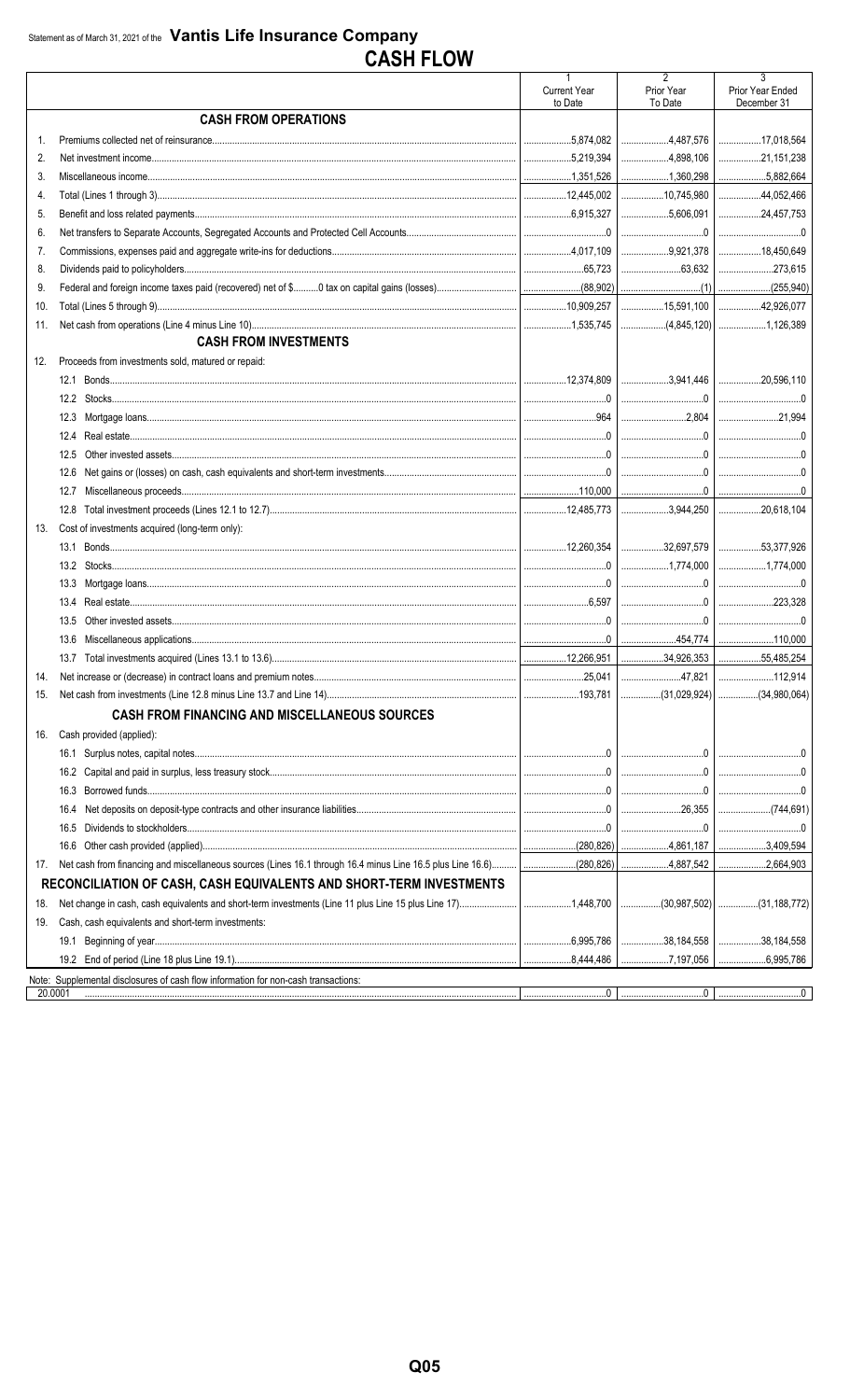Statement as of March 31, 2021 of the **Vantis Life Insurance Company**

# CASH FLOW

| | | 1<br>Current Year to Date | 2<br>Prior Year To Date | 3<br>Prior Year Ended December 31 |
|---|---|---|---|---|
| | **CASH FROM OPERATIONS** | | | |
| 1. | Premiums collected net of reinsurance | 5,874,082 | 4,487,576 | 17,018,564 |
| 2. | Net investment income | 5,219,394 | 4,898,106 | 21,151,238 |
| 3. | Miscellaneous income | 1,351,526 | 1,360,298 | 5,882,664 |
| 4. | Total (Lines 1 through 3) | 12,445,002 | 10,745,980 | 44,052,466 |
| 5. | Benefit and loss related payments | 6,915,327 | 5,606,091 | 24,457,753 |
| 6. | Net transfers to Separate Accounts, Segregated Accounts and Protected Cell Accounts | 0 | 0 | 0 |
| 7. | Commissions, expenses paid and aggregate write-ins for deductions | 4,017,109 | 9,921,378 | 18,450,649 |
| 8. | Dividends paid to policyholders | 65,723 | 63,632 | 273,615 |
| 9. | Federal and foreign income taxes paid (recovered) net of $..........0 tax on capital gains (losses) | (88,902) | (1) | (255,940) |
| 10. | Total (Lines 5 through 9) | 10,909,257 | 15,591,100 | 42,926,077 |
| 11. | Net cash from operations (Line 4 minus Line 10) | 1,535,745 | (4,845,120) | 1,126,389 |
| | **CASH FROM INVESTMENTS** | | | |
| 12. | Proceeds from investments sold, matured or repaid: | | | |
| | 12.1 Bonds | 12,374,809 | 3,941,446 | 20,596,110 |
| | 12.2 Stocks | 0 | 0 | 0 |
| | 12.3 Mortgage loans | 964 | 2,804 | 21,994 |
| | 12.4 Real estate | 0 | 0 | 0 |
| | 12.5 Other invested assets | 0 | 0 | 0 |
| | 12.6 Net gains or (losses) on cash, cash equivalents and short-term investments | 0 | 0 | 0 |
| | 12.7 Miscellaneous proceeds | 110,000 | 0 | 0 |
| | 12.8 Total investment proceeds (Lines 12.1 to 12.7) | 12,485,773 | 3,944,250 | 20,618,104 |
| 13. | Cost of investments acquired (long-term only): | | | |
| | 13.1 Bonds | 12,260,354 | 32,697,579 | 53,377,926 |
| | 13.2 Stocks | 0 | 1,774,000 | 1,774,000 |
| | 13.3 Mortgage loans | 0 | 0 | 0 |
| | 13.4 Real estate | 6,597 | 0 | 223,328 |
| | 13.5 Other invested assets | 0 | 0 | 0 |
| | 13.6 Miscellaneous applications | 0 | 454,774 | 110,000 |
| | 13.7 Total investments acquired (Lines 13.1 to 13.6) | 12,266,951 | 34,926,353 | 55,485,254 |
| 14. | Net increase or (decrease) in contract loans and premium notes | 25,041 | 47,821 | 112,914 |
| 15. | Net cash from investments (Line 12.8 minus Line 13.7 and Line 14) | 193,781 | (31,029,924) | (34,980,064) |
| | **CASH FROM FINANCING AND MISCELLANEOUS SOURCES** | | | |
| 16. | Cash provided (applied): | | | |
| | 16.1 Surplus notes, capital notes | 0 | 0 | 0 |
| | 16.2 Capital and paid in surplus, less treasury stock | 0 | 0 | 0 |
| | 16.3 Borrowed funds | 0 | 0 | 0 |
| | 16.4 Net deposits on deposit-type contracts and other insurance liabilities | 0 | 26,355 | (744,691) |
| | 16.5 Dividends to stockholders | 0 | 0 | 0 |
| | 16.6 Other cash provided (applied) | (280,826) | 4,861,187 | 3,409,594 |
| 17. | Net cash from financing and miscellaneous sources (Lines 16.1 through 16.4 minus Line 16.5 plus Line 16.6) | (280,826) | 4,887,542 | 2,664,903 |
| | **RECONCILIATION OF CASH, CASH EQUIVALENTS AND SHORT-TERM INVESTMENTS** | | | |
| 18. | Net change in cash, cash equivalents and short-term investments (Line 11 plus Line 15 plus Line 17) | 1,448,700 | (30,987,502) | (31,188,772) |
| 19. | Cash, cash equivalents and short-term investments: | | | |
| | 19.1 Beginning of year | 6,995,786 | 38,184,558 | 38,184,558 |
| | 19.2 End of period (Line 18 plus Line 19.1) | 8,444,486 | 7,197,056 | 6,995,786 |

Note: Supplemental disclosures of cash flow information for non-cash transactions:

| | 1 | 2 | 3 |
|---|---|---|---|
| 20.0001 | 0 | 0 | 0 |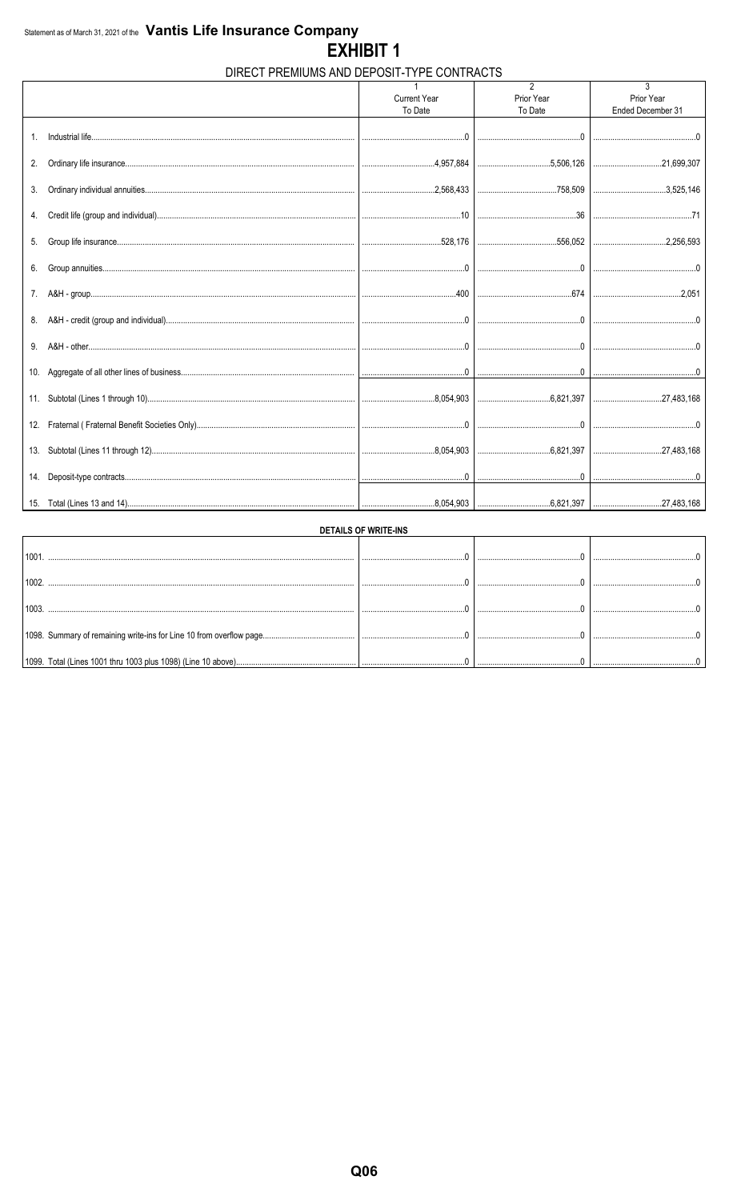Statement as of March 31, 2021 of the **Vantis Life Insurance Company**

# EXHIBIT 1

## DIRECT PREMIUMS AND DEPOSIT-TYPE CONTRACTS

| | 1<br>Current Year<br>To Date | 2<br>Prior Year<br>To Date | 3<br>Prior Year<br>Ended December 31 |
|---|---|---|---|
| 1. Industrial life | 0 | 0 | 0 |
| 2. Ordinary life insurance | 4,957,884 | 5,506,126 | 21,699,307 |
| 3. Ordinary individual annuities | 2,568,433 | 758,509 | 3,525,146 |
| 4. Credit life (group and individual) | 10 | 36 | 71 |
| 5. Group life insurance | 528,176 | 556,052 | 2,256,593 |
| 6. Group annuities | 0 | 0 | 0 |
| 7. A&H - group | 400 | 674 | 2,051 |
| 8. A&H - credit (group and individual) | 0 | 0 | 0 |
| 9. A&H - other | 0 | 0 | 0 |
| 10. Aggregate of all other lines of business | 0 | 0 | 0 |
| 11. Subtotal (Lines 1 through 10) | 8,054,903 | 6,821,397 | 27,483,168 |
| 12. Fraternal ( Fraternal Benefit Societies Only) | 0 | 0 | 0 |
| 13. Subtotal (Lines 11 through 12) | 8,054,903 | 6,821,397 | 27,483,168 |
| 14. Deposit-type contracts | 0 | 0 | 0 |
| 15. Total (Lines 13 and 14) | 8,054,903 | 6,821,397 | 27,483,168 |

**DETAILS OF WRITE-INS**

| | | | |
|---|---|---|---|
| 1001. | 0 | 0 | 0 |
| 1002. | 0 | 0 | 0 |
| 1003. | 0 | 0 | 0 |
| 1098. Summary of remaining write-ins for Line 10 from overflow page | 0 | 0 | 0 |
| 1099. Total (Lines 1001 thru 1003 plus 1098) (Line 10 above) | 0 | 0 | 0 |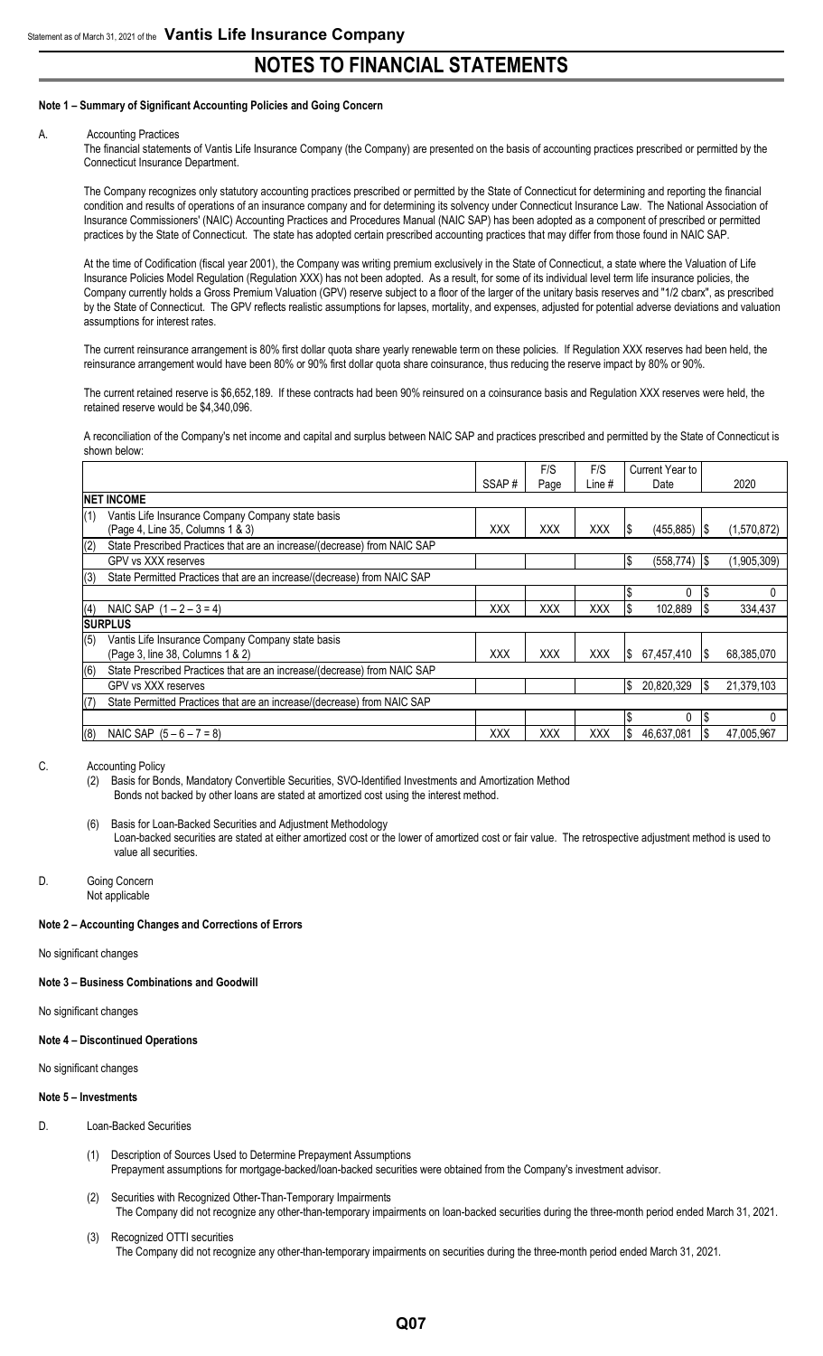# NOTES TO FINANCIAL STATEMENTS

**Note 1 – Summary of Significant Accounting Policies and Going Concern**

A. Accounting Practices

The financial statements of Vantis Life Insurance Company (the Company) are presented on the basis of accounting practices prescribed or permitted by the Connecticut Insurance Department.

The Company recognizes only statutory accounting practices prescribed or permitted by the State of Connecticut for determining and reporting the financial condition and results of operations of an insurance company and for determining its solvency under Connecticut Insurance Law. The National Association of Insurance Commissioners' (NAIC) Accounting Practices and Procedures Manual (NAIC SAP) has been adopted as a component of prescribed or permitted practices by the State of Connecticut. The state has adopted certain prescribed accounting practices that may differ from those found in NAIC SAP.

At the time of Codification (fiscal year 2001), the Company was writing premium exclusively in the State of Connecticut, a state where the Valuation of Life Insurance Policies Model Regulation (Regulation XXX) has not been adopted. As a result, for some of its individual level term life insurance policies, the Company currently holds a Gross Premium Valuation (GPV) reserve subject to a floor of the larger of the unitary basis reserves and "1/2 cbarx", as prescribed by the State of Connecticut. The GPV reflects realistic assumptions for lapses, mortality, and expenses, adjusted for potential adverse deviations and valuation assumptions for interest rates.

The current reinsurance arrangement is 80% first dollar quota share yearly renewable term on these policies. If Regulation XXX reserves had been held, the reinsurance arrangement would have been 80% or 90% first dollar quota share coinsurance, thus reducing the reserve impact by 80% or 90%.

The current retained reserve is $6,652,189. If these contracts had been 90% reinsured on a coinsurance basis and Regulation XXX reserves were held, the retained reserve would be $4,340,096.

A reconciliation of the Company's net income and capital and surplus between NAIC SAP and practices prescribed and permitted by the State of Connecticut is shown below:

| | | SSAP # | F/S Page | F/S Line # | Current Year to Date | 2020 |
|---|---|---|---|---|---|---|
| **NET INCOME** | | | | | | |
| (1) | Vantis Life Insurance Company Company state basis (Page 4, Line 35, Columns 1 & 3) | XXX | XXX | XXX | $ (455,885) | $ (1,570,872) |
| (2) | State Prescribed Practices that are an increase/(decrease) from NAIC SAP | | | | | |
| | GPV vs XXX reserves | | | | $ (558,774) | $ (1,905,309) |
| (3) | State Permitted Practices that are an increase/(decrease) from NAIC SAP | | | | | |
| | | | | | $ 0 | $ 0 |
| (4) | NAIC SAP (1 – 2 – 3 = 4) | XXX | XXX | XXX | $ 102,889 | $ 334,437 |
| **SURPLUS** | | | | | | |
| (5) | Vantis Life Insurance Company Company state basis (Page 3, line 38, Columns 1 & 2) | XXX | XXX | XXX | $ 67,457,410 | $ 68,385,070 |
| (6) | State Prescribed Practices that are an increase/(decrease) from NAIC SAP | | | | | |
| | GPV vs XXX reserves | | | | $ 20,820,329 | $ 21,379,103 |
| (7) | State Permitted Practices that are an increase/(decrease) from NAIC SAP | | | | | |
| | | | | | $ 0 | $ 0 |
| (8) | NAIC SAP (5 – 6 – 7 = 8) | XXX | XXX | XXX | $ 46,637,081 | $ 47,005,967 |

C. Accounting Policy

(2) Basis for Bonds, Mandatory Convertible Securities, SVO-Identified Investments and Amortization Method
Bonds not backed by other loans are stated at amortized cost using the interest method.

(6) Basis for Loan-Backed Securities and Adjustment Methodology
Loan-backed securities are stated at either amortized cost or the lower of amortized cost or fair value. The retrospective adjustment method is used to value all securities.

D. Going Concern
Not applicable

**Note 2 – Accounting Changes and Corrections of Errors**

No significant changes

**Note 3 – Business Combinations and Goodwill**

No significant changes

**Note 4 – Discontinued Operations**

No significant changes

**Note 5 – Investments**

D. Loan-Backed Securities

(1) Description of Sources Used to Determine Prepayment Assumptions
Prepayment assumptions for mortgage-backed/loan-backed securities were obtained from the Company's investment advisor.

(2) Securities with Recognized Other-Than-Temporary Impairments
The Company did not recognize any other-than-temporary impairments on loan-backed securities during the three-month period ended March 31, 2021.

(3) Recognized OTTI securities
The Company did not recognize any other-than-temporary impairments on securities during the three-month period ended March 31, 2021.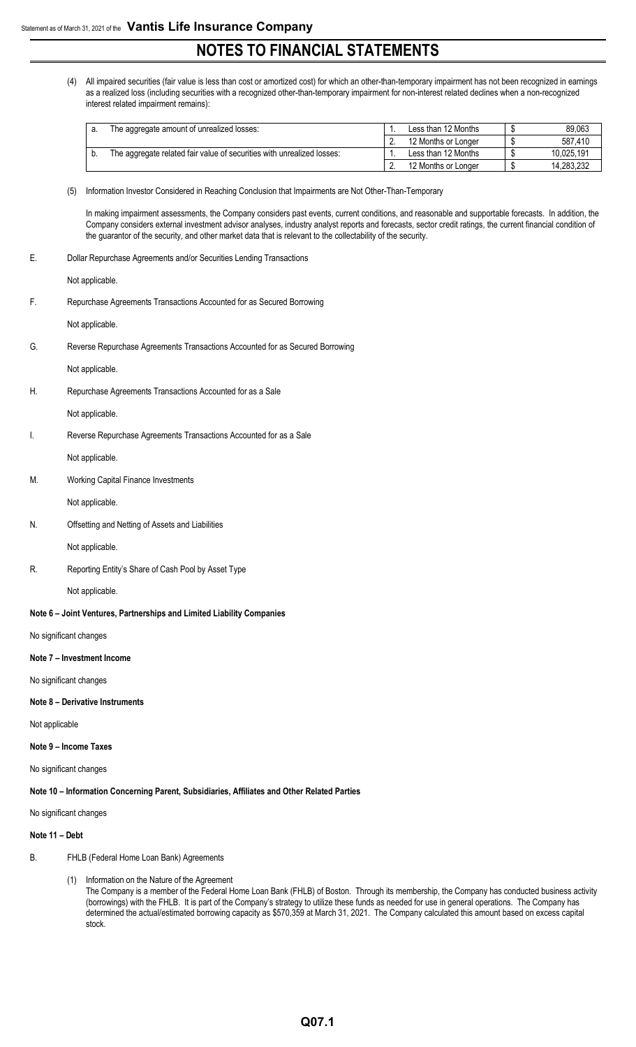# NOTES TO FINANCIAL STATEMENTS

(4) All impaired securities (fair value is less than cost or amortized cost) for which an other-than-temporary impairment has not been recognized in earnings as a realized loss (including securities with a recognized other-than-temporary impairment for non-interest related declines when a non-recognized interest related impairment remains):

| | | | | | |
|---|---|---|---|---|---|
| a. | The aggregate amount of unrealized losses: | 1. | Less than 12 Months | $ | 89,063 |
| | | 2. | 12 Months or Longer | $ | 587,410 |
| b. | The aggregate related fair value of securities with unrealized losses: | 1. | Less than 12 Months | $ | 10,025,191 |
| | | 2. | 12 Months or Longer | $ | 14,283,232 |

(5) Information Investor Considered in Reaching Conclusion that Impairments are Not Other-Than-Temporary

In making impairment assessments, the Company considers past events, current conditions, and reasonable and supportable forecasts. In addition, the Company considers external investment advisor analyses, industry analyst reports and forecasts, sector credit ratings, the current financial condition of the guarantor of the security, and other market data that is relevant to the collectability of the security.

E. Dollar Repurchase Agreements and/or Securities Lending Transactions

Not applicable.

F. Repurchase Agreements Transactions Accounted for as Secured Borrowing

Not applicable.

G. Reverse Repurchase Agreements Transactions Accounted for as Secured Borrowing

Not applicable.

H. Repurchase Agreements Transactions Accounted for as a Sale

Not applicable.

I. Reverse Repurchase Agreements Transactions Accounted for as a Sale

Not applicable.

M. Working Capital Finance Investments

Not applicable.

N. Offsetting and Netting of Assets and Liabilities

Not applicable.

R. Reporting Entity's Share of Cash Pool by Asset Type

Not applicable.

**Note 6 – Joint Ventures, Partnerships and Limited Liability Companies**

No significant changes

**Note 7 – Investment Income**

No significant changes

**Note 8 – Derivative Instruments**

Not applicable

**Note 9 – Income Taxes**

No significant changes

**Note 10 – Information Concerning Parent, Subsidiaries, Affiliates and Other Related Parties**

No significant changes

**Note 11 – Debt**

B. FHLB (Federal Home Loan Bank) Agreements

(1) Information on the Nature of the Agreement
The Company is a member of the Federal Home Loan Bank (FHLB) of Boston. Through its membership, the Company has conducted business activity (borrowings) with the FHLB. It is part of the Company's strategy to utilize these funds as needed for use in general operations. The Company has determined the actual/estimated borrowing capacity as $570,359 at March 31, 2021. The Company calculated this amount based on excess capital stock.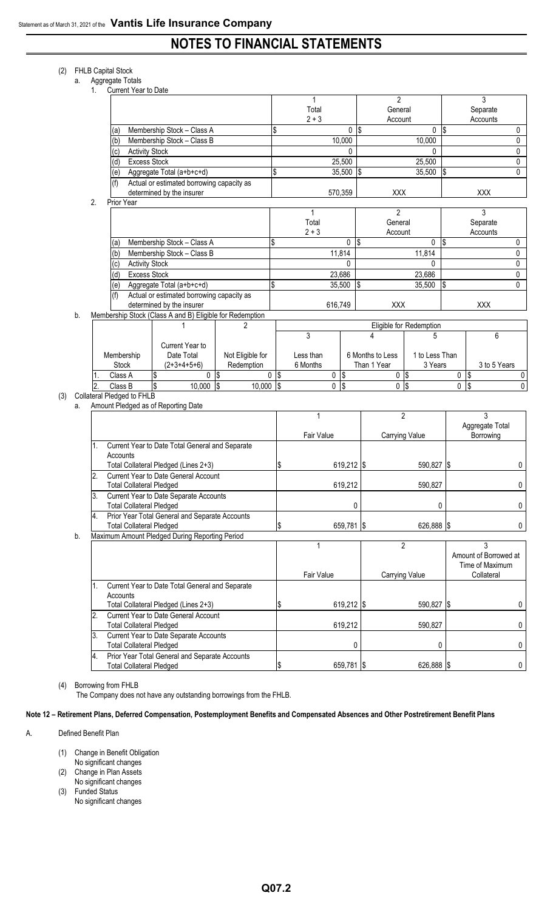# NOTES TO FINANCIAL STATEMENTS

(2) FHLB Capital Stock

a. Aggregate Totals

1. Current Year to Date

| | 1 Total 2 + 3 | 2 General Account | 3 Separate Accounts |
|---|---|---|---|
| (a) Membership Stock – Class A | $ 0 | $ 0 | $ 0 |
| (b) Membership Stock – Class B | 10,000 | 10,000 | 0 |
| (c) Activity Stock | 0 | 0 | 0 |
| (d) Excess Stock | 25,500 | 25,500 | 0 |
| (e) Aggregate Total (a+b+c+d) | $ 35,500 | $ 35,500 | $ 0 |
| (f) Actual or estimated borrowing capacity as determined by the insurer | 570,359 | XXX | XXX |

2. Prior Year

| | 1 Total 2 + 3 | 2 General Account | 3 Separate Accounts |
|---|---|---|---|
| (a) Membership Stock – Class A | $ 0 | $ 0 | $ 0 |
| (b) Membership Stock – Class B | 11,814 | 11,814 | 0 |
| (c) Activity Stock | 0 | 0 | 0 |
| (d) Excess Stock | 23,686 | 23,686 | 0 |
| (e) Aggregate Total (a+b+c+d) | $ 35,500 | $ 35,500 | $ 0 |
| (f) Actual or estimated borrowing capacity as determined by the insurer | 616,749 | XXX | XXX |

b. Membership Stock (Class A and B) Eligible for Redemption

| | 1 | 2 | Eligible for Redemption | | | |
|---|---|---|---|---|---|---|
| Membership Stock | Current Year to Date Total (2+3+4+5+6) | Not Eligible for Redemption | 3 Less than 6 Months | 4 6 Months to Less Than 1 Year | 5 1 to Less Than 3 Years | 6 3 to 5 Years |
| 1. Class A | $ 0 | $ 0 | $ 0 | $ 0 | $ 0 | $ 0 |
| 2. Class B | $ 10,000 | $ 10,000 | $ 0 | $ 0 | $ 0 | $ 0 |

(3) Collateral Pledged to FHLB

a. Amount Pledged as of Reporting Date

| | 1 Fair Value | 2 Carrying Value | 3 Aggregate Total Borrowing |
|---|---|---|---|
| 1. Current Year to Date Total General and Separate Accounts Total Collateral Pledged (Lines 2+3) | $ 619,212 | $ 590,827 | $ 0 |
| 2. Current Year to Date General Account Total Collateral Pledged | 619,212 | 590,827 | 0 |
| 3. Current Year to Date Separate Accounts Total Collateral Pledged | 0 | 0 | 0 |
| 4. Prior Year Total General and Separate Accounts Total Collateral Pledged | $ 659,781 | $ 626,888 | $ 0 |

b. Maximum Amount Pledged During Reporting Period

| | 1 Fair Value | 2 Carrying Value | 3 Amount of Borrowed at Time of Maximum Collateral |
|---|---|---|---|
| 1. Current Year to Date Total General and Separate Accounts Total Collateral Pledged (Lines 2+3) | $ 619,212 | $ 590,827 | $ 0 |
| 2. Current Year to Date General Account Total Collateral Pledged | 619,212 | 590,827 | 0 |
| 3. Current Year to Date Separate Accounts Total Collateral Pledged | 0 | 0 | 0 |
| 4. Prior Year Total General and Separate Accounts Total Collateral Pledged | $ 659,781 | $ 626,888 | $ 0 |

(4) Borrowing from FHLB

The Company does not have any outstanding borrowings from the FHLB.

## Note 12 – Retirement Plans, Deferred Compensation, Postemployment Benefits and Compensated Absences and Other Postretirement Benefit Plans

A. Defined Benefit Plan

(1) Change in Benefit Obligation
No significant changes

(2) Change in Plan Assets
No significant changes

(3) Funded Status
No significant changes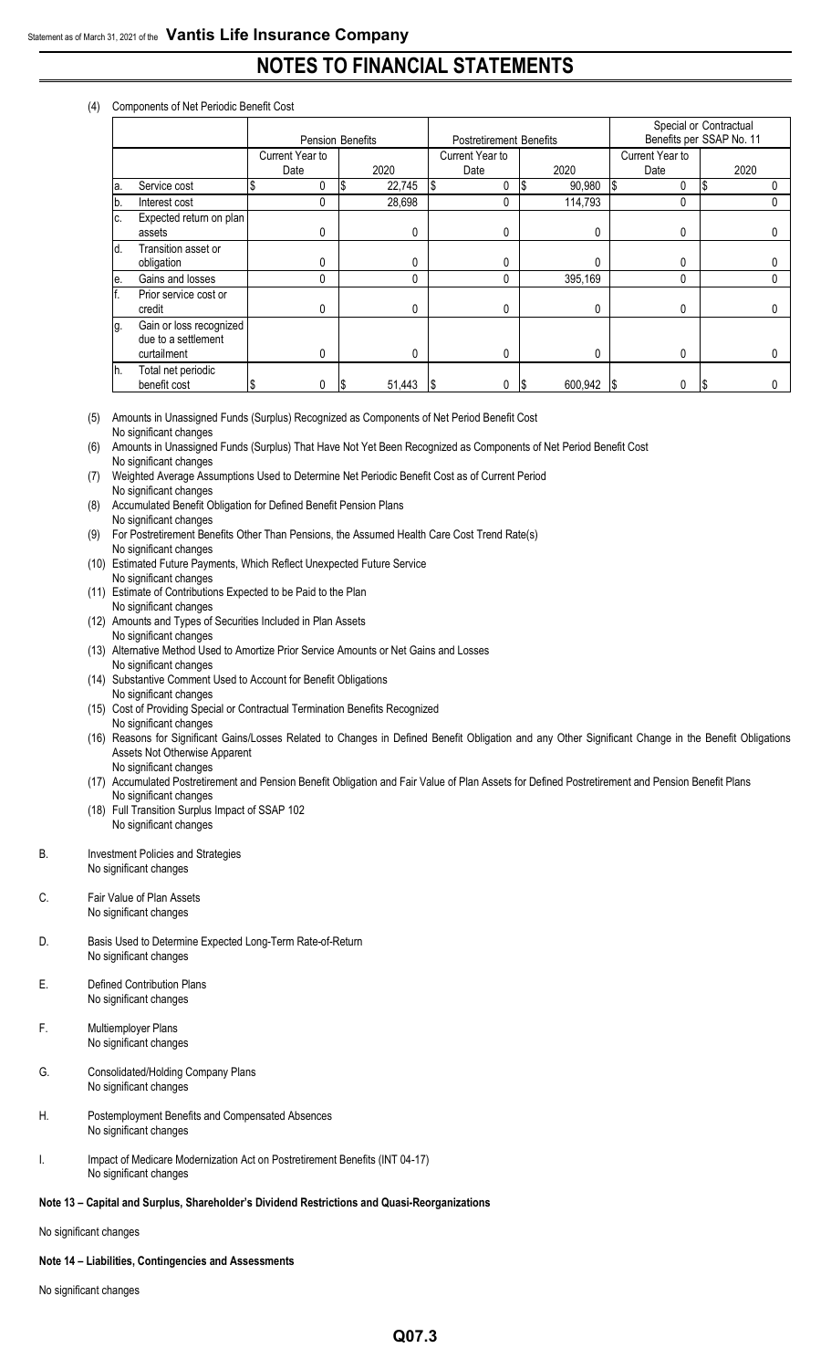# NOTES TO FINANCIAL STATEMENTS

(4) Components of Net Periodic Benefit Cost

| | | Pension Benefits | | Postretirement Benefits | | Special or Contractual Benefits per SSAP No. 11 | |
|---|---|---|---|---|---|---|---|
| | | Current Year to Date | 2020 | Current Year to Date | 2020 | Current Year to Date | 2020 |
| a. | Service cost | $ 0 | $ 22,745 | $ 0 | $ 90,980 | $ 0 | $ 0 |
| b. | Interest cost | 0 | 28,698 | 0 | 114,793 | 0 | 0 |
| c. | Expected return on plan assets | 0 | 0 | 0 | 0 | 0 | 0 |
| d. | Transition asset or obligation | 0 | 0 | 0 | 0 | 0 | 0 |
| e. | Gains and losses | 0 | 0 | 0 | 395,169 | 0 | 0 |
| f. | Prior service cost or credit | 0 | 0 | 0 | 0 | 0 | 0 |
| g. | Gain or loss recognized due to a settlement curtailment | 0 | 0 | 0 | 0 | 0 | 0 |
| h. | Total net periodic benefit cost | $ 0 | $ 51,443 | $ 0 | $ 600,942 | $ 0 | $ 0 |

(5) Amounts in Unassigned Funds (Surplus) Recognized as Components of Net Period Benefit Cost
No significant changes

(6) Amounts in Unassigned Funds (Surplus) That Have Not Yet Been Recognized as Components of Net Period Benefit Cost
No significant changes

(7) Weighted Average Assumptions Used to Determine Net Periodic Benefit Cost as of Current Period
No significant changes

(8) Accumulated Benefit Obligation for Defined Benefit Pension Plans
No significant changes

(9) For Postretirement Benefits Other Than Pensions, the Assumed Health Care Cost Trend Rate(s)
No significant changes

(10) Estimated Future Payments, Which Reflect Unexpected Future Service
No significant changes

(11) Estimate of Contributions Expected to be Paid to the Plan
No significant changes

(12) Amounts and Types of Securities Included in Plan Assets
No significant changes

(13) Alternative Method Used to Amortize Prior Service Amounts or Net Gains and Losses
No significant changes

(14) Substantive Comment Used to Account for Benefit Obligations
No significant changes

(15) Cost of Providing Special or Contractual Termination Benefits Recognized
No significant changes

(16) Reasons for Significant Gains/Losses Related to Changes in Defined Benefit Obligation and any Other Significant Change in the Benefit Obligations Assets Not Otherwise Apparent
No significant changes

(17) Accumulated Postretirement and Pension Benefit Obligation and Fair Value of Plan Assets for Defined Postretirement and Pension Benefit Plans
No significant changes

(18) Full Transition Surplus Impact of SSAP 102
No significant changes

B. Investment Policies and Strategies
No significant changes

C. Fair Value of Plan Assets
No significant changes

D. Basis Used to Determine Expected Long-Term Rate-of-Return
No significant changes

E. Defined Contribution Plans
No significant changes

F. Multiemployer Plans
No significant changes

G. Consolidated/Holding Company Plans
No significant changes

H. Postemployment Benefits and Compensated Absences
No significant changes

I. Impact of Medicare Modernization Act on Postretirement Benefits (INT 04-17)
No significant changes

**Note 13 – Capital and Surplus, Shareholder's Dividend Restrictions and Quasi-Reorganizations**

No significant changes

**Note 14 – Liabilities, Contingencies and Assessments**

No significant changes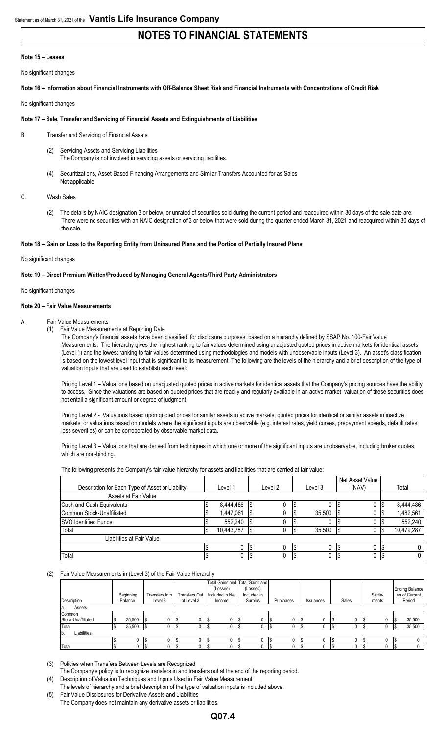# NOTES TO FINANCIAL STATEMENTS

**Note 15 – Leases**

No significant changes

**Note 16 – Information about Financial Instruments with Off-Balance Sheet Risk and Financial Instruments with Concentrations of Credit Risk**

No significant changes

**Note 17 – Sale, Transfer and Servicing of Financial Assets and Extinguishments of Liabilities**

B. Transfer and Servicing of Financial Assets

(2) Servicing Assets and Servicing Liabilities
The Company is not involved in servicing assets or servicing liabilities.

(4) Securitizations, Asset-Based Financing Arrangements and Similar Transfers Accounted for as Sales
Not applicable

C. Wash Sales

(2) The details by NAIC designation 3 or below, or unrated of securities sold during the current period and reacquired within 30 days of the sale date are:
There were no securities with an NAIC designation of 3 or below that were sold during the quarter ended March 31, 2021 and reacquired within 30 days of the sale.

**Note 18 – Gain or Loss to the Reporting Entity from Uninsured Plans and the Portion of Partially Insured Plans**

No significant changes

**Note 19 – Direct Premium Written/Produced by Managing General Agents/Third Party Administrators**

No significant changes

**Note 20 – Fair Value Measurements**

A. Fair Value Measurements

(1) Fair Value Measurements at Reporting Date

The Company's financial assets have been classified, for disclosure purposes, based on a hierarchy defined by SSAP No. 100-Fair Value Measurements. The hierarchy gives the highest ranking to fair values determined using unadjusted quoted prices in active markets for identical assets (Level 1) and the lowest ranking to fair values determined using methodologies and models with unobservable inputs (Level 3). An asset's classification is based on the lowest level input that is significant to its measurement. The following are the levels of the hierarchy and a brief description of the type of valuation inputs that are used to establish each level:

Pricing Level 1 – Valuations based on unadjusted quoted prices in active markets for identical assets that the Company's pricing sources have the ability to access. Since the valuations are based on quoted prices that are readily and regularly available in an active market, valuation of these securities does not entail a significant amount or degree of judgment.

Pricing Level 2 - Valuations based upon quoted prices for similar assets in active markets, quoted prices for identical or similar assets in inactive markets; or valuations based on models where the significant inputs are observable (e.g. interest rates, yield curves, prepayment speeds, default rates, loss severities) or can be corroborated by observable market data.

Pricing Level 3 – Valuations that are derived from techniques in which one or more of the significant inputs are unobservable, including broker quotes which are non-binding.

The following presents the Company's fair value hierarchy for assets and liabilities that are carried at fair value:

| Description for Each Type of Asset or Liability | Level 1 | Level 2 | Level 3 | Net Asset Value (NAV) | Total |
|---|---|---|---|---|---|
| Assets at Fair Value | | | | | |
| Cash and Cash Equivalents | $ 8,444,486 | $ 0 | $ 0 | $ 0 | $ 8,444,486 |
| Common Stock-Unaffiliated | $ 1,447,061 | $ 0 | $ 35,500 | $ 0 | $ 1,482,561 |
| SVO Identified Funds | $ 552,240 | $ 0 | $ 0 | $ 0 | $ 552,240 |
| Total | $ 10,443,787 | $ 0 | $ 35,500 | $ 0 | $ 10,479,287 |
| Liabilities at Fair Value | | | | | |
| | $ 0 | $ 0 | $ 0 | $ 0 | $ 0 |
| Total | $ 0 | $ 0 | $ 0 | $ 0 | $ 0 |

(2) Fair Value Measurements in (Level 3) of the Fair Value Hierarchy

| Description | Beginning Balance | Transfers Into Level 3 | Transfers Out of Level 3 | Total Gains and (Losses) Included in Net Income | Total Gains and (Losses) Included in Surplus | Purchases | Issuances | Sales | Settle-ments | Ending Balance as of Current Period |
|---|---|---|---|---|---|---|---|---|---|---|
| a. Assets | | | | | | | | | | |
| Common Stock-Unaffiliated | $ 35,500 | $ 0 | $ 0 | $ 0 | $ 0 | $ 0 | $ 0 | $ 0 | $ 0 | $ 35,500 |
| Total | $ 35,500 | $ 0 | $ 0 | $ 0 | $ 0 | $ 0 | $ 0 | $ 0 | $ 0 | $ 35,500 |
| b. Liabilities | | | | | | | | | | |
| | $ 0 | $ 0 | $ 0 | $ 0 | $ 0 | $ 0 | $ 0 | $ 0 | $ 0 | $ 0 |
| Total | $ 0 | $ 0 | $ 0 | $ 0 | $ 0 | $ 0 | $ 0 | $ 0 | $ 0 | $ 0 |

(3) Policies when Transfers Between Levels are Recognized
The Company's policy is to recognize transfers in and transfers out at the end of the reporting period.

(4) Description of Valuation Techniques and Inputs Used in Fair Value Measurement
The levels of hierarchy and a brief description of the type of valuation inputs is included above.

(5) Fair Value Disclosures for Derivative Assets and Liabilities
The Company does not maintain any derivative assets or liabilities.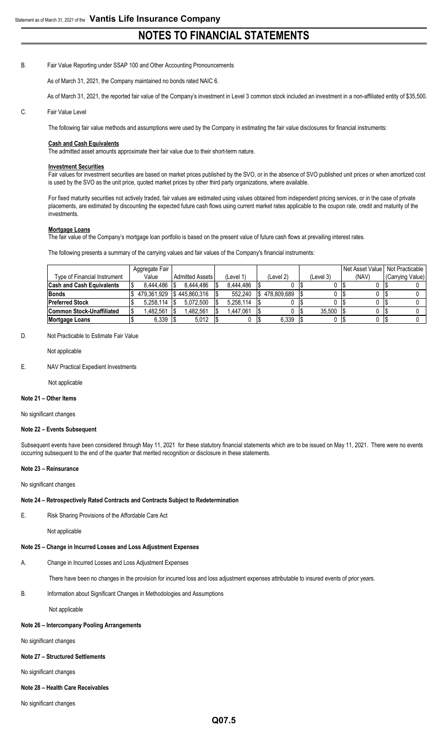B. Fair Value Reporting under SSAP 100 and Other Accounting Pronouncements

As of March 31, 2021, the Company maintained no bonds rated NAIC 6.

As of March 31, 2021, the reported fair value of the Company's investment in Level 3 common stock included an investment in a non-affiliated entity of $35,500.

C. Fair Value Level

The following fair value methods and assumptions were used by the Company in estimating the fair value disclosures for financial instruments:

**Cash and Cash Equivalents**
The admitted asset amounts approximate their fair value due to their short-term nature.

**Investment Securities**
Fair values for investment securities are based on market prices published by the SVO, or in the absence of SVO published unit prices or when amortized cost is used by the SVO as the unit price, quoted market prices by other third party organizations, where available.

For fixed maturity securities not actively traded, fair values are estimated using values obtained from independent pricing services, or in the case of private placements, are estimated by discounting the expected future cash flows using current market rates applicable to the coupon rate, credit and maturity of the investments.

**Mortgage Loans**
The fair value of the Company's mortgage loan portfolio is based on the present value of future cash flows at prevailing interest rates.

The following presents a summary of the carrying values and fair values of the Company's financial instruments:

| Type of Financial Instrument | Aggregate Fair Value | Admitted Assets | (Level 1) | (Level 2) | (Level 3) | Net Asset Value (NAV) | Not Practicable (Carrying Value) |
|---|---|---|---|---|---|---|---|
| **Cash and Cash Equivalents** | $ 8,444,486 | $ 8,444,486 | $ 8,444,486 | $ 0 | $ 0 | $ 0 | $ 0 |
| **Bonds** | $ 479,361,929 | $ 445,860,316 | $ 552,240 | $ 478,809,689 | $ 0 | $ 0 | $ 0 |
| **Preferred Stock** | $ 5,258,114 | $ 5,072,500 | $ 5,258,114 | $ 0 | $ 0 | $ 0 | $ 0 |
| **Common Stock-Unaffiliated** | $ 1,482,561 | $ 1,482,561 | $ 1,447,061 | $ 0 | $ 35,500 | $ 0 | $ 0 |
| **Mortgage Loans** | $ 6,339 | $ 5,012 | $ 0 | $ 6,339 | $ 0 | $ 0 | $ 0 |

D. Not Practicable to Estimate Fair Value

Not applicable

E. NAV Practical Expedient Investments

Not applicable

**Note 21 – Other Items**

No significant changes

**Note 22 – Events Subsequent**

Subsequent events have been considered through May 11, 2021 for these statutory financial statements which are to be issued on May 11, 2021. There were no events occurring subsequent to the end of the quarter that merited recognition or disclosure in these statements.

**Note 23 – Reinsurance**

No significant changes

**Note 24 – Retrospectively Rated Contracts and Contracts Subject to Redetermination**

E. Risk Sharing Provisions of the Affordable Care Act

Not applicable

**Note 25 – Change in Incurred Losses and Loss Adjustment Expenses**

A. Change in Incurred Losses and Loss Adjustment Expenses

There have been no changes in the provision for incurred loss and loss adjustment expenses attributable to insured events of prior years.

B. Information about Significant Changes in Methodologies and Assumptions

Not applicable

**Note 26 – Intercompany Pooling Arrangements**

No significant changes

**Note 27 – Structured Settlements**

No significant changes

**Note 28 – Health Care Receivables**

No significant changes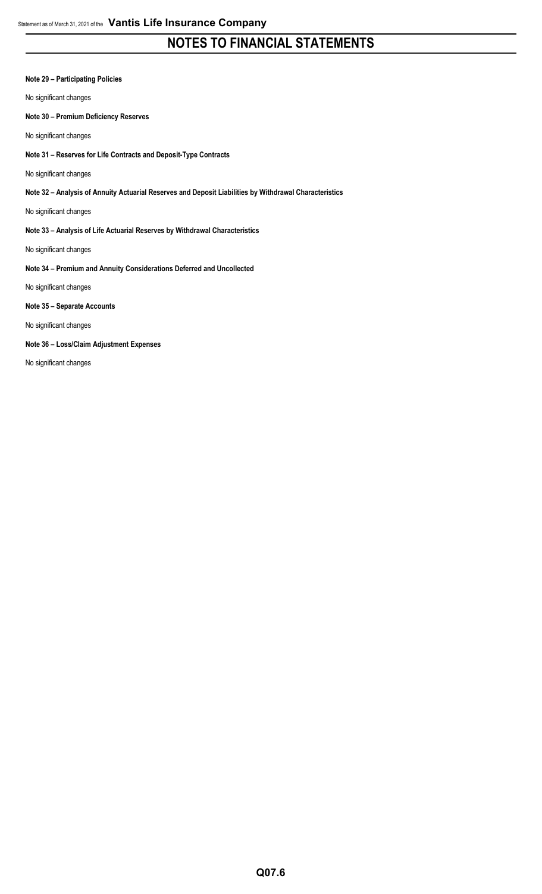# NOTES TO FINANCIAL STATEMENTS

**Note 29 – Participating Policies**

No significant changes

**Note 30 – Premium Deficiency Reserves**

No significant changes

**Note 31 – Reserves for Life Contracts and Deposit-Type Contracts**

No significant changes

**Note 32 – Analysis of Annuity Actuarial Reserves and Deposit Liabilities by Withdrawal Characteristics**

No significant changes

**Note 33 – Analysis of Life Actuarial Reserves by Withdrawal Characteristics**

No significant changes

**Note 34 – Premium and Annuity Considerations Deferred and Uncollected**

No significant changes

**Note 35 – Separate Accounts**

No significant changes

**Note 36 – Loss/Claim Adjustment Expenses**

No significant changes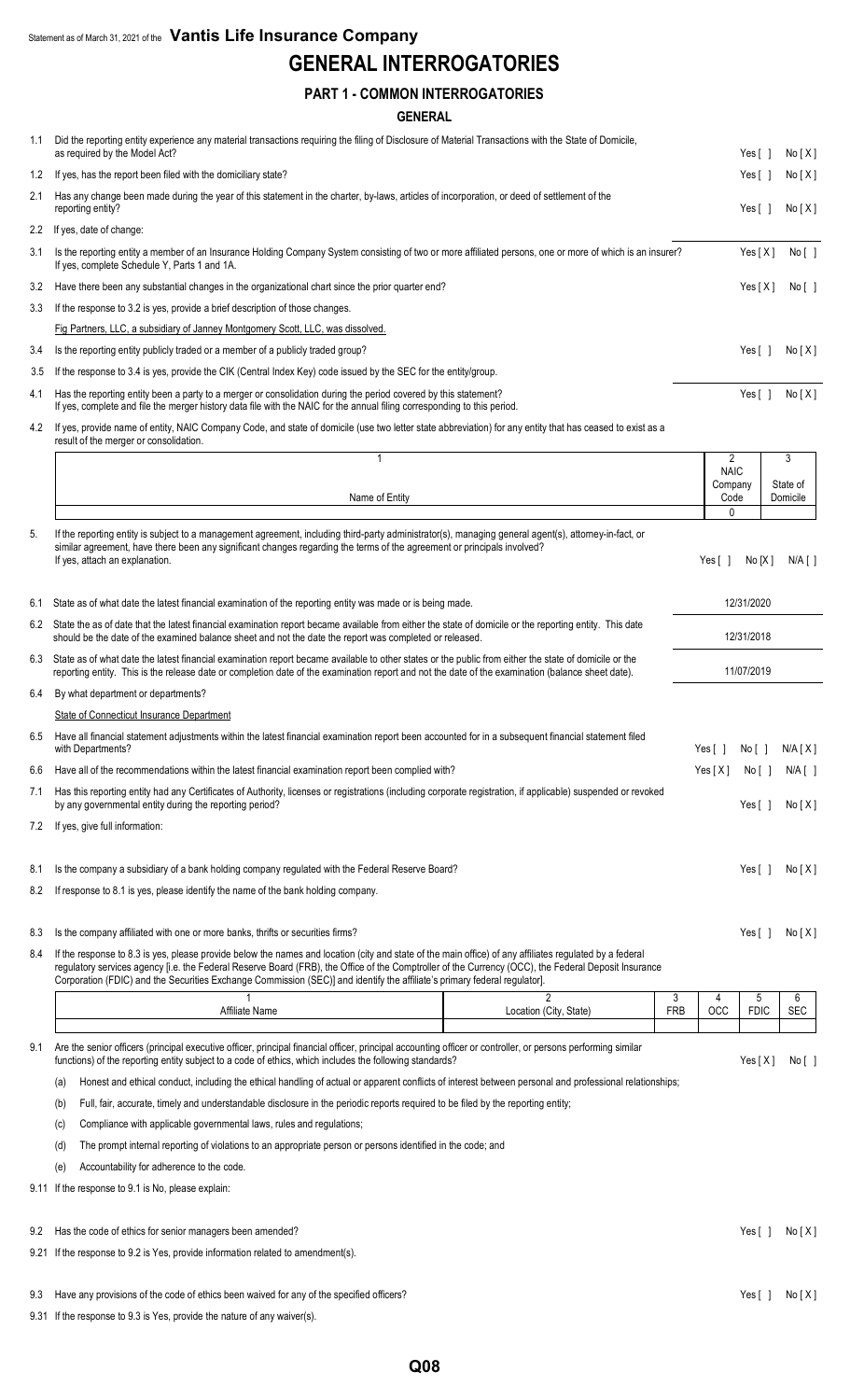Statement as of March 31, 2021 of the **Vantis Life Insurance Company**

# GENERAL INTERROGATORIES

## PART 1 - COMMON INTERROGATORIES

### GENERAL

1.1 Did the reporting entity experience any material transactions requiring the filing of Disclosure of Material Transactions with the State of Domicile, as required by the Model Act? Yes [ ] No [ X ]

1.2 If yes, has the report been filed with the domiciliary state? Yes [ ] No [ X ]

2.1 Has any change been made during the year of this statement in the charter, by-laws, articles of incorporation, or deed of settlement of the reporting entity? Yes [ ] No [ X ]

2.2 If yes, date of change:

3.1 Is the reporting entity a member of an Insurance Holding Company System consisting of two or more affiliated persons, one or more of which is an insurer? If yes, complete Schedule Y, Parts 1 and 1A. Yes [ X ] No [ ]

3.2 Have there been any substantial changes in the organizational chart since the prior quarter end? Yes [ X ] No [ ]

3.3 If the response to 3.2 is yes, provide a brief description of those changes.

Fig Partners, LLC, a subsidiary of Janney Montgomery Scott, LLC, was dissolved.

3.4 Is the reporting entity publicly traded or a member of a publicly traded group? Yes [ ] No [ X ]

3.5 If the response to 3.4 is yes, provide the CIK (Central Index Key) code issued by the SEC for the entity/group.

4.1 Has the reporting entity been a party to a merger or consolidation during the period covered by this statement? If yes, complete and file the merger history data file with the NAIC for the annual filing corresponding to this period. Yes [ ] No [ X ]

4.2 If yes, provide name of entity, NAIC Company Code, and state of domicile (use two letter state abbreviation) for any entity that has ceased to exist as a result of the merger or consolidation.

| 1<br>Name of Entity | 2<br>NAIC Company Code | 3<br>State of Domicile |
|---|---|---|
| | 0 | |

5. If the reporting entity is subject to a management agreement, including third-party administrator(s), managing general agent(s), attorney-in-fact, or similar agreement, have there been any significant changes regarding the terms of the agreement or principals involved? If yes, attach an explanation. Yes [ ] No [X] N/A [ ]

6.1 State as of what date the latest financial examination of the reporting entity was made or is being made. 12/31/2020

6.2 State the as of date that the latest financial examination report became available from either the state of domicile or the reporting entity. This date should be the date of the examined balance sheet and not the date the report was completed or released. 12/31/2018

6.3 State as of what date the latest financial examination report became available to other states or the public from either the state of domicile or the reporting entity. This is the release date or completion date of the examination report and not the date of the examination (balance sheet date). 11/07/2019

6.4 By what department or departments?

State of Connecticut Insurance Department

6.5 Have all financial statement adjustments within the latest financial examination report been accounted for in a subsequent financial statement filed with Departments? Yes [ ] No [ ] N/A [ X ]

6.6 Have all of the recommendations within the latest financial examination report been complied with? Yes [ X ] No [ ] N/A [ ]

7.1 Has this reporting entity had any Certificates of Authority, licenses or registrations (including corporate registration, if applicable) suspended or revoked by any governmental entity during the reporting period? Yes [ ] No [ X ]

7.2 If yes, give full information:

8.1 Is the company a subsidiary of a bank holding company regulated with the Federal Reserve Board? Yes [ ] No [ X ]

8.2 If response to 8.1 is yes, please identify the name of the bank holding company.

8.3 Is the company affiliated with one or more banks, thrifts or securities firms? Yes [ ] No [ X ]

8.4 If the response to 8.3 is yes, please provide below the names and location (city and state of the main office) of any affiliates regulated by a federal regulatory services agency [i.e. the Federal Reserve Board (FRB), the Office of the Comptroller of the Currency (OCC), the Federal Deposit Insurance Corporation (FDIC) and the Securities Exchange Commission (SEC)] and identify the affiliate's primary federal regulator].

| 1<br>Affiliate Name | 2<br>Location (City, State) | 3<br>FRB | 4<br>OCC | 5<br>FDIC | 6<br>SEC |
|---|---|---|---|---|---|
| | | | | | |

9.1 Are the senior officers (principal executive officer, principal financial officer, principal accounting officer or controller, or persons performing similar functions) of the reporting entity subject to a code of ethics, which includes the following standards? Yes [ X ] No [ ]

(a) Honest and ethical conduct, including the ethical handling of actual or apparent conflicts of interest between personal and professional relationships;

(b) Full, fair, accurate, timely and understandable disclosure in the periodic reports required to be filed by the reporting entity;

(c) Compliance with applicable governmental laws, rules and regulations;

(d) The prompt internal reporting of violations to an appropriate person or persons identified in the code; and

(e) Accountability for adherence to the code.

9.11 If the response to 9.1 is No, please explain:

9.2 Has the code of ethics for senior managers been amended? Yes [ ] No [ X ]

9.21 If the response to 9.2 is Yes, provide information related to amendment(s).

9.3 Have any provisions of the code of ethics been waived for any of the specified officers? Yes [ ] No [ X ]

9.31 If the response to 9.3 is Yes, provide the nature of any waiver(s).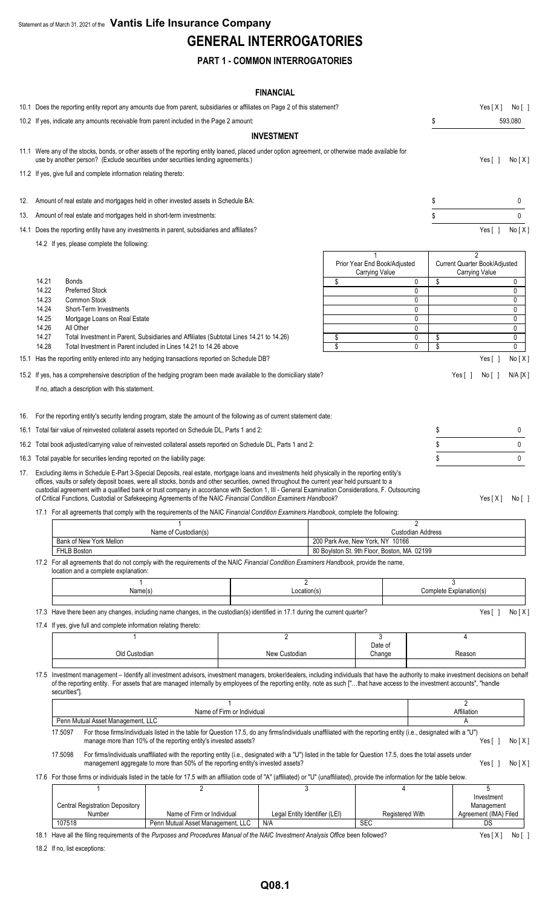Statement as of March 31, 2021 of the **Vantis Life Insurance Company**

# GENERAL INTERROGATORIES

## PART 1 - COMMON INTERROGATORIES

### FINANCIAL

10.1 Does the reporting entity report any amounts due from parent, subsidiaries or affiliates on Page 2 of this statement? Yes [ X ] No [ ]

10.2 If yes, indicate any amounts receivable from parent included in the Page 2 amount: $ 593,080

### INVESTMENT

11.1 Were any of the stocks, bonds, or other assets of the reporting entity loaned, placed under option agreement, or otherwise made available for use by another person? (Exclude securities under securities lending agreements.) Yes [ ] No [ X ]

11.2 If yes, give full and complete information relating thereto:

12. Amount of real estate and mortgages held in other invested assets in Schedule BA: $ 0

13. Amount of real estate and mortgages held in short-term investments: $ 0

14.1 Does the reporting entity have any investments in parent, subsidiaries and affiliates? Yes [ ] No [ X ]

14.2 If yes, please complete the following:

| | | 1<br>Prior Year End Book/Adjusted Carrying Value | 2<br>Current Quarter Book/Adjusted Carrying Value |
|---|---|---|---|
| 14.21 | Bonds | $ 0 | $ 0 |
| 14.22 | Preferred Stock | 0 | 0 |
| 14.23 | Common Stock | 0 | 0 |
| 14.24 | Short-Term Investments | 0 | 0 |
| 14.25 | Mortgage Loans on Real Estate | 0 | 0 |
| 14.26 | All Other | 0 | 0 |
| 14.27 | Total Investment in Parent, Subsidiaries and Affiliates (Subtotal Lines 14.21 to 14.26) | $ 0 | $ 0 |
| 14.28 | Total Investment in Parent included in Lines 14.21 to 14.26 above | $ 0 | $ 0 |

15.1 Has the reporting entity entered into any hedging transactions reported on Schedule DB? Yes [ ] No [ X ]

15.2 If yes, has a comprehensive description of the hedging program been made available to the domiciliary state? Yes [ ] No [ ] N/A [ X ]

If no, attach a description with this statement.

16. For the reporting entity's security lending program, state the amount of the following as of current statement date:

16.1 Total fair value of reinvested collateral assets reported on Schedule DL, Parts 1 and 2: $ 0

16.2 Total book adjusted/carrying value of reinvested collateral assets reported on Schedule DL, Parts 1 and 2: $ 0

16.3 Total payable for securities lending reported on the liability page: $ 0

17. Excluding items in Schedule E-Part 3-Special Deposits, real estate, mortgage loans and investments held physically in the reporting entity's offices, vaults or safety deposit boxes, were all stocks, bonds and other securities, owned throughout the current year held pursuant to a custodial agreement with a qualified bank or trust company in accordance with Section 1, III - General Examination Considerations, F. Outsourcing of Critical Functions, Custodial or Safekeeping Agreements of the NAIC *Financial Condition Examiners Handbook*? Yes [ X ] No [ ]

17.1 For all agreements that comply with the requirements of the NAIC *Financial Condition Examiners Handbook*, complete the following:

| 1<br>Name of Custodian(s) | 2<br>Custodian Address |
|---|---|
| Bank of New York Mellon | 200 Park Ave, New York, NY 10166 |
| FHLB Boston | 80 Boylston St. 9th Floor, Boston, MA 02199 |

17.2 For all agreements that do not comply with the requirements of the NAIC *Financial Condition Examiners Handbook*, provide the name, location and a complete explanation:

| 1<br>Name(s) | 2<br>Location(s) | 3<br>Complete Explanation(s) |
|---|---|---|
| | | |

17.3 Have there been any changes, including name changes, in the custodian(s) identified in 17.1 during the current quarter? Yes [ ] No [ X ]

17.4 If yes, give full and complete information relating thereto:

| 1<br>Old Custodian | 2<br>New Custodian | 3<br>Date of Change | 4<br>Reason |
|---|---|---|---|
| | | | |

17.5 Investment management – Identify all investment advisors, investment managers, broker/dealers, including individuals that have the authority to make investment decisions on behalf of the reporting entity. For assets that are managed internally by employees of the reporting entity, note as such ["…that have access to the investment accounts", "handle securities"].

| 1<br>Name of Firm or Individual | 2<br>Affiliation |
|---|---|
| Penn Mutual Asset Management, LLC | A |

17.5097 For those firms/individuals listed in the table for Question 17.5, do any firms/individuals unaffiliated with the reporting entity (i.e., designated with a "U") manage more than 10% of the reporting entity's invested assets? Yes [ ] No [ X ]

17.5098 For firms/individuals unaffiliated with the reporting entity (i.e., designated with a "U") listed in the table for Question 17.5, does the total assets under management aggregate to more than 50% of the reporting entity's invested assets? Yes [ ] No [ X ]

17.6 For those firms or individuals listed in the table for 17.5 with an affiliation code of "A" (affiliated) or "U" (unaffiliated), provide the information for the table below.

| 1<br>Central Registration Depository Number | 2<br>Name of Firm or Individual | 3<br>Legal Entity Identifier (LEI) | 4<br>Registered With | 5<br>Investment Management Agreement (IMA) Filed |
|---|---|---|---|---|
| 107518 | Penn Mutual Asset Management, LLC | N/A | SEC | DS |

18.1 Have all the filing requirements of the *Purposes and Procedures Manual of the NAIC Investment Analysis Office* been followed? Yes [ X ] No [ ]

18.2 If no, list exceptions: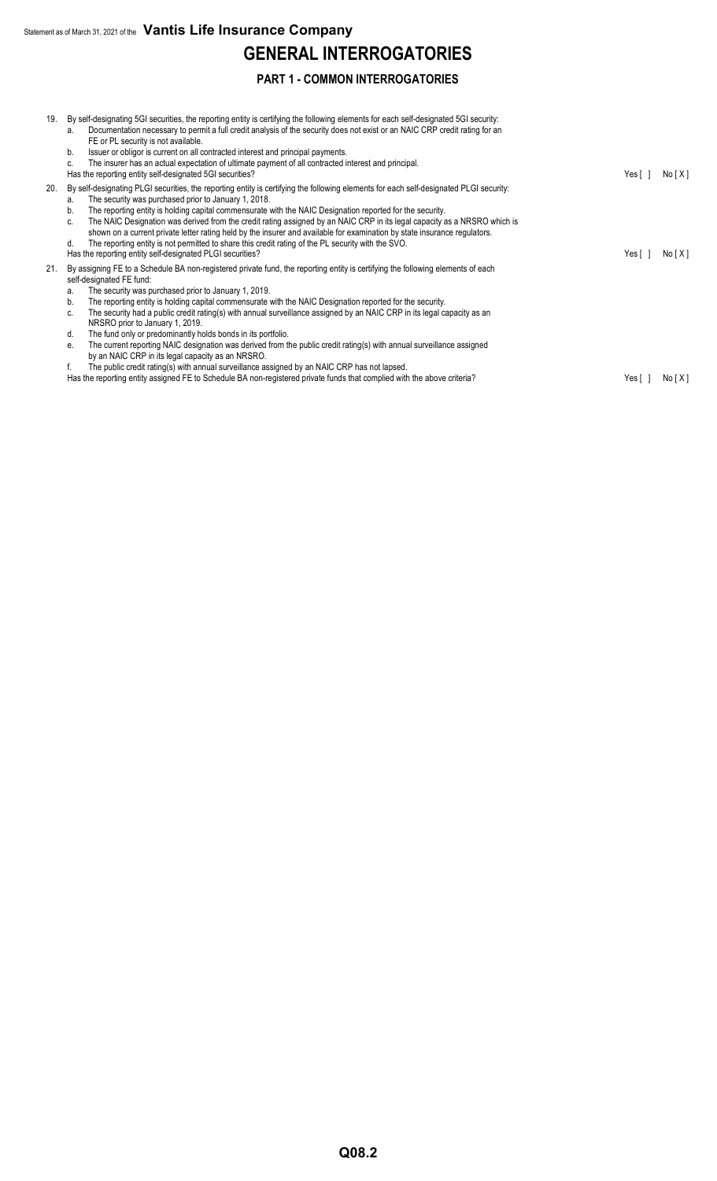# GENERAL INTERROGATORIES

## PART 1 - COMMON INTERROGATORIES

19. By self-designating 5GI securities, the reporting entity is certifying the following elements for each self-designated 5GI security:
    a. Documentation necessary to permit a full credit analysis of the security does not exist or an NAIC CRP credit rating for an FE or PL security is not available.
    b. Issuer or obligor is current on all contracted interest and principal payments.
    c. The insurer has an actual expectation of ultimate payment of all contracted interest and principal.

    Has the reporting entity self-designated 5GI securities? Yes [ ] No [ X ]

20. By self-designating PLGI securities, the reporting entity is certifying the following elements for each self-designated PLGI security:
    a. The security was purchased prior to January 1, 2018.
    b. The reporting entity is holding capital commensurate with the NAIC Designation reported for the security.
    c. The NAIC Designation was derived from the credit rating assigned by an NAIC CRP in its legal capacity as a NRSRO which is shown on a current private letter rating held by the insurer and available for examination by state insurance regulators.
    d. The reporting entity is not permitted to share this credit rating of the PL security with the SVO.

    Has the reporting entity self-designated PLGI securities? Yes [ ] No [ X ]

21. By assigning FE to a Schedule BA non-registered private fund, the reporting entity is certifying the following elements of each self-designated FE fund:
    a. The security was purchased prior to January 1, 2019.
    b. The reporting entity is holding capital commensurate with the NAIC Designation reported for the security.
    c. The security had a public credit rating(s) with annual surveillance assigned by an NAIC CRP in its legal capacity as an NRSRO prior to January 1, 2019.
    d. The fund only or predominantly holds bonds in its portfolio.
    e. The current reporting NAIC designation was derived from the public credit rating(s) with annual surveillance assigned by an NAIC CRP in its legal capacity as an NRSRO.
    f. The public credit rating(s) with annual surveillance assigned by an NAIC CRP has not lapsed.

    Has the reporting entity assigned FE to Schedule BA non-registered private funds that complied with the above criteria? Yes [ ] No [ X ]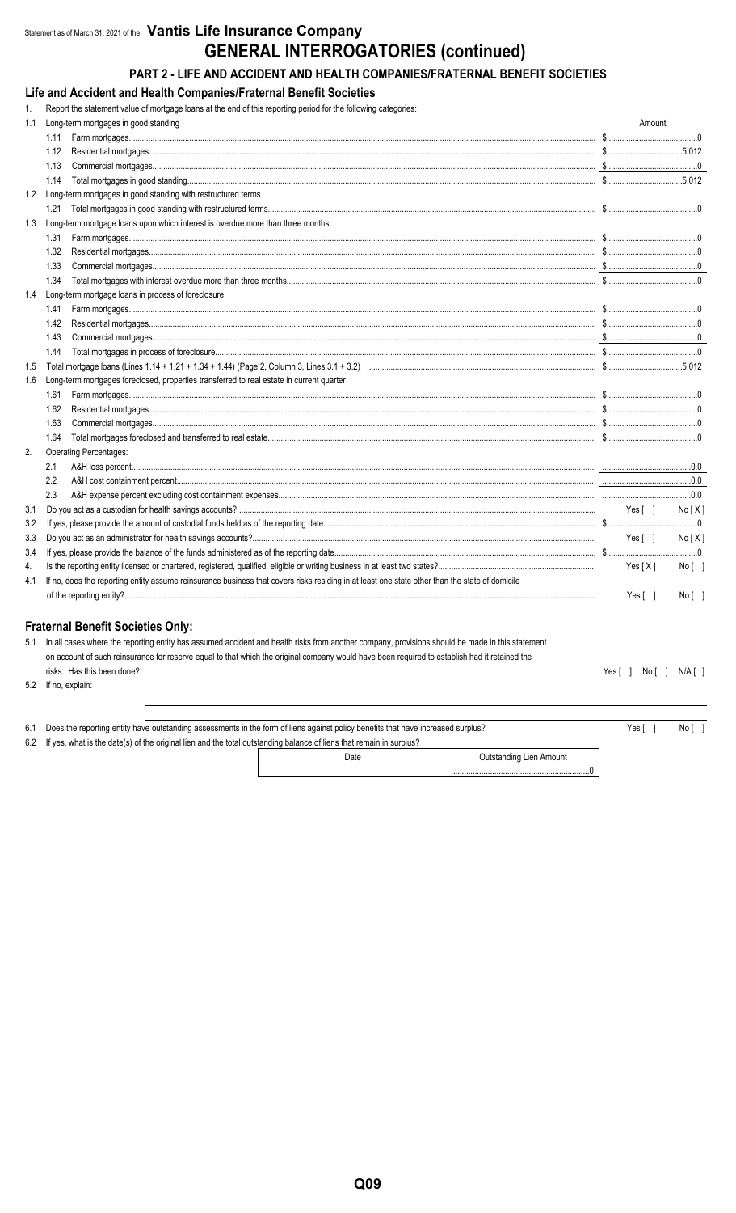Statement as of March 31, 2021 of the **Vantis Life Insurance Company**

# GENERAL INTERROGATORIES (continued)

## PART 2 - LIFE AND ACCIDENT AND HEALTH COMPANIES/FRATERNAL BENEFIT SOCIETIES

### Life and Accident and Health Companies/Fraternal Benefit Societies

1. Report the statement value of mortgage loans at the end of this reporting period for the following categories:

| | | Amount |
|---|---|---|
| 1.1 | Long-term mortgages in good standing | |
| 1.11 | Farm mortgages | $ 0 |
| 1.12 | Residential mortgages | $ 5,012 |
| 1.13 | Commercial mortgages | $ 0 |
| 1.14 | Total mortgages in good standing | $ 5,012 |
| 1.2 | Long-term mortgages in good standing with restructured terms | |
| 1.21 | Total mortgages in good standing with restructured terms | $ 0 |
| 1.3 | Long-term mortgage loans upon which interest is overdue more than three months | |
| 1.31 | Farm mortgages | $ 0 |
| 1.32 | Residential mortgages | $ 0 |
| 1.33 | Commercial mortgages | $ 0 |
| 1.34 | Total mortgages with interest overdue more than three months | $ 0 |
| 1.4 | Long-term mortgage loans in process of foreclosure | |
| 1.41 | Farm mortgages | $ 0 |
| 1.42 | Residential mortgages | $ 0 |
| 1.43 | Commercial mortgages | $ 0 |
| 1.44 | Total mortgages in process of foreclosure | $ 0 |
| 1.5 | Total mortgage loans (Lines 1.14 + 1.21 + 1.34 + 1.44) (Page 2, Column 3, Lines 3.1 + 3.2) | $ 5,012 |
| 1.6 | Long-term mortgages foreclosed, properties transferred to real estate in current quarter | |
| 1.61 | Farm mortgages | $ 0 |
| 1.62 | Residential mortgages | $ 0 |
| 1.63 | Commercial mortgages | $ 0 |
| 1.64 | Total mortgages foreclosed and transferred to real estate | $ 0 |

2. Operating Percentages:

| | | |
|---|---|---|
| 2.1 | A&H loss percent | 0.0 |
| 2.2 | A&H cost containment percent | 0.0 |
| 2.3 | A&H expense percent excluding cost containment expenses | 0.0 |

| | | | |
|---|---|---|---|
| 3.1 | Do you act as a custodian for health savings accounts? | Yes [ ] | No [ X ] |
| 3.2 | If yes, please provide the amount of custodial funds held as of the reporting date | $ 0 | |
| 3.3 | Do you act as an administrator for health savings accounts? | Yes [ ] | No [ X ] |
| 3.4 | If yes, please provide the balance of the funds administered as of the reporting date | $ 0 | |
| 4. | Is the reporting entity licensed or chartered, registered, qualified, eligible or writing business in at least two states? | Yes [ X ] | No [ ] |
| 4.1 | If no, does the reporting entity assume reinsurance business that covers risks residing in at least one state other than the state of domicile of the reporting entity? | Yes [ ] | No [ ] |

### Fraternal Benefit Societies Only:

5.1 In all cases where the reporting entity has assumed accident and health risks from another company, provisions should be made in this statement on account of such reinsurance for reserve equal to that which the original company would have been required to establish had it retained the risks. Has this been done? Yes [ ] No [ ] N/A [ ]

5.2 If no, explain:

6.1 Does the reporting entity have outstanding assessments in the form of liens against policy benefits that have increased surplus? Yes [ ] No [ ]

6.2 If yes, what is the date(s) of the original lien and the total outstanding balance of liens that remain in surplus?

| Date | Outstanding Lien Amount |
|---|---|
| | 0 |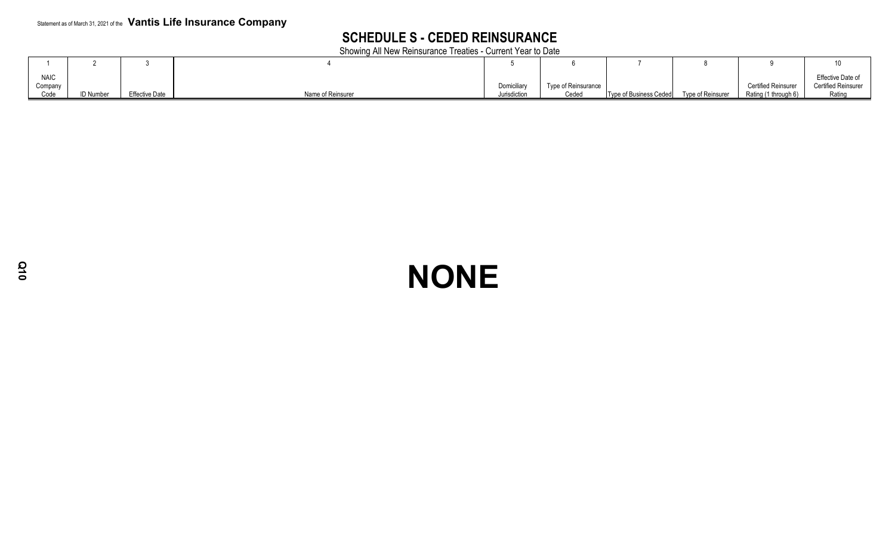Statement as of March 31, 2021 of the **Vantis Life Insurance Company**

## SCHEDULE S - CEDED REINSURANCE

Showing All New Reinsurance Treaties - Current Year to Date

| 1 | 2 | 3 | 4 | 5 | 6 | 7 | 8 | 9 | 10 |
|---|---|---|---|---|---|---|---|---|---|
| NAIC Company Code | ID Number | Effective Date | Name of Reinsurer | Domiciliary Jurisdiction | Type of Reinsurance Ceded | Type of Business Ceded | Type of Reinsurer | Certified Reinsurer Rating (1 through 6) | Effective Date of Certified Reinsurer Rating |

# NONE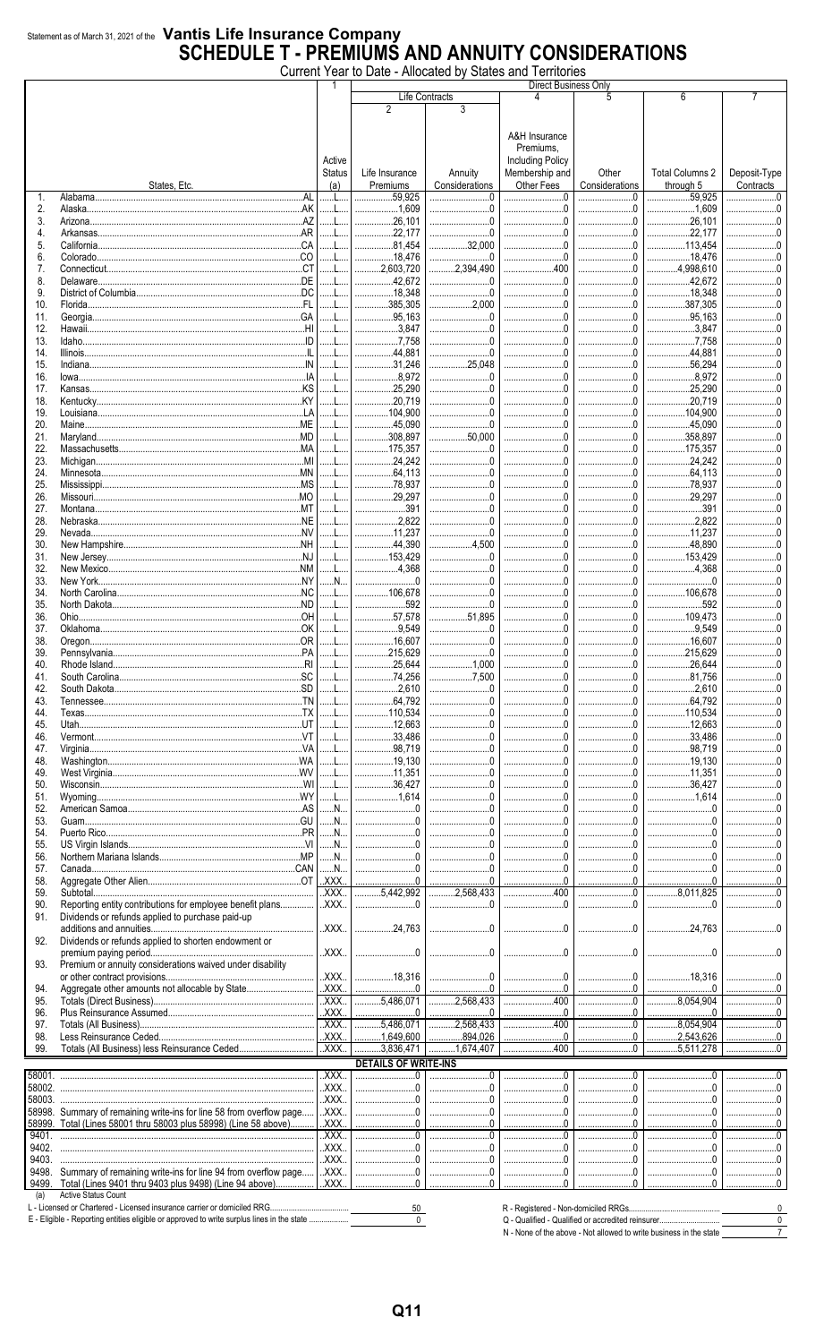Statement as of March 31, 2021 of the **Vantis Life Insurance Company**

# SCHEDULE T - PREMIUMS AND ANNUITY CONSIDERATIONS

Current Year to Date - Allocated by States and Territories

| | States, Etc. | 1 Active Status (a) | Direct Business Only: Life Contracts 2 Life Insurance Premiums | 3 Annuity Considerations | 4 A&H Insurance Premiums, Including Policy Membership and Other Fees | 5 Other Considerations | 6 Total Columns 2 through 5 | 7 Deposit-Type Contracts |
|---|---|---|---|---|---|---|---|---|
| 1. | Alabama AL | L | 59,925 | 0 | 0 | 0 | 59,925 | 0 |
| 2. | Alaska AK | L | 1,609 | 0 | 0 | 0 | 1,609 | 0 |
| 3. | Arizona AZ | L | 26,101 | 0 | 0 | 0 | 26,101 | 0 |
| 4. | Arkansas AR | L | 22,177 | 0 | 0 | 0 | 22,177 | 0 |
| 5. | California CA | L | 81,454 | 32,000 | 0 | 0 | 113,454 | 0 |
| 6. | Colorado CO | L | 18,476 | 0 | 0 | 0 | 18,476 | 0 |
| 7. | Connecticut CT | L | 2,603,720 | 2,394,490 | 400 | 0 | 4,998,610 | 0 |
| 8. | Delaware DE | L | 42,672 | 0 | 0 | 0 | 42,672 | 0 |
| 9. | District of Columbia DC | L | 18,348 | 0 | 0 | 0 | 18,348 | 0 |
| 10. | Florida FL | L | 385,305 | 2,000 | 0 | 0 | 387,305 | 0 |
| 11. | Georgia GA | L | 95,163 | 0 | 0 | 0 | 95,163 | 0 |
| 12. | Hawaii HI | L | 3,847 | 0 | 0 | 0 | 3,847 | 0 |
| 13. | Idaho ID | L | 7,758 | 0 | 0 | 0 | 7,758 | 0 |
| 14. | Illinois IL | L | 44,881 | 0 | 0 | 0 | 44,881 | 0 |
| 15. | Indiana IN | L | 31,246 | 25,048 | 0 | 0 | 56,294 | 0 |
| 16. | Iowa IA | L | 8,972 | 0 | 0 | 0 | 8,972 | 0 |
| 17. | Kansas KS | L | 25,290 | 0 | 0 | 0 | 25,290 | 0 |
| 18. | Kentucky KY | L | 20,719 | 0 | 0 | 0 | 20,719 | 0 |
| 19. | Louisiana LA | L | 104,900 | 0 | 0 | 0 | 104,900 | 0 |
| 20. | Maine ME | L | 45,090 | 0 | 0 | 0 | 45,090 | 0 |
| 21. | Maryland MD | L | 308,897 | 50,000 | 0 | 0 | 358,897 | 0 |
| 22. | Massachusetts MA | L | 175,357 | 0 | 0 | 0 | 175,357 | 0 |
| 23. | Michigan MI | L | 24,242 | 0 | 0 | 0 | 24,242 | 0 |
| 24. | Minnesota MN | L | 64,113 | 0 | 0 | 0 | 64,113 | 0 |
| 25. | Mississippi MS | L | 78,937 | 0 | 0 | 0 | 78,937 | 0 |
| 26. | Missouri MO | L | 29,297 | 0 | 0 | 0 | 29,297 | 0 |
| 27. | Montana MT | L | 391 | 0 | 0 | 0 | 391 | 0 |
| 28. | Nebraska NE | L | 2,822 | 0 | 0 | 0 | 2,822 | 0 |
| 29. | Nevada NV | L | 11,237 | 0 | 0 | 0 | 11,237 | 0 |
| 30. | New Hampshire NH | L | 44,390 | 4,500 | 0 | 0 | 48,890 | 0 |
| 31. | New Jersey NJ | L | 153,429 | 0 | 0 | 0 | 153,429 | 0 |
| 32. | New Mexico NM | L | 4,368 | 0 | 0 | 0 | 4,368 | 0 |
| 33. | New York NY | N | 0 | 0 | 0 | 0 | 0 | 0 |
| 34. | North Carolina NC | L | 106,678 | 0 | 0 | 0 | 106,678 | 0 |
| 35. | North Dakota ND | L | 592 | 0 | 0 | 0 | 592 | 0 |
| 36. | Ohio OH | L | 57,578 | 51,895 | 0 | 0 | 109,473 | 0 |
| 37. | Oklahoma OK | L | 9,549 | 0 | 0 | 0 | 9,549 | 0 |
| 38. | Oregon OR | L | 16,607 | 0 | 0 | 0 | 16,607 | 0 |
| 39. | Pennsylvania PA | L | 215,629 | 0 | 0 | 0 | 215,629 | 0 |
| 40. | Rhode Island RI | L | 25,644 | 1,000 | 0 | 0 | 26,644 | 0 |
| 41. | South Carolina SC | L | 74,256 | 7,500 | 0 | 0 | 81,756 | 0 |
| 42. | South Dakota SD | L | 2,610 | 0 | 0 | 0 | 2,610 | 0 |
| 43. | Tennessee TN | L | 64,792 | 0 | 0 | 0 | 64,792 | 0 |
| 44. | Texas TX | L | 110,534 | 0 | 0 | 0 | 110,534 | 0 |
| 45. | Utah UT | L | 12,663 | 0 | 0 | 0 | 12,663 | 0 |
| 46. | Vermont VT | L | 33,486 | 0 | 0 | 0 | 33,486 | 0 |
| 47. | Virginia VA | L | 98,719 | 0 | 0 | 0 | 98,719 | 0 |
| 48. | Washington WA | L | 19,130 | 0 | 0 | 0 | 19,130 | 0 |
| 49. | West Virginia WV | L | 11,351 | 0 | 0 | 0 | 11,351 | 0 |
| 50. | Wisconsin WI | L | 36,427 | 0 | 0 | 0 | 36,427 | 0 |
| 51. | Wyoming WY | L | 1,614 | 0 | 0 | 0 | 1,614 | 0 |
| 52. | American Samoa AS | N | 0 | 0 | 0 | 0 | 0 | 0 |
| 53. | Guam GU | N | 0 | 0 | 0 | 0 | 0 | 0 |
| 54. | Puerto Rico PR | N | 0 | 0 | 0 | 0 | 0 | 0 |
| 55. | US Virgin Islands VI | N | 0 | 0 | 0 | 0 | 0 | 0 |
| 56. | Northern Mariana Islands MP | N | 0 | 0 | 0 | 0 | 0 | 0 |
| 57. | Canada CAN | N | 0 | 0 | 0 | 0 | 0 | 0 |
| 58. | Aggregate Other Alien OT | XXX | 0 | 0 | 0 | 0 | 0 | 0 |
| 59. | Subtotal | XXX | 5,442,992 | 2,568,433 | 400 | 0 | 8,011,825 | 0 |
| 90. | Reporting entity contributions for employee benefit plans | XXX | 0 | 0 | 0 | 0 | 0 | 0 |
| 91. | Dividends or refunds applied to purchase paid-up additions and annuities | XXX | 24,763 | 0 | 0 | 0 | 24,763 | 0 |
| 92. | Dividends or refunds applied to shorten endowment or premium paying period | XXX | 0 | 0 | 0 | 0 | 0 | 0 |
| 93. | Premium or annuity considerations waived under disability or other contract provisions | XXX | 18,316 | 0 | 0 | 0 | 18,316 | 0 |
| 94. | Aggregate other amounts not allocable by State | XXX | 0 | 0 | 0 | 0 | 0 | 0 |
| 95. | Totals (Direct Business) | XXX | 5,486,071 | 2,568,433 | 400 | 0 | 8,054,904 | 0 |
| 96. | Plus Reinsurance Assumed | XXX | 0 | 0 | 0 | 0 | 0 | 0 |
| 97. | Totals (All Business) | XXX | 5,486,071 | 2,568,433 | 400 | 0 | 8,054,904 | 0 |
| 98. | Less Reinsurance Ceded | XXX | 1,649,600 | 894,026 | 0 | 0 | 2,543,626 | 0 |
| 99. | Totals (All Business) less Reinsurance Ceded | XXX | 3,836,471 | 1,674,407 | 400 | 0 | 5,511,278 | 0 |
| | **DETAILS OF WRITE-INS** | | | | | | | |
| 58001. | | XXX | 0 | 0 | 0 | 0 | 0 | 0 |
| 58002. | | XXX | 0 | 0 | 0 | 0 | 0 | 0 |
| 58003. | | XXX | 0 | 0 | 0 | 0 | 0 | 0 |
| 58998. | Summary of remaining write-ins for line 58 from overflow page | XXX | 0 | 0 | 0 | 0 | 0 | 0 |
| 58999. | Total (Lines 58001 thru 58003 plus 58998) (Line 58 above) | XXX | 0 | 0 | 0 | 0 | 0 | 0 |
| 9401. | | XXX | 0 | 0 | 0 | 0 | 0 | 0 |
| 9402. | | XXX | 0 | 0 | 0 | 0 | 0 | 0 |
| 9403. | | XXX | 0 | 0 | 0 | 0 | 0 | 0 |
| 9498. | Summary of remaining write-ins for line 94 from overflow page | XXX | 0 | 0 | 0 | 0 | 0 | 0 |
| 9499. | Total (Lines 9401 thru 9403 plus 9498) (Line 94 above) | XXX | 0 | 0 | 0 | 0 | 0 | 0 |

(a) Active Status Count

| | |
|---|---|
| L - Licensed or Chartered - Licensed insurance carrier or domiciled RRG | 50 |
| E - Eligible - Reporting entities eligible or approved to write surplus lines in the state | 0 |
| R - Registered - Non-domiciled RRGs | 0 |
| Q - Qualified - Qualified or accredited reinsurer | 0 |
| N - None of the above - Not allowed to write business in the state | 7 |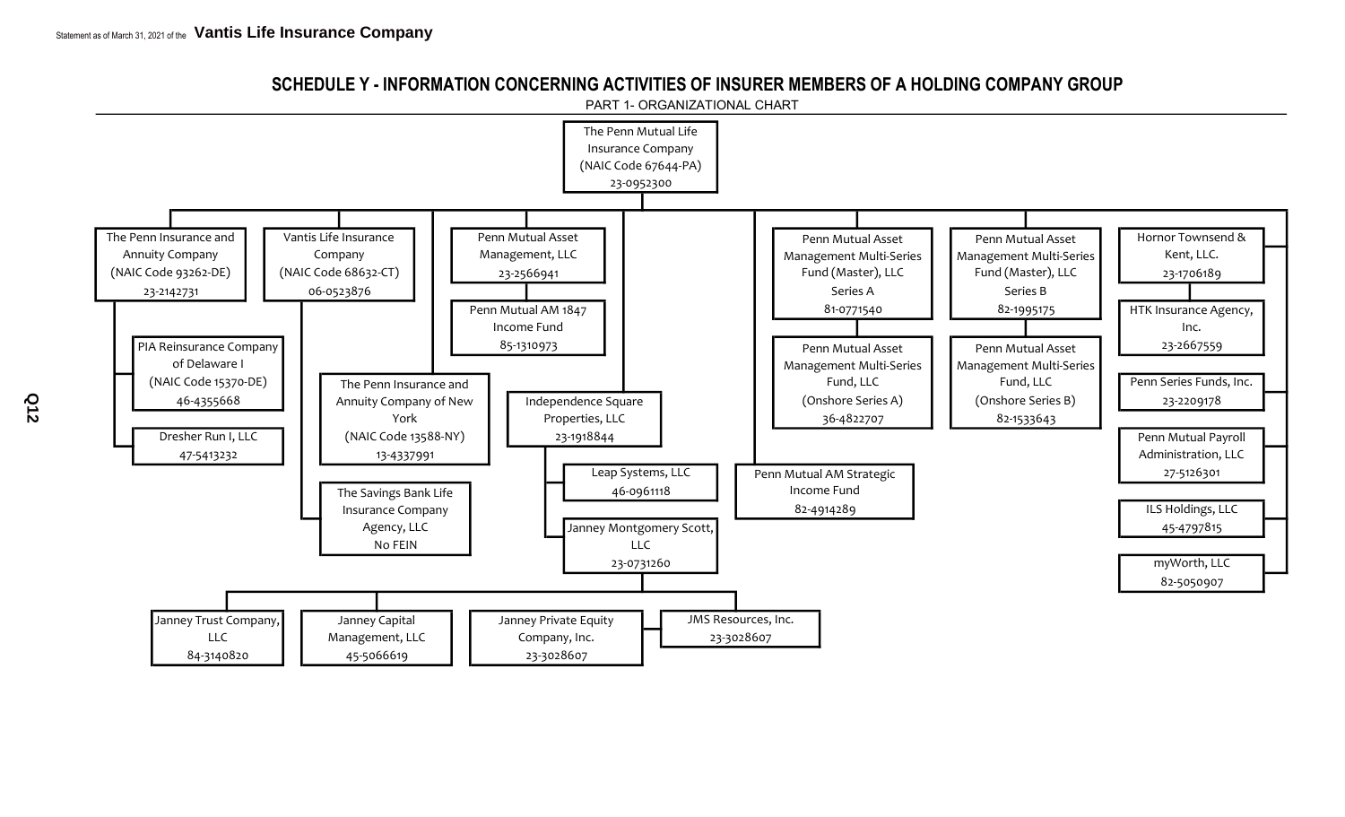Statement as of March 31, 2021 of the **Vantis Life Insurance Company**

# SCHEDULE Y - INFORMATION CONCERNING ACTIVITIES OF INSURER MEMBERS OF A HOLDING COMPANY GROUP

## PART 1- ORGANIZATIONAL CHART

- The Penn Mutual Life Insurance Company (NAIC Code 67644-PA) 23-0952300
  - The Penn Insurance and Annuity Company (NAIC Code 93262-DE) 23-2142731
    - PIA Reinsurance Company of Delaware I (NAIC Code 15370-DE) 46-4355668
    - Dresher Run I, LLC 47-5413232
  - Vantis Life Insurance Company (NAIC Code 68632-CT) 06-0523876
    - The Savings Bank Life Insurance Company Agency, LLC No FEIN
  - The Penn Insurance and Annuity Company of New York (NAIC Code 13588-NY) 13-4337991
  - Penn Mutual Asset Management, LLC 23-2566941
    - Penn Mutual AM 1847 Income Fund 85-1310973
  - Independence Square Properties, LLC 23-1918844
    - Leap Systems, LLC 46-0961118
    - Janney Montgomery Scott, LLC 23-0731260
      - Janney Trust Company, LLC 84-3140820
      - Janney Capital Management, LLC 45-5066619
      - Janney Private Equity Company, Inc. 23-3028607
      - JMS Resources, Inc. 23-3028607
  - Penn Mutual AM Strategic Income Fund 82-4914289
  - Penn Mutual Asset Management Multi-Series Fund (Master), LLC Series A 81-0771540
    - Penn Mutual Asset Management Multi-Series Fund, LLC (Onshore Series A) 36-4822707
  - Penn Mutual Asset Management Multi-Series Fund (Master), LLC Series B 82-1995175
    - Penn Mutual Asset Management Multi-Series Fund, LLC (Onshore Series B) 82-1533643
  - Hornor Townsend & Kent, LLC. 23-1706189
    - HTK Insurance Agency, Inc. 23-2667559
  - Penn Series Funds, Inc. 23-2209178
  - Penn Mutual Payroll Administration, LLC 27-5126301
  - ILS Holdings, LLC 45-4797815
  - myWorth, LLC 82-5050907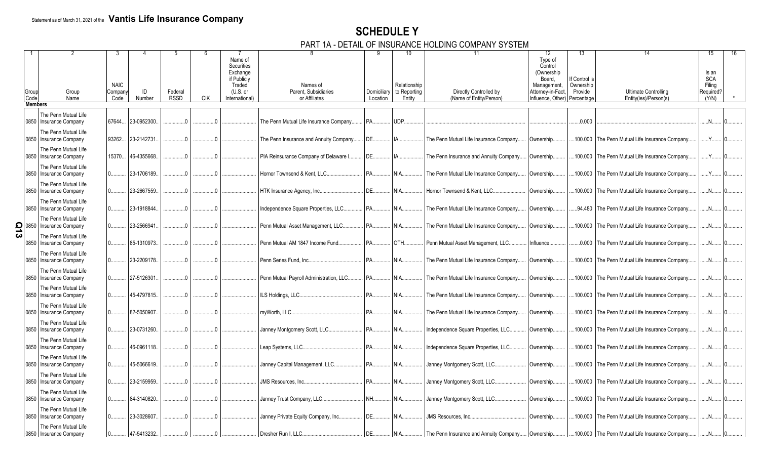Statement as of March 31, 2021 of the **Vantis Life Insurance Company**

# SCHEDULE Y

## PART 1A - DETAIL OF INSURANCE HOLDING COMPANY SYSTEM

| 1 | 2 | 3 | 4 | 5 | 6 | 7 | 8 | 9 | 10 | 11 | 12 | 13 | 14 | 15 | 16 |
|---|---|---|---|---|---|---|---|---|---|---|---|---|---|---|---|
| Group Code | Group Name | NAIC Company Code | ID Number | Federal RSSD | CIK | Name of Securities Exchange if Publicly Traded (U.S. or International) | Names of Parent, Subsidiaries or Affiliates | Domiciliary Location | Relationship to Reporting Entity | Directly Controlled by (Name of Entity/Person) | Type of Control (Ownership Board, Management, Attorney-in-Fact, Influence, Other) | If Control is Ownership Provide Percentage | Ultimate Controlling Entity(ies)/Person(s) | Is an SCA Filing Required? (Y/N) | * |
| **Members** | | | | | | | | | | | | | | | |
| 0850 | The Penn Mutual Life Insurance Company | 67644 | 23-0952300 | 0 | 0 | | The Penn Mutual Life Insurance Company | PA | UDP | | | 0.000 | | N | 0 |
| 0850 | The Penn Mutual Life Insurance Company | 93262 | 23-2142731 | 0 | 0 | | The Penn Insurance and Annuity Company | DE | IA | The Penn Mutual Life Insurance Company | Ownership | 100.000 | The Penn Mutual Life Insurance Company | Y | 0 |
| 0850 | The Penn Mutual Life Insurance Company | 15370 | 46-4355668 | 0 | 0 | | PIA Reinsurance Company of Delaware I | DE | IA | The Penn Insurance and Annuity Company | Ownership | 100.000 | The Penn Mutual Life Insurance Company | Y | 0 |
| 0850 | The Penn Mutual Life Insurance Company | 0 | 23-1706189 | 0 | 0 | | Hornor Townsend & Kent, LLC | PA | NIA | The Penn Mutual Life Insurance Company | Ownership | 100.000 | The Penn Mutual Life Insurance Company | Y | 0 |
| 0850 | The Penn Mutual Life Insurance Company | 0 | 23-2667559 | 0 | 0 | | HTK Insurance Agency, Inc. | DE | NIA | Hornor Townsend & Kent, LLC | Ownership | 100.000 | The Penn Mutual Life Insurance Company | N | 0 |
| 0850 | The Penn Mutual Life Insurance Company | 0 | 23-1918844 | 0 | 0 | | Independence Square Properties, LLC | PA | NIA | The Penn Mutual Life Insurance Company | Ownership | 94.480 | The Penn Mutual Life Insurance Company | N | 0 |
| 0850 | The Penn Mutual Life Insurance Company | 0 | 23-2566941 | 0 | 0 | | Penn Mutual Asset Management, LLC | PA | NIA | The Penn Mutual Life Insurance Company | Ownership | 100.000 | The Penn Mutual Life Insurance Company | N | 0 |
| 0850 | The Penn Mutual Life Insurance Company | 0 | 85-1310973 | 0 | 0 | | Penn Mutual AM 1847 Income Fund | PA | OTH | Penn Mutual Asset Management, LLC | Influence | 0.000 | The Penn Mutual Life Insurance Company | N | 0 |
| 0850 | The Penn Mutual Life Insurance Company | 0 | 23-2209178 | 0 | 0 | | Penn Series Fund, Inc. | PA | NIA | The Penn Mutual Life Insurance Company | Ownership | 100.000 | The Penn Mutual Life Insurance Company | N | 0 |
| 0850 | The Penn Mutual Life Insurance Company | 0 | 27-5126301 | 0 | 0 | | Penn Mutual Payroll Administration, LLC | PA | NIA | The Penn Mutual Life Insurance Company | Ownership | 100.000 | The Penn Mutual Life Insurance Company | N | 0 |
| 0850 | The Penn Mutual Life Insurance Company | 0 | 45-4797815 | 0 | 0 | | ILS Holdings, LLC | PA | NIA | The Penn Mutual Life Insurance Company | Ownership | 100.000 | The Penn Mutual Life Insurance Company | N | 0 |
| 0850 | The Penn Mutual Life Insurance Company | 0 | 82-5050907 | 0 | 0 | | myWorth, LLC | PA | NIA | The Penn Mutual Life Insurance Company | Ownership | 100.000 | The Penn Mutual Life Insurance Company | N | 0 |
| 0850 | The Penn Mutual Life Insurance Company | 0 | 23-0731260 | 0 | 0 | | Janney Montgomery Scott, LLC | PA | NIA | Independence Square Properties, LLC | Ownership | 100.000 | The Penn Mutual Life Insurance Company | N | 0 |
| 0850 | The Penn Mutual Life Insurance Company | 0 | 46-0961118 | 0 | 0 | | Leap Systems, LLC | PA | NIA | Independence Square Properties, LLC | Ownership | 100.000 | The Penn Mutual Life Insurance Company | N | 0 |
| 0850 | The Penn Mutual Life Insurance Company | 0 | 45-5066619 | 0 | 0 | | Janney Capital Management, LLC | PA | NIA | Janney Montgomery Scott, LLC | Ownership | 100.000 | The Penn Mutual Life Insurance Company | N | 0 |
| 0850 | The Penn Mutual Life Insurance Company | 0 | 23-2159959 | 0 | 0 | | JMS Resources, Inc. | PA | NIA | Janney Montgomery Scott, LLC | Ownership | 100.000 | The Penn Mutual Life Insurance Company | N | 0 |
| 0850 | The Penn Mutual Life Insurance Company | 0 | 84-3140820 | 0 | 0 | | Janney Trust Company, LLC | NH | NIA | Janney Montgomery Scott, LLC | Ownership | 100.000 | The Penn Mutual Life Insurance Company | N | 0 |
| 0850 | The Penn Mutual Life Insurance Company | 0 | 23-3028607 | 0 | 0 | | Janney Private Equity Company, Inc. | DE | NIA | JMS Resources, Inc. | Ownership | 100.000 | The Penn Mutual Life Insurance Company | N | 0 |
| 0850 | The Penn Mutual Life Insurance Company | 0 | 47-5413232 | 0 | 0 | | Dresher Run I, LLC | DE | NIA | The Penn Insurance and Annuity Company | Ownership | 100.000 | The Penn Mutual Life Insurance Company | N | 0 |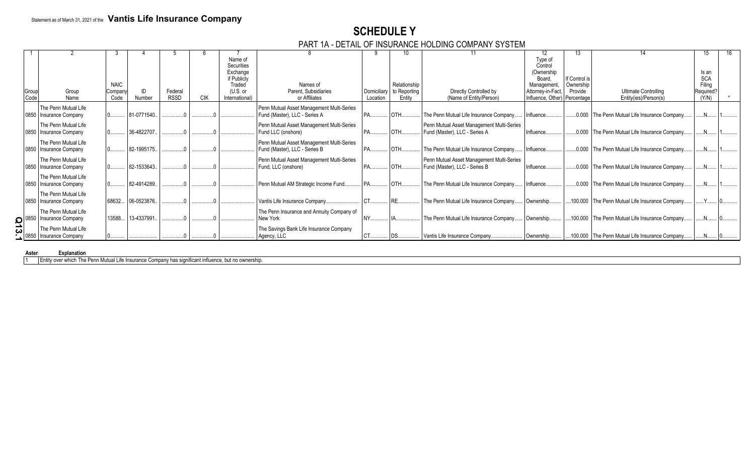Statement as of March 31, 2021 of the **Vantis Life Insurance Company**

# SCHEDULE Y

## PART 1A - DETAIL OF INSURANCE HOLDING COMPANY SYSTEM

| 1 | 2 | 3 | 4 | 5 | 6 | 7 | 8 | 9 | 10 | 11 | 12 | 13 | 14 | 15 | 16 |
|---|---|---|---|---|---|---|---|---|---|---|---|---|---|---|---|
| Group Code | Group Name | NAIC Company Code | ID Number | Federal RSSD | CIK | Name of Securities Exchange if Publicly Traded (U.S. or International) | Names of Parent, Subsidiaries or Affiliates | Domiciliary Location | Relationship to Reporting Entity | Directly Controlled by (Name of Entity/Person) | Type of Control (Ownership Board, Management, Attorney-in-Fact, Influence, Other) | If Control is Ownership Provide Percentage | Ultimate Controlling Entity(ies)/Person(s) | Is an SCA Filing Required? (Y/N) | * |
| 0850 | The Penn Mutual Life Insurance Company | 0 | 81-0771540 | 0 | 0 | | Penn Mutual Asset Management Multi-Series Fund (Master), LLC - Series A | PA | OTH | The Penn Mutual Life Insurance Company | Influence | 0.000 | The Penn Mutual Life Insurance Company | N | 1 |
| 0850 | The Penn Mutual Life Insurance Company | 0 | 36-4822707 | 0 | 0 | | Penn Mutual Asset Management Multi-Series Fund LLC (onshore) | PA | OTH | Penn Mutual Asset Management Multi-Series Fund (Master), LLC - Series A | Influence | 0.000 | The Penn Mutual Life Insurance Company | N | 1 |
| 0850 | The Penn Mutual Life Insurance Company | 0 | 82-1995175 | 0 | 0 | | Penn Mutual Asset Management Multi-Series Fund (Master), LLC - Series B | PA | OTH | The Penn Mutual Life Insurance Company | Influence | 0.000 | The Penn Mutual Life Insurance Company | N | 1 |
| 0850 | The Penn Mutual Life Insurance Company | 0 | 82-1533643 | 0 | 0 | | Penn Mutual Asset Management Multi-Series Fund, LLC (onshore) | PA | OTH | Penn Mutual Asset Management Multi-Series Fund (Master), LLC - Series B | Influence | 0.000 | The Penn Mutual Life Insurance Company | N | 1 |
| 0850 | The Penn Mutual Life Insurance Company | 0 | 82-4914289 | 0 | 0 | | Penn Mutual AM Strategic Income Fund | PA | OTH | The Penn Mutual Life Insurance Company | Influence | 0.000 | The Penn Mutual Life Insurance Company | N | 1 |
| 0850 | The Penn Mutual Life Insurance Company | 68632 | 06-0523876 | 0 | 0 | | Vantis Life Insurance Company | CT | RE | The Penn Mutual Life Insurance Company | Ownership | 100.000 | The Penn Mutual Life Insurance Company | Y | 0 |
| 0850 | The Penn Mutual Life Insurance Company | 13588 | 13-4337991 | 0 | 0 | | The Penn Insurance and Annuity Company of New York | NY | IA | The Penn Mutual Life Insurance Company | Ownership | 100.000 | The Penn Mutual Life Insurance Company | N | 0 |
| 0850 | The Penn Mutual Life Insurance Company | 0 | | 0 | 0 | | The Savings Bank Life Insurance Company Agency, LLC | CT | DS | Vantis Life Insurance Company | Ownership | 100.000 | The Penn Mutual Life Insurance Company | N | 0 |

| Asterisk | Explanation |
|---|---|
| 1 | Entity over which The Penn Mutual Life Insurance Company has significant influence, but no ownership. |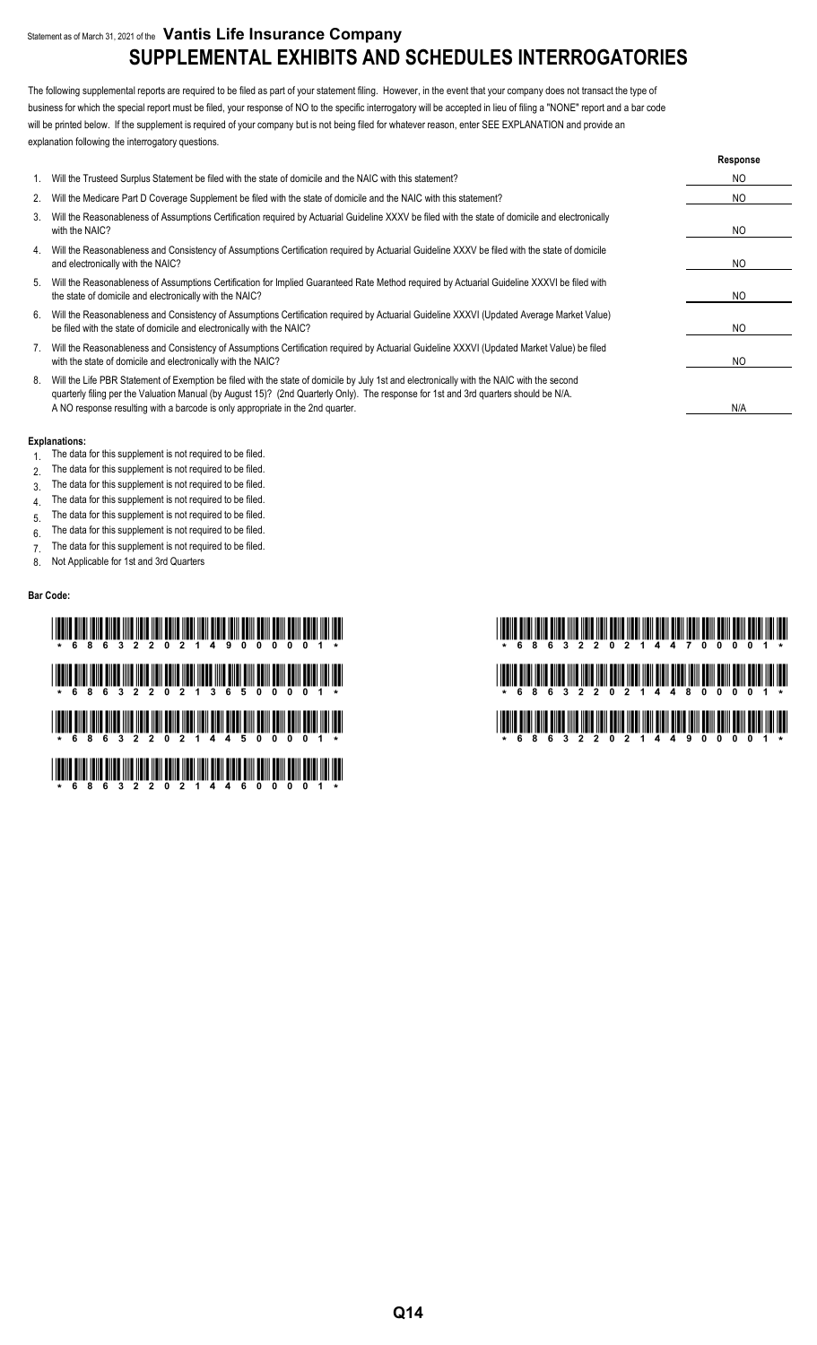Statement as of March 31, 2021 of the **Vantis Life Insurance Company**

# SUPPLEMENTAL EXHIBITS AND SCHEDULES INTERROGATORIES

The following supplemental reports are required to be filed as part of your statement filing. However, in the event that your company does not transact the type of business for which the special report must be filed, your response of NO to the specific interrogatory will be accepted in lieu of filing a "NONE" report and a bar code will be printed below. If the supplement is required of your company but is not being filed for whatever reason, enter SEE EXPLANATION and provide an explanation following the interrogatory questions.

| | | Response |
|---|---|---|
| 1. | Will the Trusteed Surplus Statement be filed with the state of domicile and the NAIC with this statement? | NO |
| 2. | Will the Medicare Part D Coverage Supplement be filed with the state of domicile and the NAIC with this statement? | NO |
| 3. | Will the Reasonableness of Assumptions Certification required by Actuarial Guideline XXXV be filed with the state of domicile and electronically with the NAIC? | NO |
| 4. | Will the Reasonableness and Consistency of Assumptions Certification required by Actuarial Guideline XXXV be filed with the state of domicile and electronically with the NAIC? | NO |
| 5. | Will the Reasonableness of Assumptions Certification for Implied Guaranteed Rate Method required by Actuarial Guideline XXXVI be filed with the state of domicile and electronically with the NAIC? | NO |
| 6. | Will the Reasonableness and Consistency of Assumptions Certification required by Actuarial Guideline XXXVI (Updated Average Market Value) be filed with the state of domicile and electronically with the NAIC? | NO |
| 7. | Will the Reasonableness and Consistency of Assumptions Certification required by Actuarial Guideline XXXVI (Updated Market Value) be filed with the state of domicile and electronically with the NAIC? | NO |
| 8. | Will the Life PBR Statement of Exemption be filed with the state of domicile by July 1st and electronically with the NAIC with the second quarterly filing per the Valuation Manual (by August 15)? (2nd Quarterly Only). The response for 1st and 3rd quarters should be N/A. A NO response resulting with a barcode is only appropriate in the 2nd quarter. | N/A |

**Explanations:**

1. The data for this supplement is not required to be filed.
2. The data for this supplement is not required to be filed.
3. The data for this supplement is not required to be filed.
4. The data for this supplement is not required to be filed.
5. The data for this supplement is not required to be filed.
6. The data for this supplement is not required to be filed.
7. The data for this supplement is not required to be filed.
8. Not Applicable for 1st and 3rd Quarters

**Bar Code:**

\* 6 8 6 3 2 2 0 2 1 4 9 0 0 0 0 1 \*

\* 6 8 6 3 2 2 0 2 1 3 6 5 0 0 0 0 1 \*

\* 6 8 6 3 2 2 0 2 1 4 4 5 0 0 0 0 1 \*

\* 6 8 6 3 2 2 0 2 1 4 4 6 0 0 0 0 1 \*

\* 6 8 6 3 2 2 0 2 1 4 4 7 0 0 0 0 1 \*

\* 6 8 6 3 2 2 0 2 1 4 4 8 0 0 0 0 1 \*

\* 6 8 6 3 2 2 0 2 1 4 4 9 0 0 0 0 1 \*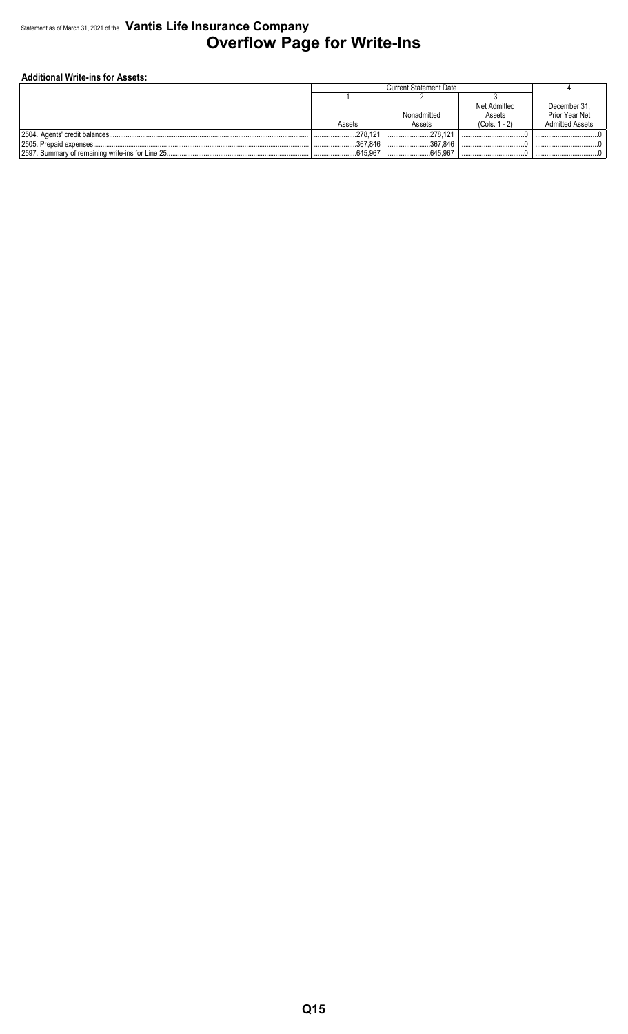Statement as of March 31, 2021 of the **Vantis Life Insurance Company**

# Overflow Page for Write-Ins

**Additional Write-ins for Assets:**

| | Current Statement Date | | | 4 |
|---|---|---|---|---|
| | 1 | 2 | 3 | |
| | Assets | Nonadmitted Assets | Net Admitted Assets (Cols. 1 - 2) | December 31, Prior Year Net Admitted Assets |
| 2504. Agents' credit balances | 278,121 | 278,121 | 0 | 0 |
| 2505. Prepaid expenses | 367,846 | 367,846 | 0 | 0 |
| 2597. Summary of remaining write-ins for Line 25 | 645,967 | 645,967 | 0 | 0 |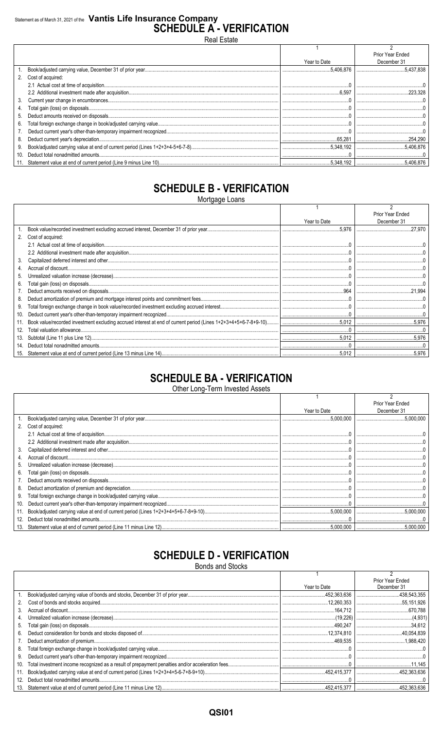Statement as of March 31, 2021 of the **Vantis Life Insurance Company**

# SCHEDULE A - VERIFICATION

Real Estate

| | | 1<br>Year to Date | 2<br>Prior Year Ended December 31 |
|---|---|---|---|
| 1. | Book/adjusted carrying value, December 31 of prior year | 5,406,876 | 5,437,838 |
| 2. | Cost of acquired: | | |
| | 2.1 Actual cost at time of acquisition | 0 | 0 |
| | 2.2 Additional investment made after acquisition | 6,597 | 223,328 |
| 3. | Current year change in encumbrances | 0 | 0 |
| 4. | Total gain (loss) on disposals | 0 | 0 |
| 5. | Deduct amounts received on disposals | 0 | 0 |
| 6. | Total foreign exchange change in book/adjusted carrying value | 0 | 0 |
| 7. | Deduct current year's other-than-temporary impairment recognized | 0 | 0 |
| 8. | Deduct current year's depreciation | 65,281 | 254,290 |
| 9. | Book/adjusted carrying value at end of current period (Lines 1+2+3+4-5+6-7-8) | 5,348,192 | 5,406,876 |
| 10. | Deduct total nonadmitted amounts | 0 | 0 |
| 11. | Statement value at end of current period (Line 9 minus Line 10) | 5,348,192 | 5,406,876 |

# SCHEDULE B - VERIFICATION

Mortgage Loans

| | | 1<br>Year to Date | 2<br>Prior Year Ended December 31 |
|---|---|---|---|
| 1. | Book value/recorded investment excluding accrued interest, December 31 of prior year | 5,976 | 27,970 |
| 2. | Cost of acquired: | | |
| | 2.1 Actual cost at time of acquisition | 0 | 0 |
| | 2.2 Additional investment made after acquisition | 0 | 0 |
| 3. | Capitalized deferred interest and other | 0 | 0 |
| 4. | Accrual of discount | 0 | 0 |
| 5. | Unrealized valuation increase (decrease) | 0 | 0 |
| 6. | Total gain (loss) on disposals | 0 | 0 |
| 7. | Deduct amounts received on disposals | 964 | 21,994 |
| 8. | Deduct amortization of premium and mortgage interest points and commitment fees | 0 | 0 |
| 9. | Total foreign exchange change in book value/recorded investment excluding accrued interest | 0 | 0 |
| 10. | Deduct current year's other-than-temporary impairment recognized | 0 | 0 |
| 11. | Book value/recorded investment excluding accrued interest at end of current period (Lines 1+2+3+4+5+6-7-8+9-10) | 5,012 | 5,976 |
| 12. | Total valuation allowance | 0 | 0 |
| 13. | Subtotal (Line 11 plus Line 12) | 5,012 | 5,976 |
| 14. | Deduct total nonadmitted amounts | 0 | 0 |
| 15. | Statement value at end of current period (Line 13 minus Line 14) | 5,012 | 5,976 |

# SCHEDULE BA - VERIFICATION

Other Long-Term Invested Assets

| | | 1<br>Year to Date | 2<br>Prior Year Ended December 31 |
|---|---|---|---|
| 1. | Book/adjusted carrying value, December 31 of prior year | 5,000,000 | 5,000,000 |
| 2. | Cost of acquired: | | |
| | 2.1 Actual cost at time of acquisition | 0 | 0 |
| | 2.2 Additional investment made after acquisition | 0 | 0 |
| 3. | Capitalized deferred interest and other | 0 | 0 |
| 4. | Accrual of discount | 0 | 0 |
| 5. | Unrealized valuation increase (decrease) | 0 | 0 |
| 6. | Total gain (loss) on disposals | 0 | 0 |
| 7. | Deduct amounts received on disposals | 0 | 0 |
| 8. | Deduct amortization of premium and depreciation | 0 | 0 |
| 9. | Total foreign exchange change in book/adjusted carrying value | 0 | 0 |
| 10. | Deduct current year's other-than-temporary impairment recognized | 0 | 0 |
| 11. | Book/adjusted carrying value at end of current period (Lines 1+2+3+4+5+6-7-8+9-10) | 5,000,000 | 5,000,000 |
| 12. | Deduct total nonadmitted amounts | 0 | 0 |
| 13. | Statement value at end of current period (Line 11 minus Line 12) | 5,000,000 | 5,000,000 |

# SCHEDULE D - VERIFICATION

Bonds and Stocks

| | | 1<br>Year to Date | 2<br>Prior Year Ended December 31 |
|---|---|---|---|
| 1. | Book/adjusted carrying value of bonds and stocks, December 31 of prior year | 452,363,636 | 438,543,355 |
| 2. | Cost of bonds and stocks acquired | 12,260,353 | 55,151,926 |
| 3. | Accrual of discount | 164,712 | 670,788 |
| 4. | Unrealized valuation increase (decrease) | (19,226) | (4,931) |
| 5. | Total gain (loss) on disposals | 490,247 | 34,612 |
| 6. | Deduct consideration for bonds and stocks disposed of | 12,374,810 | 40,054,839 |
| 7. | Deduct amortization of premium | 469,535 | 1,988,420 |
| 8. | Total foreign exchange change in book/adjusted carrying value | 0 | 0 |
| 9. | Deduct current year's other-than-temporary impairment recognized | 0 | 0 |
| 10. | Total investment income recognized as a result of prepayment penalties and/or acceleration fees | 0 | 11,145 |
| 11. | Book/adjusted carrying value at end of current period (Lines 1+2+3+4+5-6-7+8-9+10) | 452,415,377 | 452,363,636 |
| 12. | Deduct total nonadmitted amounts | 0 | 0 |
| 13. | Statement value at end of current period (Line 11 minus Line 12) | 452,415,377 | 452,363,636 |

QSI01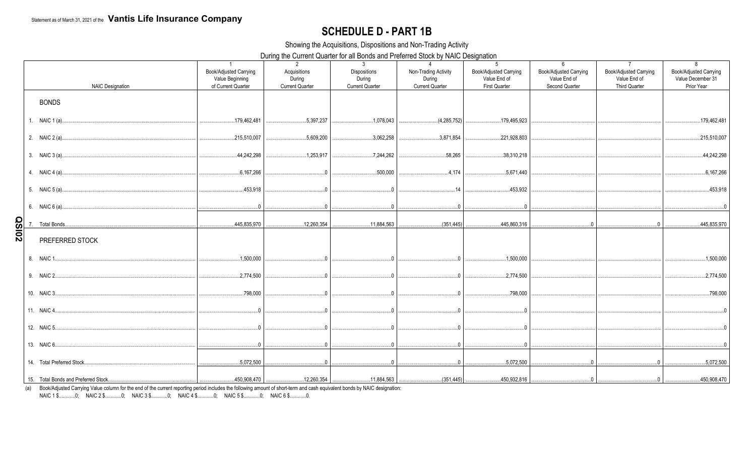Statement as of March 31, 2021 of the **Vantis Life Insurance Company**

# SCHEDULE D - PART 1B

Showing the Acquisitions, Dispositions and Non-Trading Activity

During the Current Quarter for all Bonds and Preferred Stock by NAIC Designation

| NAIC Designation | 1<br>Book/Adjusted Carrying Value Beginning of Current Quarter | 2<br>Acquisitions During Current Quarter | 3<br>Dispositions During Current Quarter | 4<br>Non-Trading Activity During Current Quarter | 5<br>Book/Adjusted Carrying Value End of First Quarter | 6<br>Book/Adjusted Carrying Value End of Second Quarter | 7<br>Book/Adjusted Carrying Value End of Third Quarter | 8<br>Book/Adjusted Carrying Value December 31 Prior Year |
|---|---|---|---|---|---|---|---|---|
| **BONDS** | | | | | | | | |
| 1. NAIC 1 (a) | 179,462,481 | 5,397,237 | 1,078,043 | (4,285,752) | 179,495,923 | | | 179,462,481 |
| 2. NAIC 2 (a) | 215,510,007 | 5,609,200 | 3,062,258 | 3,871,854 | 221,928,803 | | | 215,510,007 |
| 3. NAIC 3 (a) | 44,242,298 | 1,253,917 | 7,244,262 | 58,265 | 38,310,218 | | | 44,242,298 |
| 4. NAIC 4 (a) | 6,167,266 | 0 | 500,000 | 4,174 | 5,671,440 | | | 6,167,266 |
| 5. NAIC 5 (a) | 453,918 | 0 | 0 | 14 | 453,932 | | | 453,918 |
| 6. NAIC 6 (a) | 0 | 0 | 0 | 0 | 0 | | | 0 |
| 7. Total Bonds | 445,835,970 | 12,260,354 | 11,884,563 | (351,445) | 445,860,316 | 0 | 0 | 445,835,970 |
| **PREFERRED STOCK** | | | | | | | | |
| 8. NAIC 1 | 1,500,000 | 0 | 0 | 0 | 1,500,000 | | | 1,500,000 |
| 9. NAIC 2 | 2,774,500 | 0 | 0 | 0 | 2,774,500 | | | 2,774,500 |
| 10. NAIC 3 | 798,000 | 0 | 0 | 0 | 798,000 | | | 798,000 |
| 11. NAIC 4 | 0 | 0 | 0 | 0 | 0 | | | 0 |
| 12. NAIC 5 | 0 | 0 | 0 | 0 | 0 | | | 0 |
| 13. NAIC 6 | 0 | 0 | 0 | 0 | 0 | | | 0 |
| 14. Total Preferred Stock | 5,072,500 | 0 | 0 | 0 | 5,072,500 | 0 | 0 | 5,072,500 |
| 15. Total Bonds and Preferred Stock | 450,908,470 | 12,260,354 | 11,884,563 | (351,445) | 450,932,816 | 0 | 0 | 450,908,470 |

(a) Book/Adjusted Carrying Value column for the end of the current reporting period includes the following amount of short-term and cash equivalent bonds by NAIC designation:
NAIC 1 $............0; NAIC 2 $............0; NAIC 3 $............0; NAIC 4 $............0; NAIC 5 $............0; NAIC 6 $............0.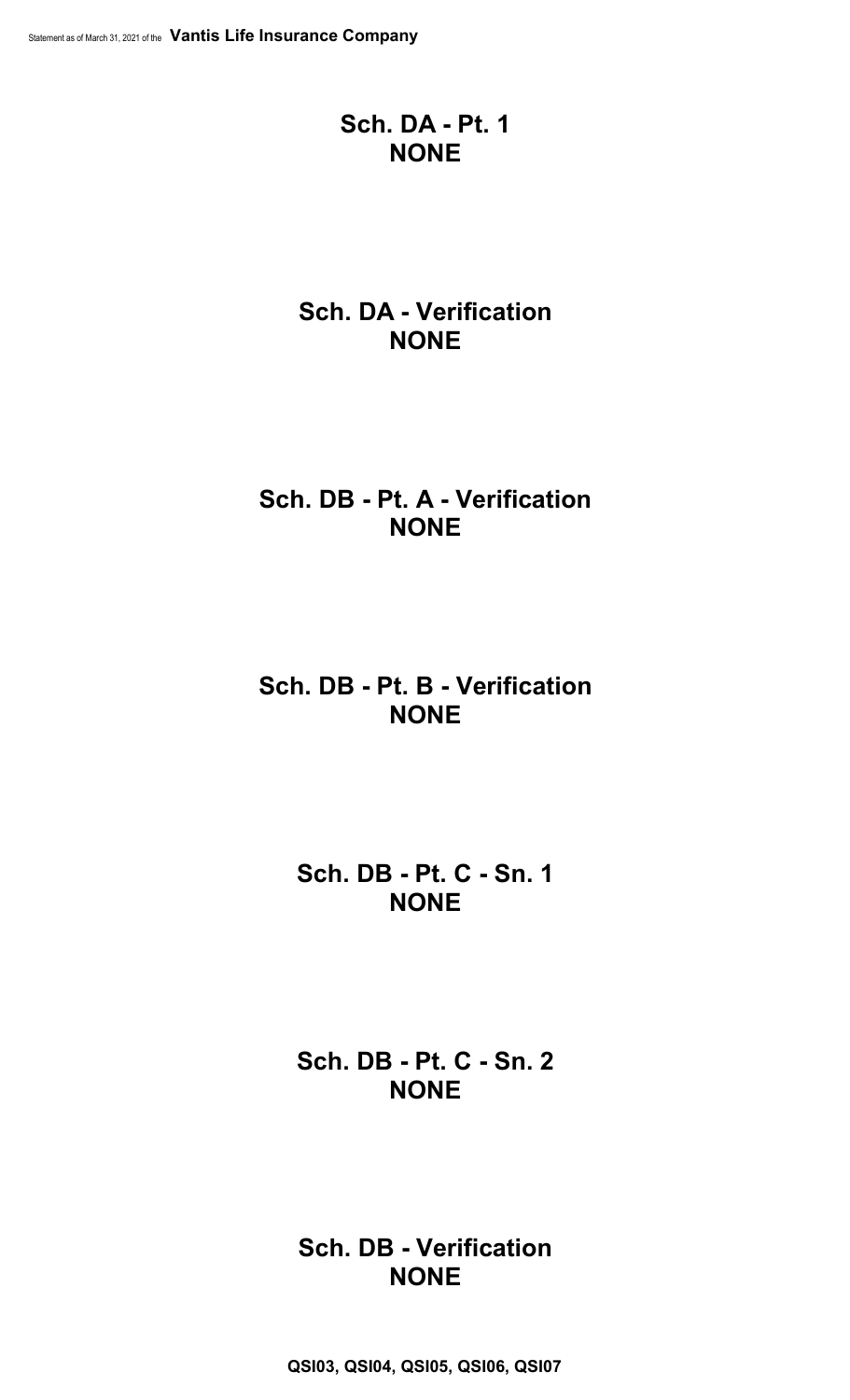## Sch. DA - Pt. 1
## NONE

## Sch. DA - Verification
## NONE

## Sch. DB - Pt. A - Verification
## NONE

## Sch. DB - Pt. B - Verification
## NONE

## Sch. DB - Pt. C - Sn. 1
## NONE

## Sch. DB - Pt. C - Sn. 2
## NONE

## Sch. DB - Verification
## NONE

**QSI03, QSI04, QSI05, QSI06, QSI07**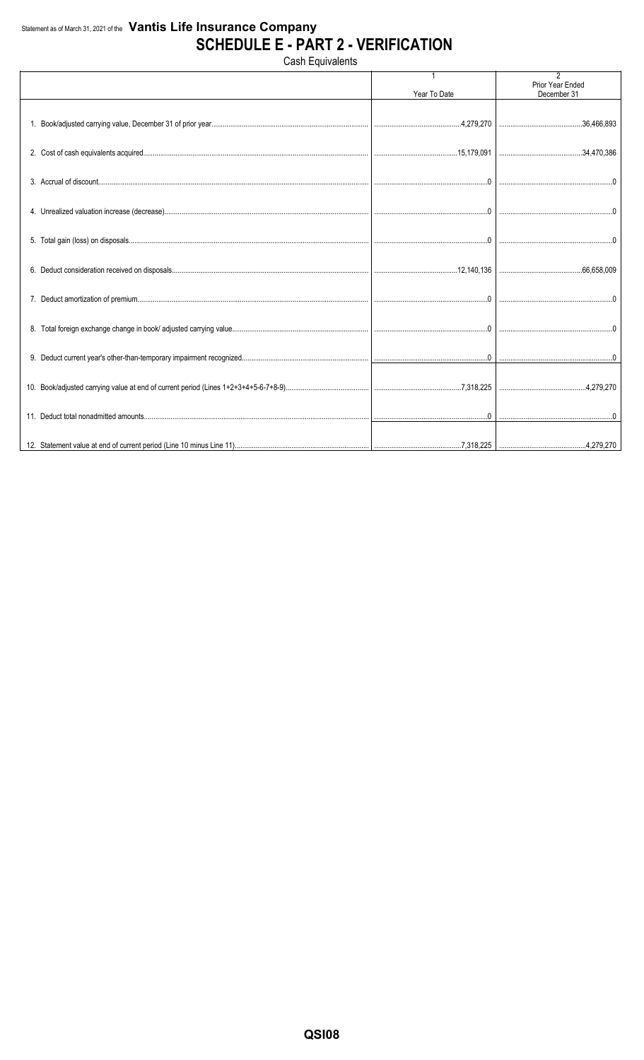Statement as of March 31, 2021 of the **Vantis Life Insurance Company**

# SCHEDULE E - PART 2 - VERIFICATION

Cash Equivalents

| | 1<br>Year To Date | 2<br>Prior Year Ended December 31 |
|---|---|---|
| 1. Book/adjusted carrying value, December 31 of prior year | 4,279,270 | 36,466,893 |
| 2. Cost of cash equivalents acquired | 15,179,091 | 34,470,386 |
| 3. Accrual of discount | 0 | 0 |
| 4. Unrealized valuation increase (decrease) | 0 | 0 |
| 5. Total gain (loss) on disposals | 0 | 0 |
| 6. Deduct consideration received on disposals | 12,140,136 | 66,658,009 |
| 7. Deduct amortization of premium | 0 | 0 |
| 8. Total foreign exchange change in book/ adjusted carrying value | 0 | 0 |
| 9. Deduct current year's other-than-temporary impairment recognized | 0 | 0 |
| 10. Book/adjusted carrying value at end of current period (Lines 1+2+3+4+5-6-7+8-9) | 7,318,225 | 4,279,270 |
| 11. Deduct total nonadmitted amounts | 0 | 0 |
| 12. Statement value at end of current period (Line 10 minus Line 11) | 7,318,225 | 4,279,270 |

QSI08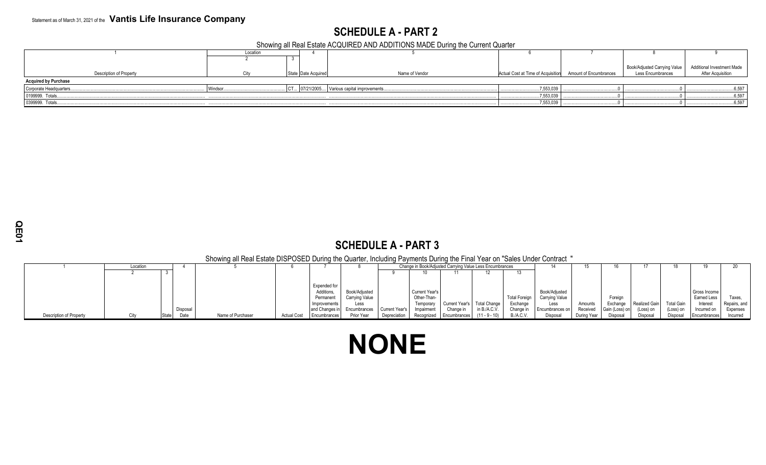Statement as of March 31, 2021 of the **Vantis Life Insurance Company**

## SCHEDULE A - PART 2

Showing all Real Estate ACQUIRED AND ADDITIONS MADE During the Current Quarter

| 1 | Location | | 4 | 5 | 6 | 7 | 8 | 9 |
|---|---|---|---|---|---|---|---|---|
| | 2 | 3 | | | | | | |
| Description of Property | City | State | Date Acquired | Name of Vendor | Actual Cost at Time of Acquisition | Amount of Encumbrances | Book/Adjusted Carrying Value Less Encumbrances | Additional Investment Made After Acquisition |
| **Acquired by Purchase** | | | | | | | | |
| Corporate Headquarters | Windsor | CT | 07/21/2005 | Various capital improvements | 7,553,039 | 0 | 0 | 6,597 |
| 0199999. Totals | | | | | 7,553,039 | 0 | 0 | 6,597 |
| 0399999. Totals | | | | | 7,553,039 | 0 | 0 | 6,597 |

## SCHEDULE A - PART 3

Showing all Real Estate DISPOSED During the Quarter, Including Payments During the Final Year on "Sales Under Contract "

| 1 | Location | | 4 | 5 | 6 | 7 | 8 | Change in Book/Adjusted Carrying Value Less Encumbrances | | | | | 14 | 15 | 16 | 17 | 18 | 19 | 20 |
|---|---|---|---|---|---|---|---|---|---|---|---|---|---|---|---|---|---|---|---|
| | 2 | 3 | | | | | | 9 | 10 | 11 | 12 | 13 | | | | | | | |
| Description of Property | City | State | Disposal Date | Name of Purchaser | Actual Cost | Expended for Additions, Permanent Improvements and Changes in Encumbrances | Book/Adjusted Carrying Value Less Encumbrances Prior Year | Current Year's Depreciation | Current Year's Other-Than-Temporary Impairment Recognized | Current Year's Change in Encumbrances | Total Change in B./A.C.V. (11 - 9 - 10) | Total Foreign Exchange Change in B./A.C.V. | Book/Adjusted Carrying Value Less Encumbrances on Disposal | Amounts Received During Year | Foreign Exchange Gain (Loss) on Disposal | Realized Gain (Loss) on Disposal | Total Gain (Loss) on Disposal | Gross Income Earned Less Interest Incurred on Encumbrances | Taxes, Repairs, and Expenses Incurred |

# NONE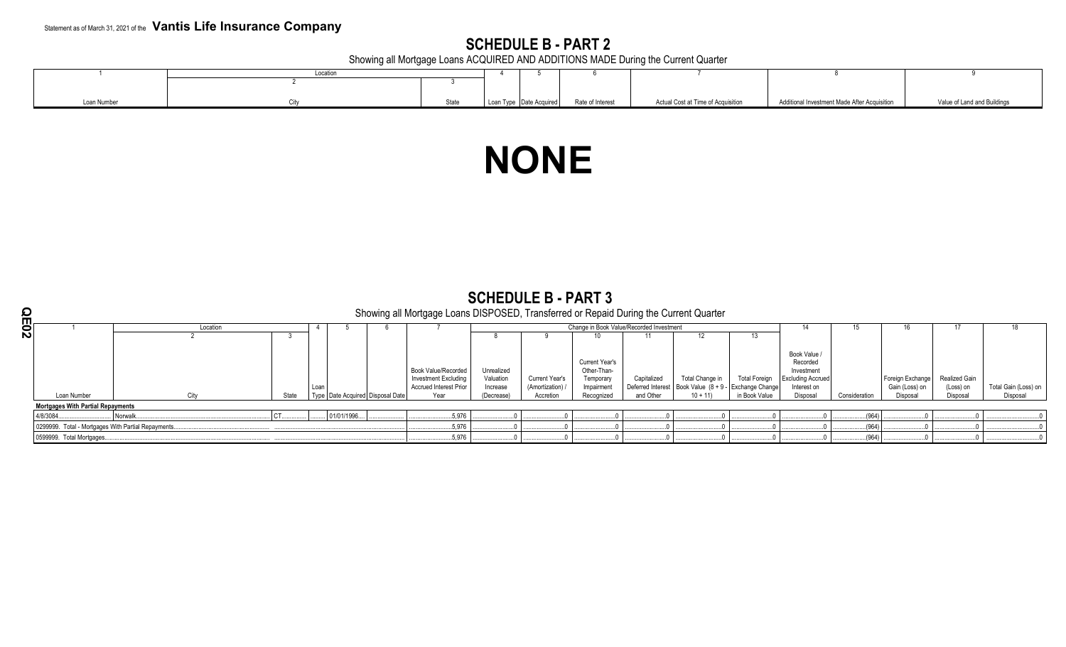Statement as of March 31, 2021 of the **Vantis Life Insurance Company**

## SCHEDULE B - PART 2

Showing all Mortgage Loans ACQUIRED AND ADDITIONS MADE During the Current Quarter

| 1 | Location | | 4 | 5 | 6 | 7 | 8 | 9 |
|---|---|---|---|---|---|---|---|---|
| | 2 | 3 | | | | | | |
| Loan Number | City | State | Loan Type | Date Acquired | Rate of Interest | Actual Cost at Time of Acquisition | Additional Investment Made After Acquisition | Value of Land and Buildings |

# NONE

## SCHEDULE B - PART 3

Showing all Mortgage Loans DISPOSED, Transferred or Repaid During the Current Quarter

| 1 | Location | | 4 | 5 | 6 | 7 | Change in Book Value/Recorded Investment | | | | | | 14 | 15 | 16 | 17 | 18 |
|---|---|---|---|---|---|---|---|---|---|---|---|---|---|---|---|---|---|
| | 2 | 3 | | | | | 8 | 9 | 10 | 11 | 12 | 13 | | | | | |
| Loan Number | City | State | Loan Type | Date Acquired | Disposal Date | Book Value/Recorded Investment Excluding Accrued Interest Prior Year | Unrealized Valuation Increase (Decrease) | Current Year's (Amortization) / Accretion | Current Year's Other-Than-Temporary Impairment Recognized | Capitalized Deferred Interest and Other | Total Change in Book Value (8 + 9 - 10 + 11) | Total Foreign Exchange Change in Book Value | Book Value / Recorded Investment Excluding Accrued Interest on Disposal | Consideration | Foreign Exchange Gain (Loss) on Disposal | Realized Gain (Loss) on Disposal | Total Gain (Loss) on Disposal |
| **Mortgages With Partial Repayments** | | | | | | | | | | | | | | | | | |
| 4/8/3084 | Norwalk | CT | | 01/01/1996 | | 5,976 | 0 | 0 | 0 | 0 | 0 | 0 | 0 | (964) | 0 | 0 | 0 |
| 0299999. Total - Mortgages With Partial Repayments | | | | | | 5,976 | 0 | 0 | 0 | 0 | 0 | 0 | 0 | (964) | 0 | 0 | 0 |
| 0599999. Total Mortgages | | | | | | 5,976 | 0 | 0 | 0 | 0 | 0 | 0 | 0 | (964) | 0 | 0 | 0 |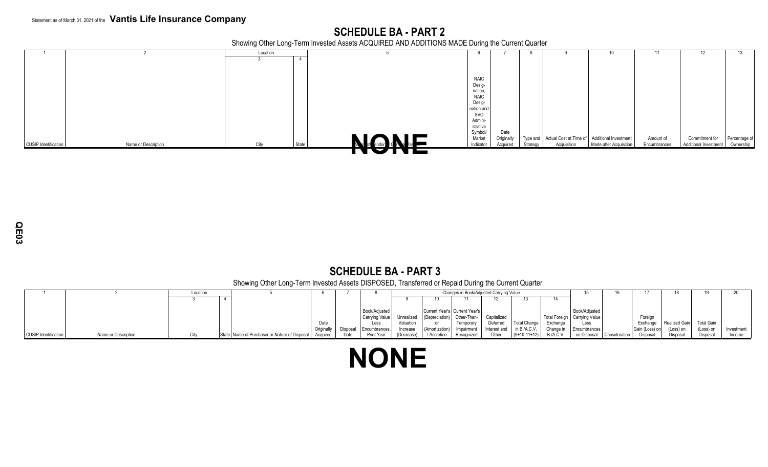Statement as of March 31, 2021 of the **Vantis Life Insurance Company**

## SCHEDULE BA - PART 2

Showing Other Long-Term Invested Assets ACQUIRED AND ADDITIONS MADE During the Current Quarter

| 1 | 2 | Location | | 5 | 6 | 7 | 8 | 9 | 10 | 11 | 12 | 13 |
|---|---|---|---|---|---|---|---|---|---|---|---|---|
| | | 3 | 4 | | | | | | | | | |
| CUSIP Identification | Name or Description | City | State | Name of Vendor or General Partner | NAIC Designation, NAIC Designation and SVO Administrative Symbol/ Market Indicator | Date Originally Acquired | Type and Strategy | Actual Cost at Time of Acquisition | Additional Investment Made after Acquisition | Amount of Encumbrances | Commitment for Additional Investment | Percentage of Ownership |

**NONE**

## SCHEDULE BA - PART 3

Showing Other Long-Term Invested Assets DISPOSED, Transferred or Repaid During the Current Quarter

| 1 | 2 | Location | | 5 | 6 | 7 | 8 | Changes in Book/Adjusted Carrying Value | | | | | | 15 | 16 | 17 | 18 | 19 | 20 |
|---|---|---|---|---|---|---|---|---|---|---|---|---|---|---|---|---|---|---|---|
| | | 3 | 4 | | | | | 9 | 10 | 11 | 12 | 13 | 14 | | | | | | |
| CUSIP Identification | Name or Description | City | State | Name of Purchaser or Nature of Disposal | Date Originally Acquired | Disposal Date | Book/Adjusted Carrying Value Less Encumbrances, Prior Year | Unrealized Valuation Increase (Decrease) | Current Year's (Depreciation) or (Amortization) / Accretion | Current Year's Other-Than-Temporary Impairment Recognized | Capitalized Deferred Interest and Other | Total Change in B./A.C.V. (9+10-11+12) | Total Foreign Exchange Change in B./A.C.V. | Book/Adjusted Carrying Value Less Encumbrances on Disposal | Consideration | Foreign Exchange Gain (Loss) on Disposal | Realized Gain (Loss) on Disposal | Total Gain (Loss) on Disposal | Investment Income |

**NONE**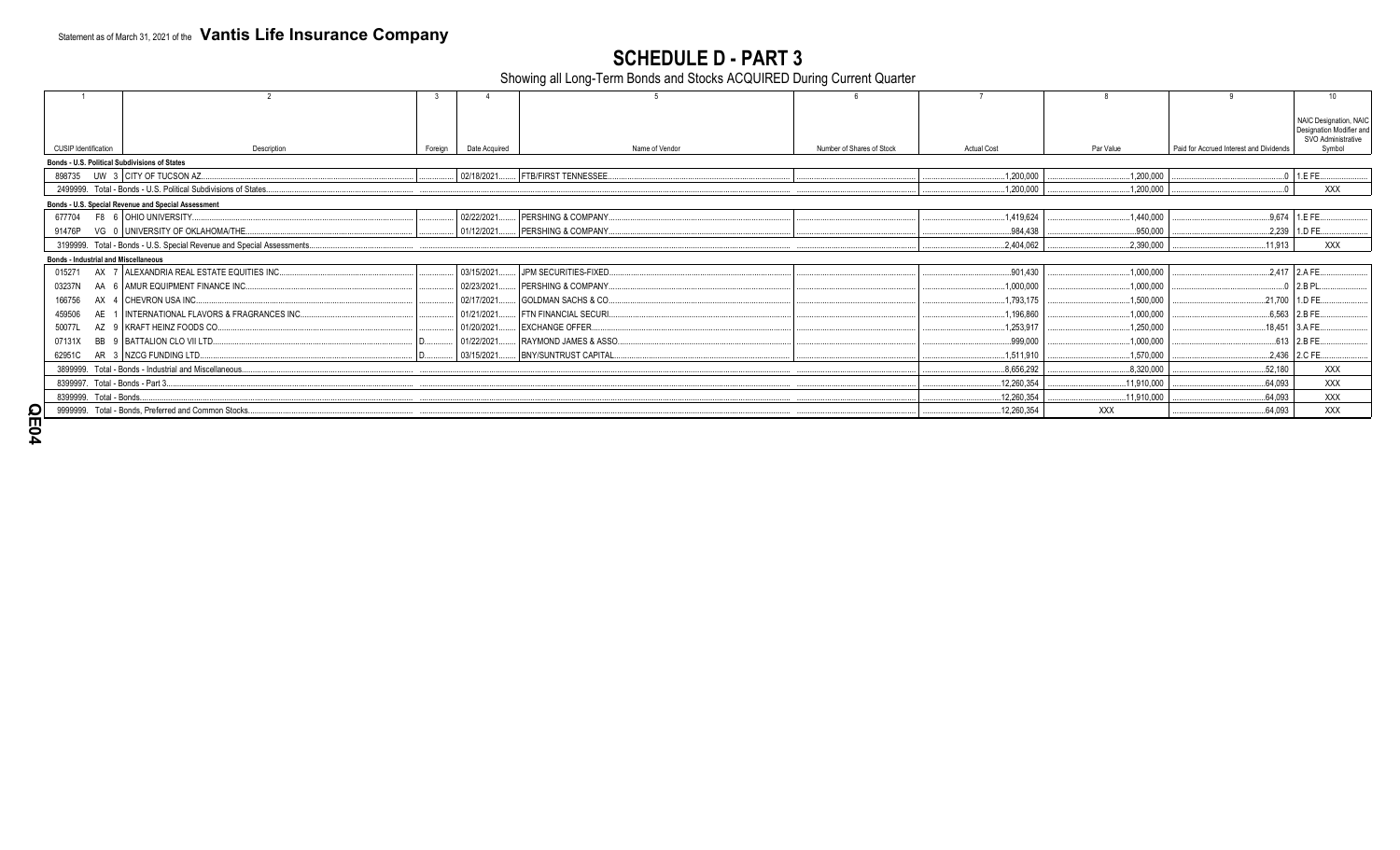Statement as of March 31, 2021 of the **Vantis Life Insurance Company**

# SCHEDULE D - PART 3

Showing all Long-Term Bonds and Stocks ACQUIRED During Current Quarter

| 1 | 2 | 3 | 4 | 5 | 6 | 7 | 8 | 9 | 10 |
|---|---|---|---|---|---|---|---|---|---|
| CUSIP Identification | Description | Foreign | Date Acquired | Name of Vendor | Number of Shares of Stock | Actual Cost | Par Value | Paid for Accrued Interest and Dividends | NAIC Designation, NAIC Designation Modifier and SVO Administrative Symbol |
| **Bonds - U.S. Political Subdivisions of States** | | | | | | | | | |
| 898735 UW 3 | CITY OF TUCSON AZ | | 02/18/2021 | FTB/FIRST TENNESSEE | | 1,200,000 | 1,200,000 | 0 | 1.E FE |
| 2499999. Total - Bonds - U.S. Political Subdivisions of States | | | | | | 1,200,000 | 1,200,000 | 0 | XXX |
| **Bonds - U.S. Special Revenue and Special Assessment** | | | | | | | | | |
| 677704 F8 6 | OHIO UNIVERSITY | | 02/22/2021 | PERSHING & COMPANY | | 1,419,624 | 1,440,000 | 9,674 | 1.E FE |
| 91476P VG 0 | UNIVERSITY OF OKLAHOMA/THE | | 01/12/2021 | PERSHING & COMPANY | | 984,438 | 950,000 | 2,239 | 1.D FE |
| 3199999. Total - Bonds - U.S. Special Revenue and Special Assessments | | | | | | 2,404,062 | 2,390,000 | 11,913 | XXX |
| **Bonds - Industrial and Miscellaneous** | | | | | | | | | |
| 015271 AX 7 | ALEXANDRIA REAL ESTATE EQUITIES INC | | 03/15/2021 | JPM SECURITIES-FIXED | | 901,430 | 1,000,000 | 2,417 | 2.A FE |
| 03237N AA 6 | AMUR EQUIPMENT FINANCE INC | | 02/23/2021 | PERSHING & COMPANY | | 1,000,000 | 1,000,000 | 0 | 2.B PL |
| 166756 AX 4 | CHEVRON USA INC | | 02/17/2021 | GOLDMAN SACHS & CO | | 1,793,175 | 1,500,000 | 21,700 | 1.D FE |
| 459506 AE 1 | INTERNATIONAL FLAVORS & FRAGRANCES INC | | 01/21/2021 | FTN FINANCIAL SECURI | | 1,196,860 | 1,000,000 | 6,563 | 2.B FE |
| 50077L AZ 9 | KRAFT HEINZ FOODS CO | | 01/20/2021 | EXCHANGE OFFER | | 1,253,917 | 1,250,000 | 18,451 | 3.A FE |
| 07131X BB 9 | BATTALION CLO VII LTD | D | 01/22/2021 | RAYMOND JAMES & ASSO | | 999,000 | 1,000,000 | 613 | 2.B FE |
| 62951C AR 3 | NZCG FUNDING LTD | D | 03/15/2021 | BNY/SUNTRUST CAPITAL | | 1,511,910 | 1,570,000 | 2,436 | 2.C FE |
| 3899999. Total - Bonds - Industrial and Miscellaneous | | | | | | 8,656,292 | 8,320,000 | 52,180 | XXX |
| 8399997. Total - Bonds - Part 3 | | | | | | 12,260,354 | 11,910,000 | 64,093 | XXX |
| 8399999. Total - Bonds | | | | | | 12,260,354 | 11,910,000 | 64,093 | XXX |
| 9999999. Total - Bonds, Preferred and Common Stocks | | | | | | 12,260,354 | XXX | 64,093 | XXX |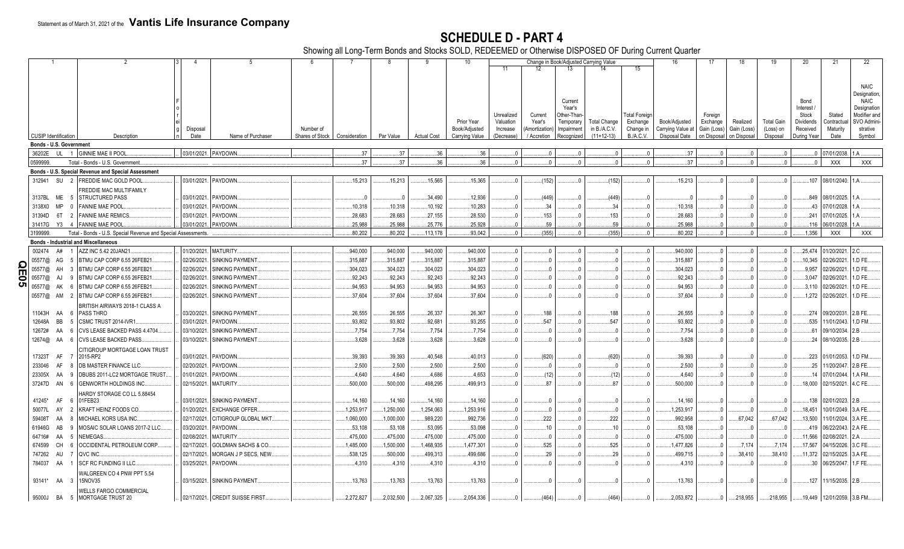Statement as of March 31, 2021 of the **Vantis Life Insurance Company**

# SCHEDULE D - PART 4

Showing all Long-Term Bonds and Stocks SOLD, REDEEMED or Otherwise DISPOSED OF During Current Quarter

| 1 | 2 | 3 | 4 | 5 | 6 | 7 | 8 | 9 | 10 | 11 | 12 | 13 | 14 | 15 | 16 | 17 | 18 | 19 | 20 | 21 | 22 |
|---|---|---|---|---|---|---|---|---|---|---|---|---|---|---|---|---|---|---|---|---|---|
| | | | | | | | | | | Change in Book/Adjusted Carrying Value | | | | | | | | | | | |
| CUSIP Identification | Description | Foreign | Disposal Date | Name of Purchaser | Number of Shares of Stock | Consideration | Par Value | Actual Cost | Prior Year Book/Adjusted Carrying Value | Unrealized Valuation Increase (Decrease) | Current Year's (Amortization) / Accretion | Current Year's Other-Than-Temporary Impairment Recognized | Total Change in B./A.C.V. (11+12-13) | Total Foreign Exchange Change in B./A.C.V. | Book/Adjusted Carrying Value at Disposal Date | Foreign Exchange Gain (Loss) on Disposal | Realized Gain (Loss) on Disposal | Total Gain (Loss) on Disposal | Bond Interest / Stock Dividends Received During Year | Stated Contractual Maturity Date | NAIC Designation, NAIC Designation Modifier and SVO Administrative Symbol |
| **Bonds - U.S. Government** | | | | | | | | | | | | | | | | | | | | | |
| 36202E UL 1 | GINNIE MAE II POOL | | 03/01/2021 | PAYDOWN | | 37 | 37 | 36 | 36 | 0 | 0 | 0 | 0 | 0 | 37 | 0 | 0 | 0 | 0 | 07/01/2038 | 1.A |
| 0599999. | Total - Bonds - U.S. Government | | | | | 37 | 37 | 36 | 36 | 0 | 0 | 0 | 0 | 0 | 37 | 0 | 0 | 0 | 0 | XXX | XXX |
| **Bonds - U.S. Special Revenue and Special Assessment** | | | | | | | | | | | | | | | | | | | | | |
| 312941 SU 2 | FREDDIE MAC GOLD POOL | | 03/01/2021 | PAYDOWN | | 15,213 | 15,213 | 15,565 | 15,365 | 0 | (152) | 0 | (152) | 0 | 15,213 | 0 | 0 | 0 | 107 | 08/01/2040 | 1.A |
| 3137BL ME 5 | FREDDIE MAC MULTIFAMILY STRUCTURED PASS | | 03/01/2021 | PAYDOWN | | 0 | 0 | 34,490 | 12,936 | 0 | (449) | 0 | (449) | 0 | 0 | 0 | 0 | 0 | 849 | 08/01/2025 | 1.A |
| 3138X0 MP 0 | FANNIE MAE POOL | | 03/01/2021 | PAYDOWN | | 10,318 | 10,318 | 10,192 | 10,283 | 0 | 34 | 0 | 34 | 0 | 10,318 | 0 | 0 | 0 | 43 | 07/01/2028 | 1.A |
| 31394D 6T 2 | FANNIE MAE REMICS | | 03/01/2021 | PAYDOWN | | 28,683 | 28,683 | 27,155 | 28,530 | 0 | 153 | 0 | 153 | 0 | 28,683 | 0 | 0 | 0 | 241 | 07/01/2025 | 1.A |
| 31417G Y3 4 | FANNIE MAE POOL | | 03/01/2021 | PAYDOWN | | 25,988 | 25,988 | 25,776 | 25,928 | 0 | 59 | 0 | 59 | 0 | 25,988 | 0 | 0 | 0 | 116 | 06/01/2028 | 1.A |
| 3199999. | Total - Bonds - U.S. Special Revenue and Special Assessments | | | | | 80,202 | 80,202 | 113,178 | 93,042 | 0 | (355) | 0 | (355) | 0 | 80,202 | 0 | 0 | 0 | 1,356 | XXX | XXX |
| **Bonds - Industrial and Miscellaneous** | | | | | | | | | | | | | | | | | | | | | |
| 002474 A# 1 | AZZ INC 5.42 20JAN21 | | 01/20/2021 | MATURITY | | 940,000 | 940,000 | 940,000 | 940,000 | 0 | 0 | 0 | 0 | 0 | 940,000 | 0 | 0 | 0 | 25,474 | 01/20/2021 | 2.C |
| 05577@ AG 5 | BTMU CAP CORP 6.55 26FEB21 | | 02/26/2021 | SINKING PAYMENT | | 315,887 | 315,887 | 315,887 | 315,887 | 0 | 0 | 0 | 0 | 0 | 315,887 | 0 | 0 | 0 | 10,345 | 02/26/2021 | 1.D FE |
| 05577@ AH 3 | BTMU CAP CORP 6.55 26FEB21 | | 02/26/2021 | SINKING PAYMENT | | 304,023 | 304,023 | 304,023 | 304,023 | 0 | 0 | 0 | 0 | 0 | 304,023 | 0 | 0 | 0 | 9,957 | 02/26/2021 | 1.D FE |
| 05577@ AJ 9 | BTMU CAP CORP 6.55 26FEB21 | | 02/26/2021 | SINKING PAYMENT | | 92,243 | 92,243 | 92,243 | 92,243 | 0 | 0 | 0 | 0 | 0 | 92,243 | 0 | 0 | 0 | 3,047 | 02/26/2021 | 1.D FE |
| 05577@ AK 6 | BTMU CAP CORP 6.55 26FEB21 | | 02/26/2021 | SINKING PAYMENT | | 94,953 | 94,953 | 94,953 | 94,953 | 0 | 0 | 0 | 0 | 0 | 94,953 | 0 | 0 | 0 | 3,110 | 02/26/2021 | 1.D FE |
| 05577@ AM 2 | BTMU CAP CORP 6.55 26FEB21 | | 02/26/2021 | SINKING PAYMENT | | 37,604 | 37,604 | 37,604 | 37,604 | 0 | 0 | 0 | 0 | 0 | 37,604 | 0 | 0 | 0 | 1,272 | 02/26/2021 | 1.D FE |
| 11043H AA 6 | BRITISH AIRWAYS 2018-1 CLASS A PASS THRO | | 03/20/2021 | SINKING PAYMENT | | 26,555 | 26,555 | 26,337 | 26,367 | 0 | 188 | 0 | 188 | 0 | 26,555 | 0 | 0 | 0 | 274 | 09/20/2031 | 2.B FE |
| 12648A BB 5 | CSMC TRUST 2014-IVR1 | | 03/01/2021 | PAYDOWN | | 93,802 | 93,802 | 92,681 | 93,255 | 0 | 547 | 0 | 547 | 0 | 93,802 | 0 | 0 | 0 | 535 | 11/01/2043 | 1.D FM |
| 12672# AA 6 | CVS LEASE BACKED PASS 4.4704 | | 03/10/2021 | SINKING PAYMENT | | 7,754 | 7,754 | 7,754 | 7,754 | 0 | 0 | 0 | 0 | 0 | 7,754 | 0 | 0 | 0 | 61 | 09/10/2034 | 2.B |
| 12674@ AA 6 | CVS LEASE BACKED PASS | | 03/10/2021 | SINKING PAYMENT | | 3,628 | 3,628 | 3,628 | 3,628 | 0 | 0 | 0 | 0 | 0 | 3,628 | 0 | 0 | 0 | 24 | 08/10/2035 | 2.B |
| 17323T AF 7 | CITIGROUP MORTGAGE LOAN TRUST 2015-RP2 | | 03/01/2021 | PAYDOWN | | 39,393 | 39,393 | 40,548 | 40,013 | 0 | (620) | 0 | (620) | 0 | 39,393 | 0 | 0 | 0 | 223 | 01/01/2053 | 1.D FM |
| 233046 AF 8 | DB MASTER FINANCE LLC | | 02/20/2021 | PAYDOWN | | 2,500 | 2,500 | 2,500 | 2,500 | 0 | 0 | 0 | 0 | 0 | 2,500 | 0 | 0 | 0 | 25 | 11/20/2047 | 2.B FE |
| 23305X AA 9 | DBUBS 2011-LC2 MORTGAGE TRUST | | 01/01/2021 | PAYDOWN | | 4,640 | 4,640 | 4,686 | 4,653 | 0 | (12) | 0 | (12) | 0 | 4,640 | 0 | 0 | 0 | 14 | 07/01/2044 | 1.A FM |
| 37247D AN 6 | GENWORTH HOLDINGS INC | | 02/15/2021 | MATURITY | | 500,000 | 500,000 | 498,295 | 499,913 | 0 | 87 | 0 | 87 | 0 | 500,000 | 0 | 0 | 0 | 18,000 | 02/15/2021 | 4.C FE |
| 41245* AF 6 | HARDY STORAGE CO LL 5.88454 01FEB23 | | 03/01/2021 | SINKING PAYMENT | | 14,160 | 14,160 | 14,160 | 14,160 | 0 | 0 | 0 | 0 | 0 | 14,160 | 0 | 0 | 0 | 138 | 02/01/2023 | 2.B |
| 50077L AY 2 | KRAFT HEINZ FOODS CO | | 01/20/2021 | EXCHANGE OFFER | | 1,253,917 | 1,250,000 | 1,254,063 | 1,253,916 | 0 | 0 | 0 | 0 | 0 | 1,253,917 | 0 | 0 | 0 | 18,451 | 10/01/2049 | 3.A FE |
| 59408T AA 8 | MICHAEL KORS USA INC | | 02/17/2021 | CITIGROUP GLOBAL MKT | | 1,060,000 | 1,000,000 | 989,220 | 992,736 | 0 | 222 | 0 | 222 | 0 | 992,958 | 0 | 67,042 | 67,042 | 13,500 | 11/01/2024 | 3.A FE |
| 61946G AB 9 | MOSAIC SOLAR LOANS 2017-2 LLC | | 03/20/2021 | PAYDOWN | | 53,108 | 53,108 | 53,095 | 53,098 | 0 | 10 | 0 | 10 | 0 | 53,108 | 0 | 0 | 0 | 419 | 06/22/2043 | 2.A FE |
| 64716# AA 5 | NEMEGAS | | 02/08/2021 | MATURITY | | 475,000 | 475,000 | 475,000 | 475,000 | 0 | 0 | 0 | 0 | 0 | 475,000 | 0 | 0 | 0 | 11,566 | 02/08/2021 | 2.A |
| 674599 CH 6 | OCCIDENTAL PETROLEUM CORP | | 02/17/2021 | GOLDMAN SACHS & CO | | 1,485,000 | 1,500,000 | 1,468,935 | 1,477,301 | 0 | 525 | 0 | 525 | 0 | 1,477,826 | 0 | 7,174 | 7,174 | 17,567 | 04/15/2026 | 3.C FE |
| 747262 AU 7 | QVC INC | | 02/17/2021 | MORGAN J P SECS, NEW | | 538,125 | 500,000 | 499,313 | 499,686 | 0 | 29 | 0 | 29 | 0 | 499,715 | 0 | 38,410 | 38,410 | 11,372 | 02/15/2025 | 3.A FE |
| 784037 AA 1 | SCF RC FUNDING II LLC | | 03/25/2021 | PAYDOWN | | 4,310 | 4,310 | 4,310 | 4,310 | 0 | 0 | 0 | 0 | 0 | 4,310 | 0 | 0 | 0 | 30 | 06/25/2047 | 1.F FE |
| 93141* AA 3 | WALGREEN CO 4 PNW PPT 5.54 15NOV35 | | 03/15/2021 | SINKING PAYMENT | | 13,763 | 13,763 | 13,763 | 13,763 | 0 | 0 | 0 | 0 | 0 | 13,763 | 0 | 0 | 0 | 127 | 11/15/2035 | 2.B |
| 95000J BA 5 | WELLS FARGO COMMERCIAL MORTGAGE TRUST 20 | | 02/17/2021 | CREDIT SUISSE FIRST | | 2,272,827 | 2,032,500 | 2,067,325 | 2,054,336 | 0 | (464) | 0 | (464) | 0 | 2,053,872 | 0 | 218,955 | 218,955 | 19,449 | 12/01/2059 | 3.B FM |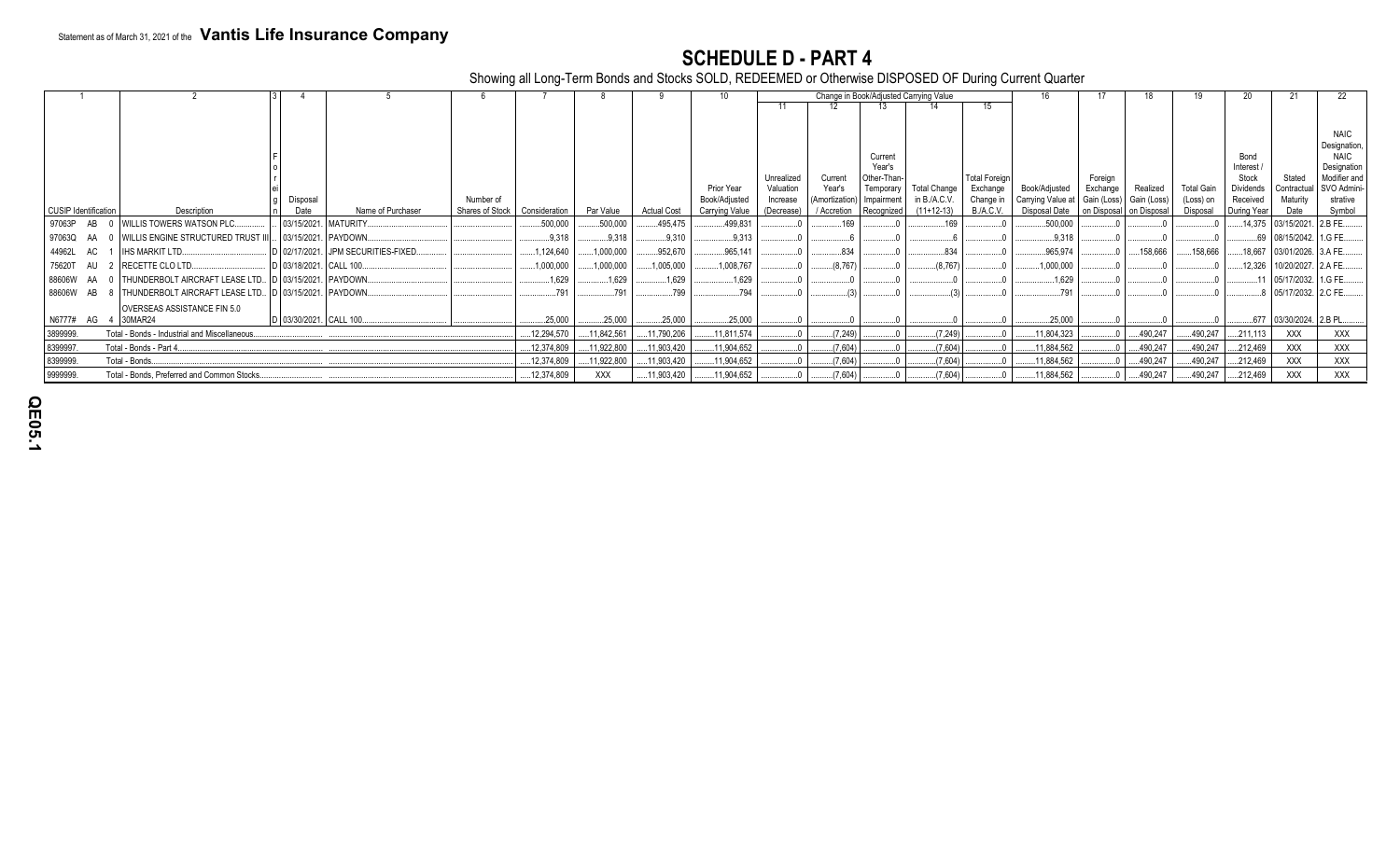Statement as of March 31, 2021 of the **Vantis Life Insurance Company**

# SCHEDULE D - PART 4

Showing all Long-Term Bonds and Stocks SOLD, REDEEMED or Otherwise DISPOSED OF During Current Quarter

| 1 | 2 | 3 | 4 | 5 | 6 | 7 | 8 | 9 | 10 | Change in Book/Adjusted Carrying Value | | | | | 16 | 17 | 18 | 19 | 20 | 21 | 22 |
|---|---|---|---|---|---|---|---|---|---|---|---|---|---|---|---|---|---|---|---|---|---|
| | | | | | | | | | | 11 | 12 | 13 | 14 | 15 | | | | | | | |
| CUSIP Identification | Description | Foreign | Disposal Date | Name of Purchaser | Number of Shares of Stock | Consideration | Par Value | Actual Cost | Prior Year Book/Adjusted Carrying Value | Unrealized Valuation Increase (Decrease) | Current Year's (Amortization) / Accretion | Current Year's Other-Than-Temporary Impairment Recognized | Total Change in B./A.C.V. (11+12-13) | Total Foreign Exchange Change in B./A.C.V. | Book/Adjusted Carrying Value at Disposal Date | Foreign Exchange Gain (Loss) on Disposal | Realized Gain (Loss) on Disposal | Total Gain (Loss) on Disposal | Bond Interest / Stock Dividends Received During Year | Stated Contractual Maturity Date | NAIC Designation, NAIC Designation Modifier and SVO Administrative Symbol |
| 97063P AB 0 | WILLIS TOWERS WATSON PLC | | 03/15/2021 | MATURITY | | 500,000 | 500,000 | 495,475 | 499,831 | 0 | 169 | 0 | 169 | 0 | 500,000 | 0 | 0 | 0 | 14,375 | 03/15/2021 | 2.B FE |
| 97063Q AA 0 | WILLIS ENGINE STRUCTURED TRUST III | | 03/15/2021 | PAYDOWN | | 9,318 | 9,318 | 9,310 | 9,313 | 0 | 6 | 0 | 6 | 0 | 9,318 | 0 | 0 | 0 | 69 | 08/15/2042 | 1.G FE |
| 44962L AC 1 | IHS MARKIT LTD | D | 02/17/2021 | JPM SECURITIES-FIXED | | 1,124,640 | 1,000,000 | 952,670 | 965,141 | 0 | 834 | 0 | 834 | 0 | 965,974 | 0 | 158,666 | 158,666 | 18,667 | 03/01/2026 | 3.A FE |
| 75620T AU 2 | RECETTE CLO LTD | D | 03/18/2021 | CALL 100 | | 1,000,000 | 1,000,000 | 1,005,000 | 1,008,767 | 0 | (8,767) | 0 | (8,767) | 0 | 1,000,000 | 0 | 0 | 0 | 12,326 | 10/20/2027 | 2.A FE |
| 88606W AA 0 | THUNDERBOLT AIRCRAFT LEASE LTD | D | 03/15/2021 | PAYDOWN | | 1,629 | 1,629 | 1,629 | 1,629 | 0 | 0 | 0 | 0 | 0 | 1,629 | 0 | 0 | 0 | 11 | 05/17/2032 | 1.G FE |
| 88606W AB 8 | THUNDERBOLT AIRCRAFT LEASE LTD | D | 03/15/2021 | PAYDOWN | | 791 | 791 | 799 | 794 | 0 | (3) | 0 | (3) | 0 | 791 | 0 | 0 | 0 | 8 | 05/17/2032 | 2.C FE |
| N6777# AG 4 | OVERSEAS ASSISTANCE FIN 5.0 30MAR24 | D | 03/30/2021 | CALL 100 | | 25,000 | 25,000 | 25,000 | 25,000 | 0 | 0 | 0 | 0 | 0 | 25,000 | 0 | 0 | 0 | 677 | 03/30/2024 | 2.B PL |
| 3899999. | Total - Bonds - Industrial and Miscellaneous | | | | | 12,294,570 | 11,842,561 | 11,790,206 | 11,811,574 | 0 | (7,249) | 0 | (7,249) | 0 | 11,804,323 | 0 | 490,247 | 490,247 | 211,113 | XXX | XXX |
| 8399997. | Total - Bonds - Part 4 | | | | | 12,374,809 | 11,922,800 | 11,903,420 | 11,904,652 | 0 | (7,604) | 0 | (7,604) | 0 | 11,884,562 | 0 | 490,247 | 490,247 | 212,469 | XXX | XXX |
| 8399999. | Total - Bonds | | | | | 12,374,809 | 11,922,800 | 11,903,420 | 11,904,652 | 0 | (7,604) | 0 | (7,604) | 0 | 11,884,562 | 0 | 490,247 | 490,247 | 212,469 | XXX | XXX |
| 9999999. | Total - Bonds, Preferred and Common Stocks | | | | | 12,374,809 | XXX | 11,903,420 | 11,904,652 | 0 | (7,604) | 0 | (7,604) | 0 | 11,884,562 | 0 | 490,247 | 490,247 | 212,469 | XXX | XXX |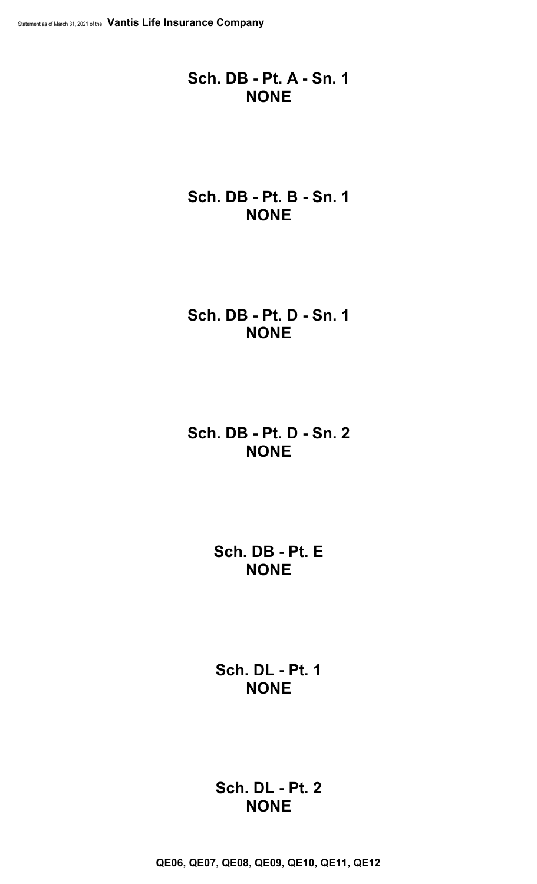## Sch. DB - Pt. A - Sn. 1
## NONE

## Sch. DB - Pt. B - Sn. 1
## NONE

## Sch. DB - Pt. D - Sn. 1
## NONE

## Sch. DB - Pt. D - Sn. 2
## NONE

## Sch. DB - Pt. E
## NONE

## Sch. DL - Pt. 1
## NONE

## Sch. DL - Pt. 2
## NONE

**QE06, QE07, QE08, QE09, QE10, QE11, QE12**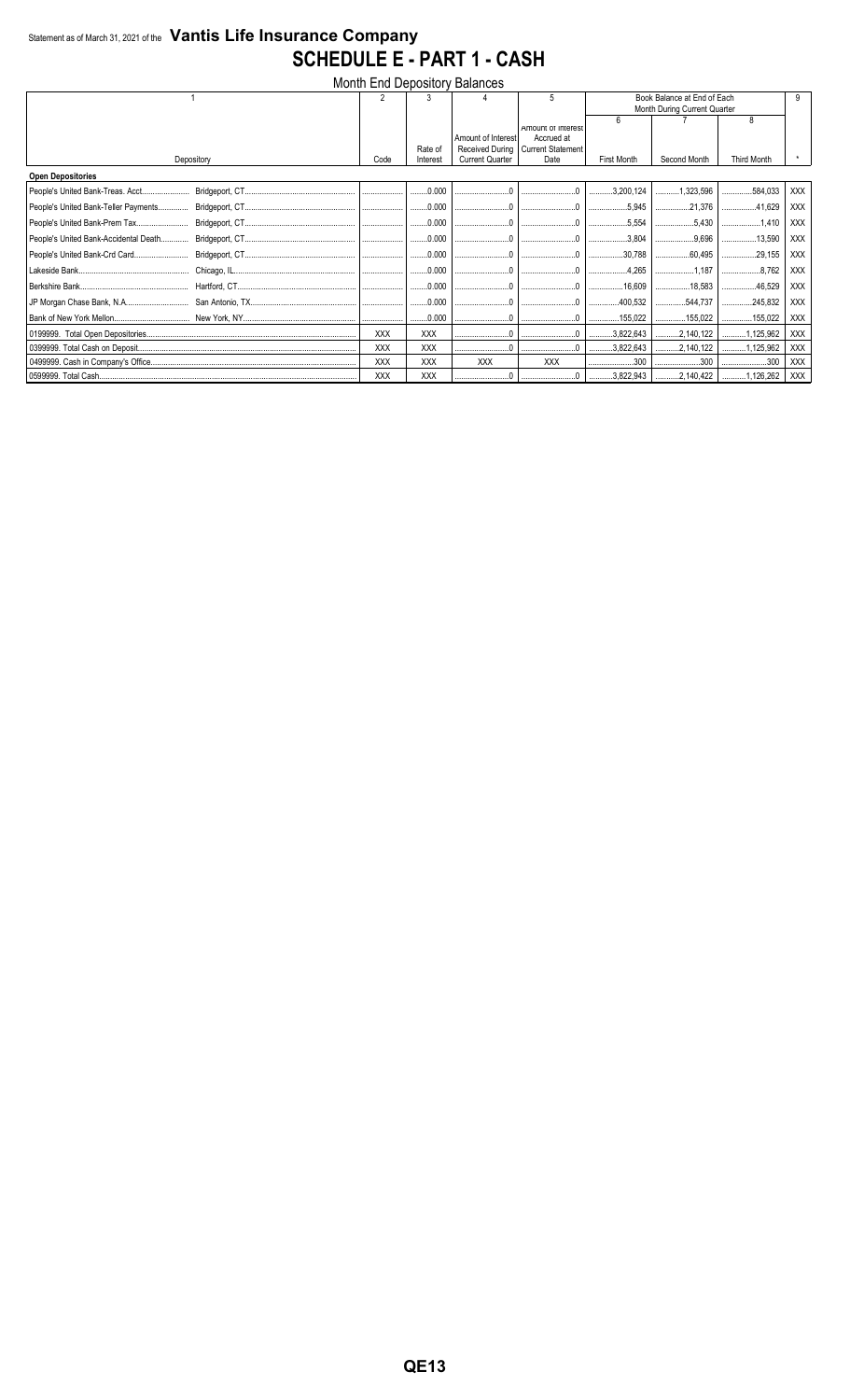Statement as of March 31, 2021 of the **Vantis Life Insurance Company**

# SCHEDULE E - PART 1 - CASH

Month End Depository Balances

| 1 | | 2 | 3 | 4 | 5 | Book Balance at End of Each Month During Current Quarter | | | 9 |
|---|---|---|---|---|---|---|---|---|---|
| | | | | | | 6 | 7 | 8 | |
| Depository | | Code | Rate of Interest | Amount of Interest Received During Current Quarter | Amount of Interest Accrued at Current Statement Date | First Month | Second Month | Third Month | * |
| **Open Depositories** | | | | | | | | | |
| People's United Bank-Treas. Acct. | Bridgeport, CT. | | 0.000 | 0 | 0 | 3,200,124 | 1,323,596 | 584,033 | XXX |
| People's United Bank-Teller Payments | Bridgeport, CT. | | 0.000 | 0 | 0 | 5,945 | 21,376 | 41,629 | XXX |
| People's United Bank-Prem Tax | Bridgeport, CT. | | 0.000 | 0 | 0 | 5,554 | 5,430 | 1,410 | XXX |
| People's United Bank-Accidental Death | Bridgeport, CT. | | 0.000 | 0 | 0 | 3,804 | 9,696 | 13,590 | XXX |
| People's United Bank-Crd Card | Bridgeport, CT. | | 0.000 | 0 | 0 | 30,788 | 60,495 | 29,155 | XXX |
| Lakeside Bank | Chicago, IL. | | 0.000 | 0 | 0 | 4,265 | 1,187 | 8,762 | XXX |
| Berkshire Bank | Hartford, CT. | | 0.000 | 0 | 0 | 16,609 | 18,583 | 46,529 | XXX |
| JP Morgan Chase Bank, N.A. | San Antonio, TX. | | 0.000 | 0 | 0 | 400,532 | 544,737 | 245,832 | XXX |
| Bank of New York Mellon | New York, NY. | | 0.000 | 0 | 0 | 155,022 | 155,022 | 155,022 | XXX |
| 0199999. Total Open Depositories | | XXX | XXX | 0 | 0 | 3,822,643 | 2,140,122 | 1,125,962 | XXX |
| 0399999. Total Cash on Deposit | | XXX | XXX | 0 | 0 | 3,822,643 | 2,140,122 | 1,125,962 | XXX |
| 0499999. Cash in Company's Office | | XXX | XXX | XXX | XXX | 300 | 300 | 300 | XXX |
| 0599999. Total Cash | | XXX | XXX | 0 | 0 | 3,822,943 | 2,140,422 | 1,126,262 | XXX |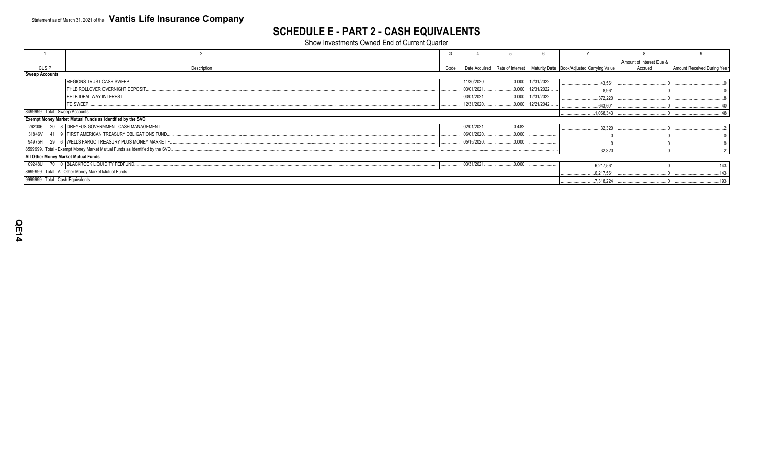Statement as of March 31, 2021 of the **Vantis Life Insurance Company**

# SCHEDULE E - PART 2 - CASH EQUIVALENTS

Show Investments Owned End of Current Quarter

| 1 | 2 | 3 | 4 | 5 | 6 | 7 | 8 | 9 |
|---|---|---|---|---|---|---|---|---|
| CUSIP | Description | Code | Date Acquired | Rate of Interest | Maturity Date | Book/Adjusted Carrying Value | Amount of Interest Due & Accrued | Amount Received During Year |
| **Sweep Accounts** | | | | | | | | |
| | REGIONS TRUST CASH SWEEP | | 11/30/2020 | 0.000 | 12/31/2022 | 43,561 | 0 | 0 |
| | FHLB ROLLOVER OVERNIGHT DEPOSIT | | 03/01/2021 | 0.000 | 12/31/2022 | 8,961 | 0 | 0 |
| | FHLB IDEAL WAY INTEREST | | 03/01/2021 | 0.000 | 12/31/2022 | 372,220 | 0 | 8 |
| | TD SWEEP | | 12/31/2020 | 0.000 | 12/21/2042 | 643,601 | 0 | 40 |
| 8499999. Total - Sweep Accounts | | | | | | 1,068,343 | 0 | 48 |
| **Exempt Money Market Mutual Funds as Identified by the SVO** | | | | | | | | |
| 262006 20 8 | DREYFUS GOVERNMENT CASH MANAGEMENT | | 02/01/2021 | 0.482 | | 32,320 | 0 | 2 |
| 31846V 41 9 | FIRST AMERICAN TREASURY OBLIGATIONS FUND | | 06/01/2020 | 0.000 | | 0 | 0 | 0 |
| 94975H 29 6 | WELLS FARGO TREASURY PLUS MONEY MARKET F | | 05/15/2020 | 0.000 | | 0 | 0 | 0 |
| 8599999. Total - Exempt Money Market Mutual Funds as Identified by the SVO | | | | | | 32,320 | 0 | 2 |
| **All Other Money Market Mutual Funds** | | | | | | | | |
| 09248U 70 0 | BLACKROCK LIQUIDITY FEDFUND | | 03/31/2021 | 0.000 | | 6,217,561 | 0 | 143 |
| 8699999. Total - All Other Money Market Mutual Funds | | | | | | 6,217,561 | 0 | 143 |
| 9999999. Total - Cash Equivalents | | | | | | 7,318,224 | 0 | 193 |

QE14